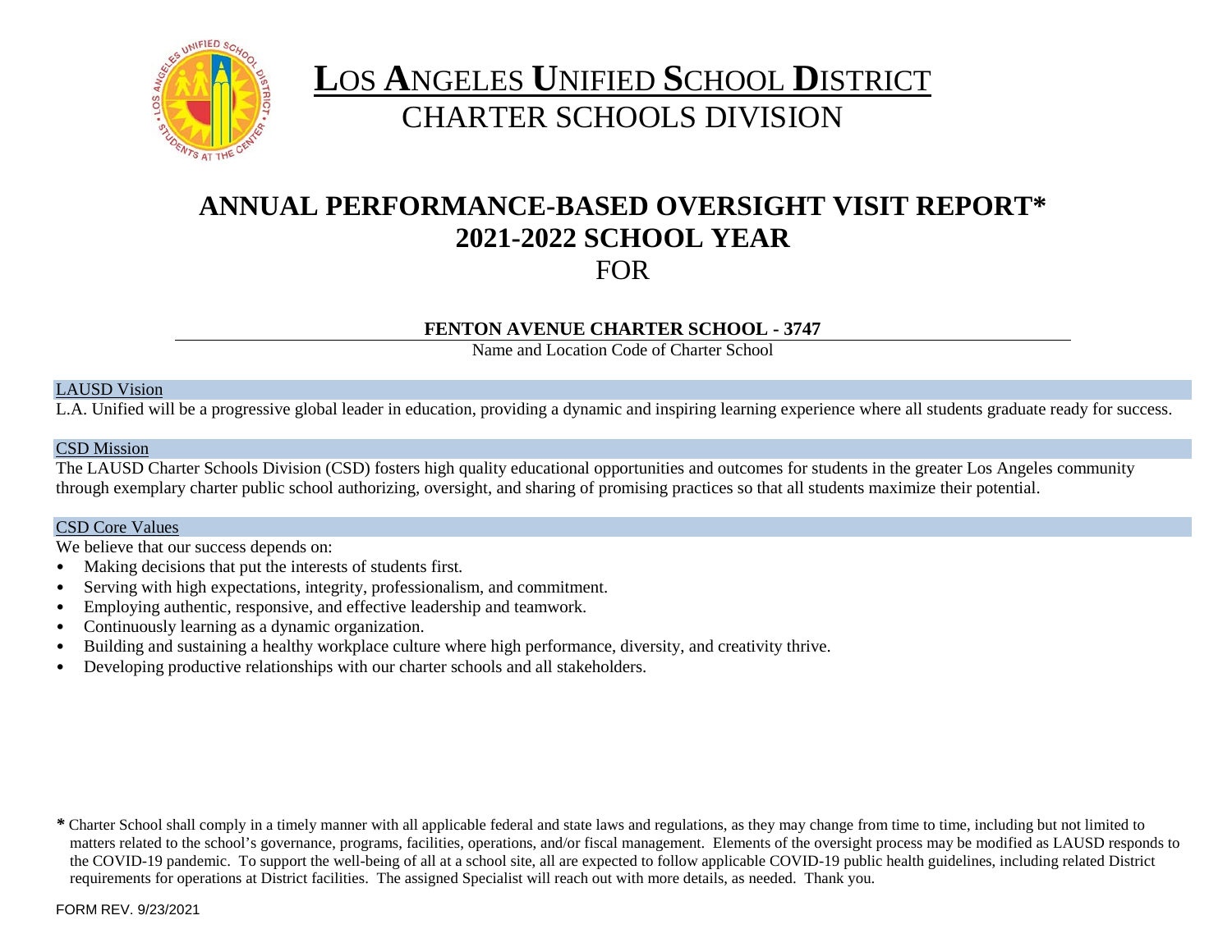# LOS ANGELES UNIFIED SCHOOL DISTRICT
## CHARTER SCHOOLS DIVISION

# ANNUAL PERFORMANCE-BASED OVERSIGHT VISIT REPORT*
# 2021-2022 SCHOOL YEAR
## FOR

**FENTON AVENUE CHARTER SCHOOL - 3747**

Name and Location Code of Charter School

### LAUSD Vision

L.A. Unified will be a progressive global leader in education, providing a dynamic and inspiring learning experience where all students graduate ready for success.

### CSD Mission

The LAUSD Charter Schools Division (CSD) fosters high quality educational opportunities and outcomes for students in the greater Los Angeles community through exemplary charter public school authorizing, oversight, and sharing of promising practices so that all students maximize their potential.

### CSD Core Values

We believe that our success depends on:

- Making decisions that put the interests of students first.
- Serving with high expectations, integrity, professionalism, and commitment.
- Employing authentic, responsive, and effective leadership and teamwork.
- Continuously learning as a dynamic organization.
- Building and sustaining a healthy workplace culture where high performance, diversity, and creativity thrive.
- Developing productive relationships with our charter schools and all stakeholders.

**\*** Charter School shall comply in a timely manner with all applicable federal and state laws and regulations, as they may change from time to time, including but not limited to matters related to the school's governance, programs, facilities, operations, and/or fiscal management. Elements of the oversight process may be modified as LAUSD responds to the COVID-19 pandemic. To support the well-being of all at a school site, all are expected to follow applicable COVID-19 public health guidelines, including related District requirements for operations at District facilities. The assigned Specialist will reach out with more details, as needed. Thank you.

FORM REV. 9/23/2021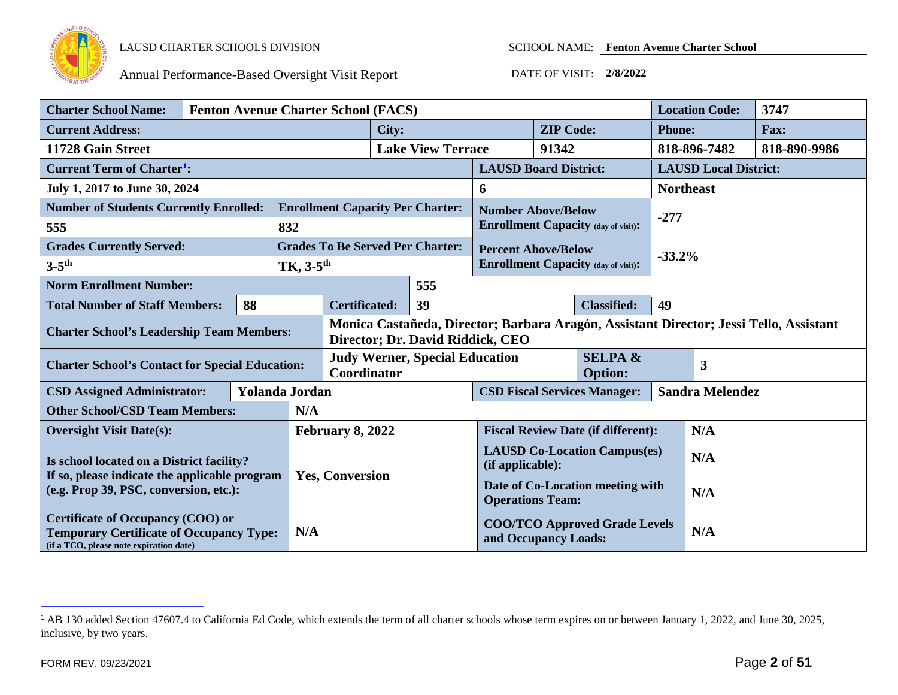LAUSD CHARTER SCHOOLS DIVISION

Annual Performance-Based Oversight Visit Report

SCHOOL NAME: **Fenton Avenue Charter School**

DATE OF VISIT: **2/8/2022**

| | |
|---|---|
| **Charter School Name:** | **Fenton Avenue Charter School (FACS)** |
| **Location Code:** | **3747** |
| **Current Address:** | **11728 Gain Street** |
| **City:** | **Lake View Terrace** |
| **ZIP Code:** | **91342** |
| **Phone:** | **818-896-7482** |
| **Fax:** | **818-890-9986** |
| **Current Term of Charter[1]:** | **July 1, 2017 to June 30, 2024** |
| **LAUSD Board District:** | **6** |
| **LAUSD Local District:** | **Northeast** |
| **Number of Students Currently Enrolled:** | **555** |
| **Enrollment Capacity Per Charter:** | **832** |
| **Number Above/Below Enrollment Capacity (day of visit):** | **-277** |
| **Grades Currently Served:** | **3-5th** |
| **Grades To Be Served Per Charter:** | **TK, 3-5th** |
| **Percent Above/Below Enrollment Capacity (day of visit):** | **-33.2%** |
| **Norm Enrollment Number:** | **555** |
| **Total Number of Staff Members:** | **88** |
| **Certificated:** | **39** |
| **Classified:** | **49** |
| **Charter School's Leadership Team Members:** | **Monica Castañeda, Director; Barbara Aragón, Assistant Director; Jessi Tello, Assistant Director; Dr. David Riddick, CEO** |
| **Charter School's Contact for Special Education:** | **Judy Werner, Special Education Coordinator** |
| **SELPA & Option:** | **3** |
| **CSD Assigned Administrator:** | **Yolanda Jordan** |
| **CSD Fiscal Services Manager:** | **Sandra Melendez** |
| **Other School/CSD Team Members:** | **N/A** |
| **Oversight Visit Date(s):** | **February 8, 2022** |
| **Fiscal Review Date (if different):** | **N/A** |
| **Is school located on a District facility? If so, please indicate the applicable program (e.g. Prop 39, PSC, conversion, etc.):** | **Yes, Conversion** |
| **LAUSD Co-Location Campus(es) (if applicable):** | **N/A** |
| **Date of Co-Location meeting with Operations Team:** | **N/A** |
| **Certificate of Occupancy (COO) or Temporary Certificate of Occupancy Type:** (if a TCO, please note expiration date) | **N/A** |
| **COO/TCO Approved Grade Levels and Occupancy Loads:** | **N/A** |

[1] AB 130 added Section 47607.4 to California Ed Code, which extends the term of all charter schools whose term expires on or between January 1, 2022, and June 30, 2025, inclusive, by two years.

FORM REV. 09/23/2021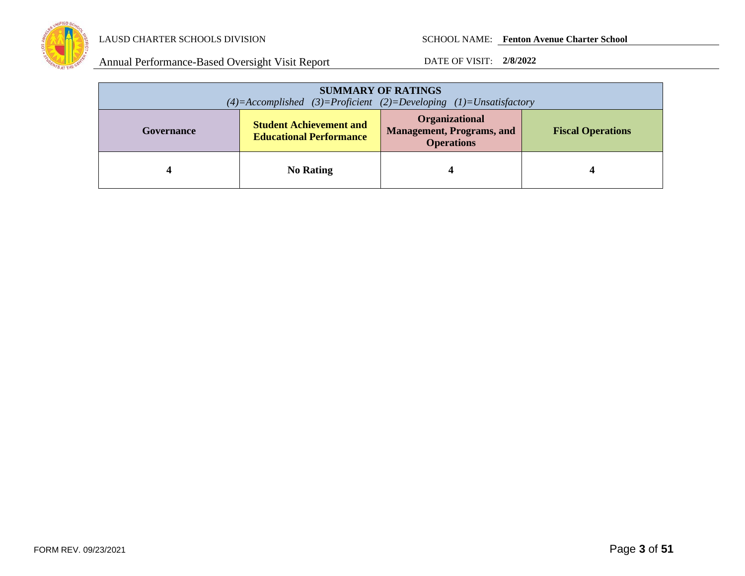| **SUMMARY OF RATINGS**<br>*(4)=Accomplished (3)=Proficient (2)=Developing (1)=Unsatisfactory* | | | |
|---|---|---|---|
| **Governance** | **Student Achievement and Educational Performance** | **Organizational Management, Programs, and Operations** | **Fiscal Operations** |
| **4** | **No Rating** | **4** | **4** |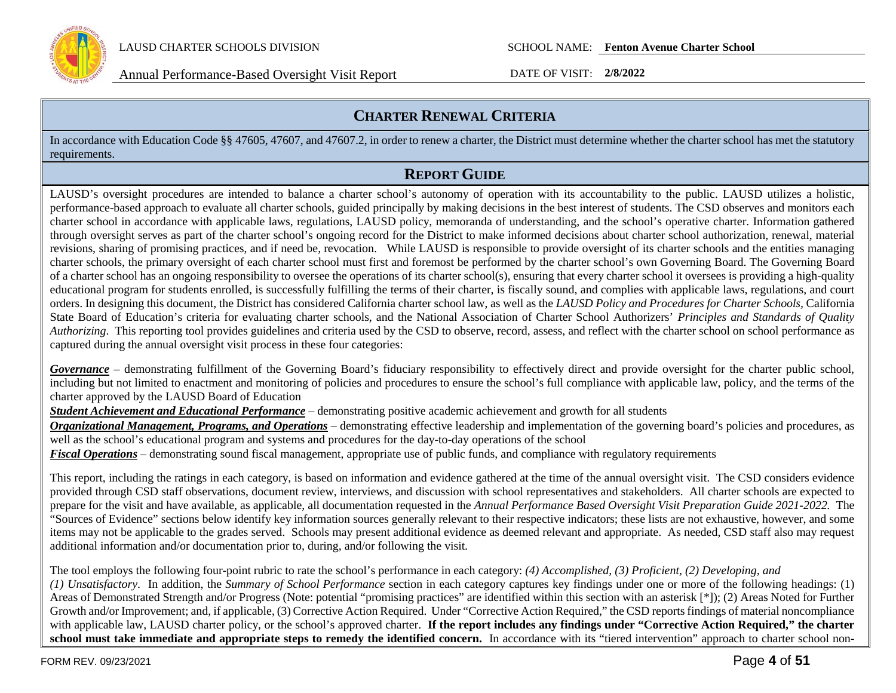## CHARTER RENEWAL CRITERIA

In accordance with Education Code §§ 47605, 47607, and 47607.2, in order to renew a charter, the District must determine whether the charter school has met the statutory requirements.

## REPORT GUIDE

LAUSD's oversight procedures are intended to balance a charter school's autonomy of operation with its accountability to the public. LAUSD utilizes a holistic, performance-based approach to evaluate all charter schools, guided principally by making decisions in the best interest of students. The CSD observes and monitors each charter school in accordance with applicable laws, regulations, LAUSD policy, memoranda of understanding, and the school's operative charter. Information gathered through oversight serves as part of the charter school's ongoing record for the District to make informed decisions about charter school authorization, renewal, material revisions, sharing of promising practices, and if need be, revocation. While LAUSD is responsible to provide oversight of its charter schools and the entities managing charter schools, the primary oversight of each charter school must first and foremost be performed by the charter school's own Governing Board. The Governing Board of a charter school has an ongoing responsibility to oversee the operations of its charter school(s), ensuring that every charter school it oversees is providing a high-quality educational program for students enrolled, is successfully fulfilling the terms of their charter, is fiscally sound, and complies with applicable laws, regulations, and court orders. In designing this document, the District has considered California charter school law, as well as the *LAUSD Policy and Procedures for Charter Schools*, California State Board of Education's criteria for evaluating charter schools, and the National Association of Charter School Authorizers' *Principles and Standards of Quality Authorizing*. This reporting tool provides guidelines and criteria used by the CSD to observe, record, assess, and reflect with the charter school on school performance as captured during the annual oversight visit process in these four categories:

***Governance*** – demonstrating fulfillment of the Governing Board's fiduciary responsibility to effectively direct and provide oversight for the charter public school, including but not limited to enactment and monitoring of policies and procedures to ensure the school's full compliance with applicable law, policy, and the terms of the charter approved by the LAUSD Board of Education

***Student Achievement and Educational Performance*** – demonstrating positive academic achievement and growth for all students

***Organizational Management, Programs, and Operations*** – demonstrating effective leadership and implementation of the governing board's policies and procedures, as well as the school's educational program and systems and procedures for the day-to-day operations of the school

***Fiscal Operations*** – demonstrating sound fiscal management, appropriate use of public funds, and compliance with regulatory requirements

This report, including the ratings in each category, is based on information and evidence gathered at the time of the annual oversight visit. The CSD considers evidence provided through CSD staff observations, document review, interviews, and discussion with school representatives and stakeholders. All charter schools are expected to prepare for the visit and have available, as applicable, all documentation requested in the *Annual Performance Based Oversight Visit Preparation Guide 2021-2022.* The "Sources of Evidence" sections below identify key information sources generally relevant to their respective indicators; these lists are not exhaustive, however, and some items may not be applicable to the grades served. Schools may present additional evidence as deemed relevant and appropriate. As needed, CSD staff also may request additional information and/or documentation prior to, during, and/or following the visit.

The tool employs the following four-point rubric to rate the school's performance in each category: *(4) Accomplished, (3) Proficient, (2) Developing, and (1) Unsatisfactory*. In addition, the *Summary of School Performance* section in each category captures key findings under one or more of the following headings: (1) Areas of Demonstrated Strength and/or Progress (Note: potential "promising practices" are identified within this section with an asterisk [*]); (2) Areas Noted for Further Growth and/or Improvement; and, if applicable, (3) Corrective Action Required. Under "Corrective Action Required," the CSD reports findings of material noncompliance with applicable law, LAUSD charter policy, or the school's approved charter. **If the report includes any findings under "Corrective Action Required," the charter school must take immediate and appropriate steps to remedy the identified concern.** In accordance with its "tiered intervention" approach to charter school non-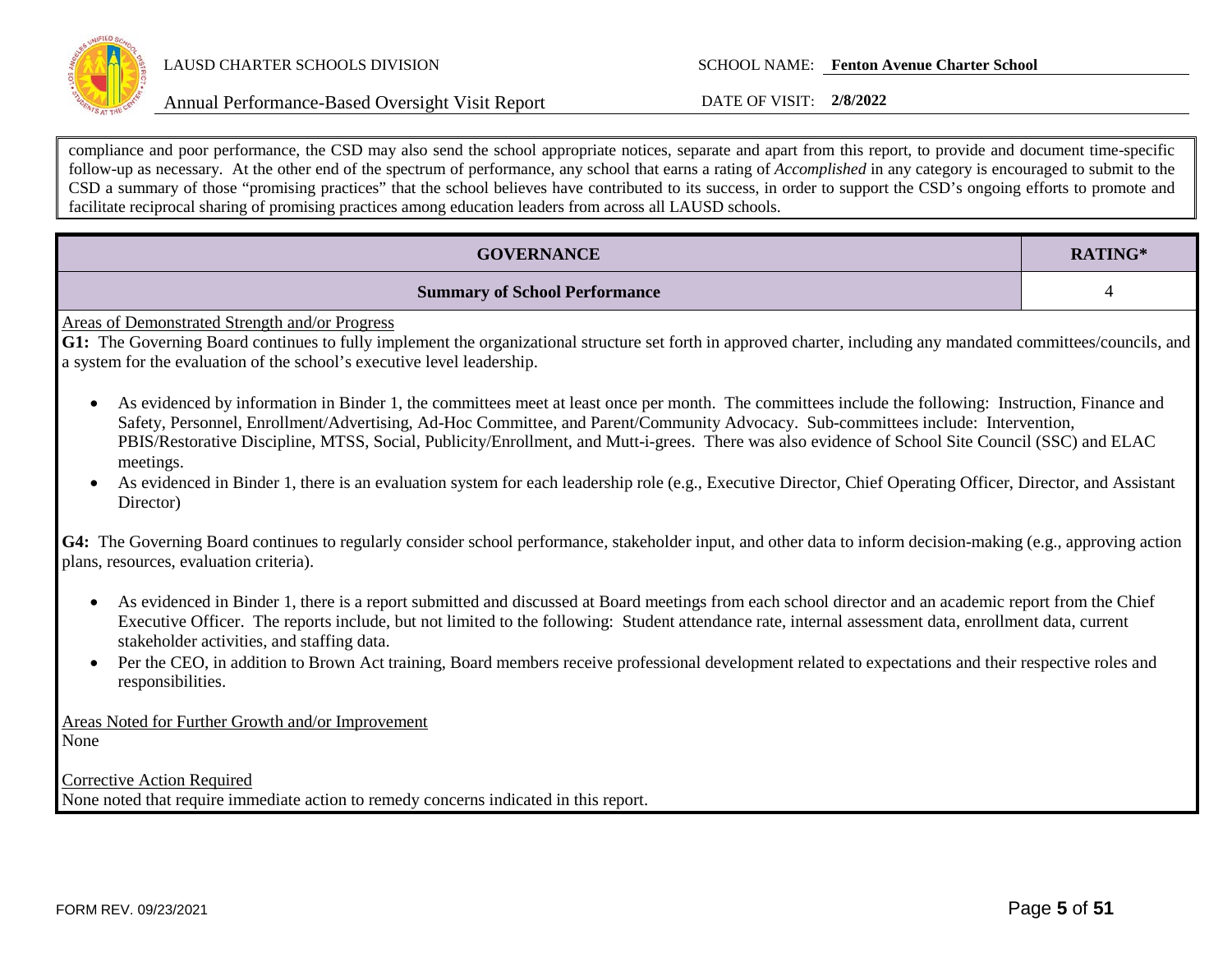compliance and poor performance, the CSD may also send the school appropriate notices, separate and apart from this report, to provide and document time-specific follow-up as necessary. At the other end of the spectrum of performance, any school that earns a rating of *Accomplished* in any category is encouraged to submit to the CSD a summary of those "promising practices" that the school believes have contributed to its success, in order to support the CSD's ongoing efforts to promote and facilitate reciprocal sharing of promising practices among education leaders from across all LAUSD schools.

| GOVERNANCE | RATING* |
|---|---|
| **Summary of School Performance** | 4 |

Areas of Demonstrated Strength and/or Progress

**G1:** The Governing Board continues to fully implement the organizational structure set forth in approved charter, including any mandated committees/councils, and a system for the evaluation of the school's executive level leadership.

- As evidenced by information in Binder 1, the committees meet at least once per month. The committees include the following: Instruction, Finance and Safety, Personnel, Enrollment/Advertising, Ad-Hoc Committee, and Parent/Community Advocacy. Sub-committees include: Intervention, PBIS/Restorative Discipline, MTSS, Social, Publicity/Enrollment, and Mutt-i-grees. There was also evidence of School Site Council (SSC) and ELAC meetings.
- As evidenced in Binder 1, there is an evaluation system for each leadership role (e.g., Executive Director, Chief Operating Officer, Director, and Assistant Director)

**G4:** The Governing Board continues to regularly consider school performance, stakeholder input, and other data to inform decision-making (e.g., approving action plans, resources, evaluation criteria).

- As evidenced in Binder 1, there is a report submitted and discussed at Board meetings from each school director and an academic report from the Chief Executive Officer. The reports include, but not limited to the following: Student attendance rate, internal assessment data, enrollment data, current stakeholder activities, and staffing data.
- Per the CEO, in addition to Brown Act training, Board members receive professional development related to expectations and their respective roles and responsibilities.

Areas Noted for Further Growth and/or Improvement

None

Corrective Action Required

None noted that require immediate action to remedy concerns indicated in this report.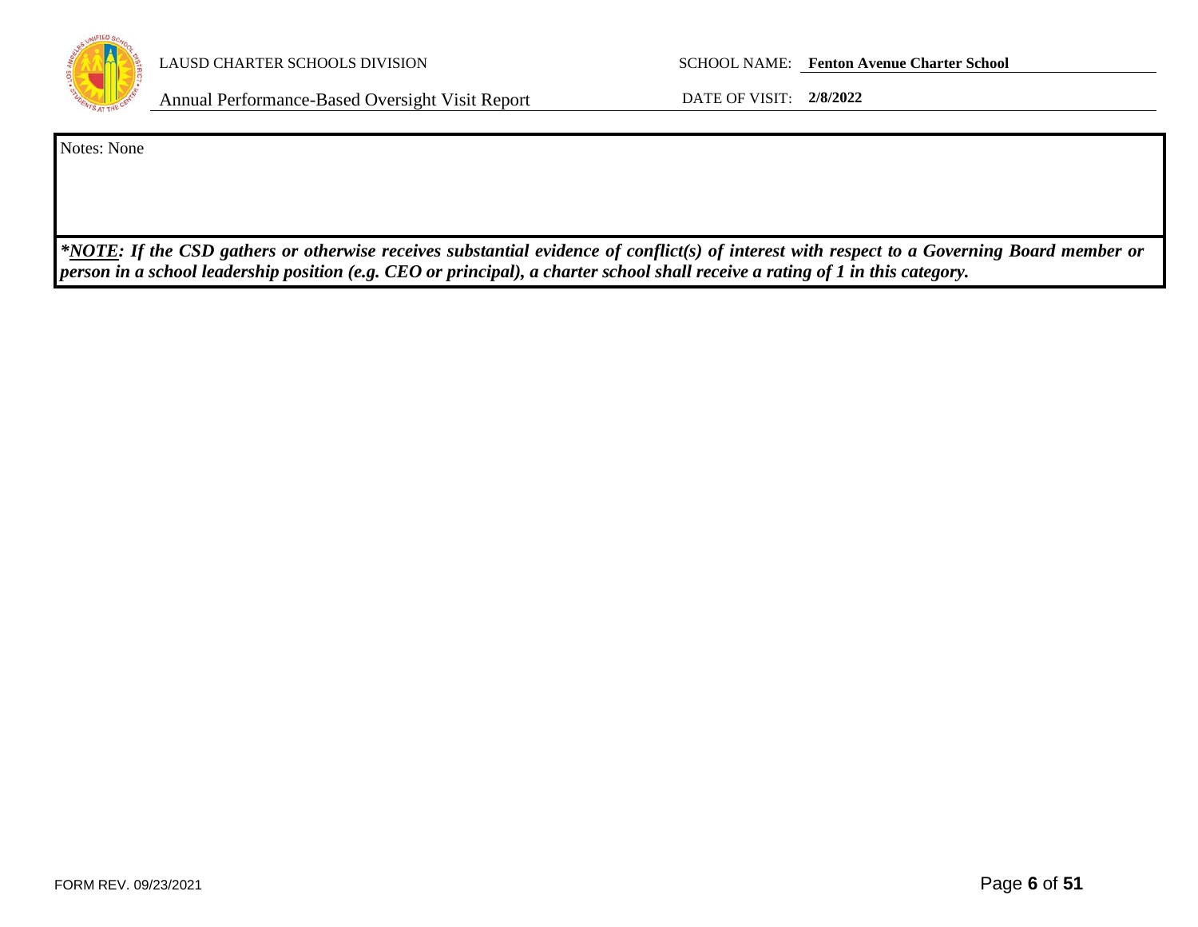Notes: None

***NOTE: If the CSD gathers or otherwise receives substantial evidence of conflict(s) of interest with respect to a Governing Board member or person in a school leadership position (e.g. CEO or principal), a charter school shall receive a rating of 1 in this category.***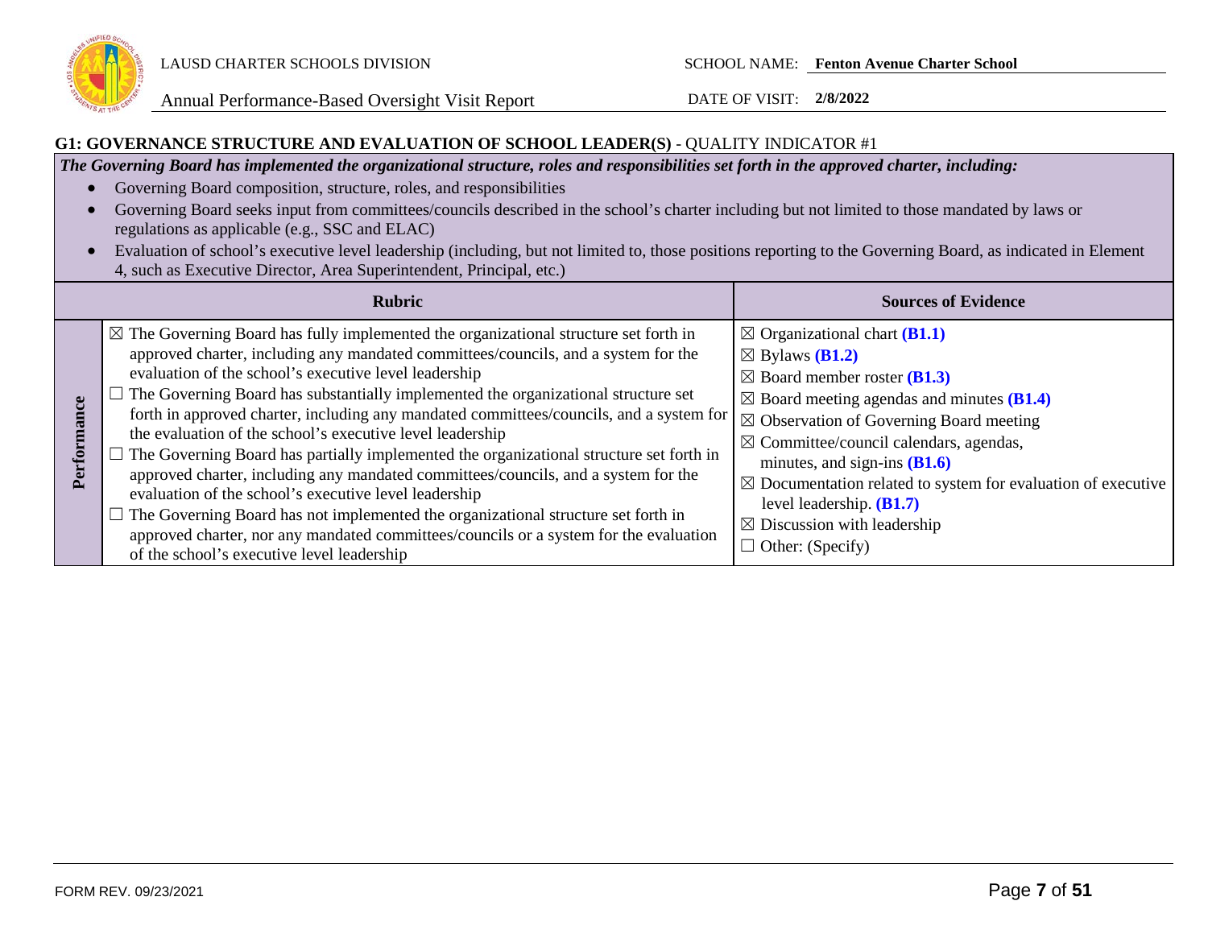### G1: GOVERNANCE STRUCTURE AND EVALUATION OF SCHOOL LEADER(S) - QUALITY INDICATOR #1

***The Governing Board has implemented the organizational structure, roles and responsibilities set forth in the approved charter, including:***

- Governing Board composition, structure, roles, and responsibilities
- Governing Board seeks input from committees/councils described in the school's charter including but not limited to those mandated by laws or regulations as applicable (e.g., SSC and ELAC)
- Evaluation of school's executive level leadership (including, but not limited to, those positions reporting to the Governing Board, as indicated in Element 4, such as Executive Director, Area Superintendent, Principal, etc.)

| | Rubric | Sources of Evidence |
|---|---|---|
| **Performance** | ☒ The Governing Board has fully implemented the organizational structure set forth in approved charter, including any mandated committees/councils, and a system for the evaluation of the school's executive level leadership<br>☐ The Governing Board has substantially implemented the organizational structure set forth in approved charter, including any mandated committees/councils, and a system for the evaluation of the school's executive level leadership<br>☐ The Governing Board has partially implemented the organizational structure set forth in approved charter, including any mandated committees/councils, and a system for the evaluation of the school's executive level leadership<br>☐ The Governing Board has not implemented the organizational structure set forth in approved charter, nor any mandated committees/councils or a system for the evaluation of the school's executive level leadership | ☒ Organizational chart **(B1.1)**<br>☒ Bylaws **(B1.2)**<br>☒ Board member roster **(B1.3)**<br>☒ Board meeting agendas and minutes **(B1.4)**<br>☒ Observation of Governing Board meeting<br>☒ Committee/council calendars, agendas, minutes, and sign-ins **(B1.6)**<br>☒ Documentation related to system for evaluation of executive level leadership. **(B1.7)**<br>☒ Discussion with leadership<br>☐ Other: (Specify) |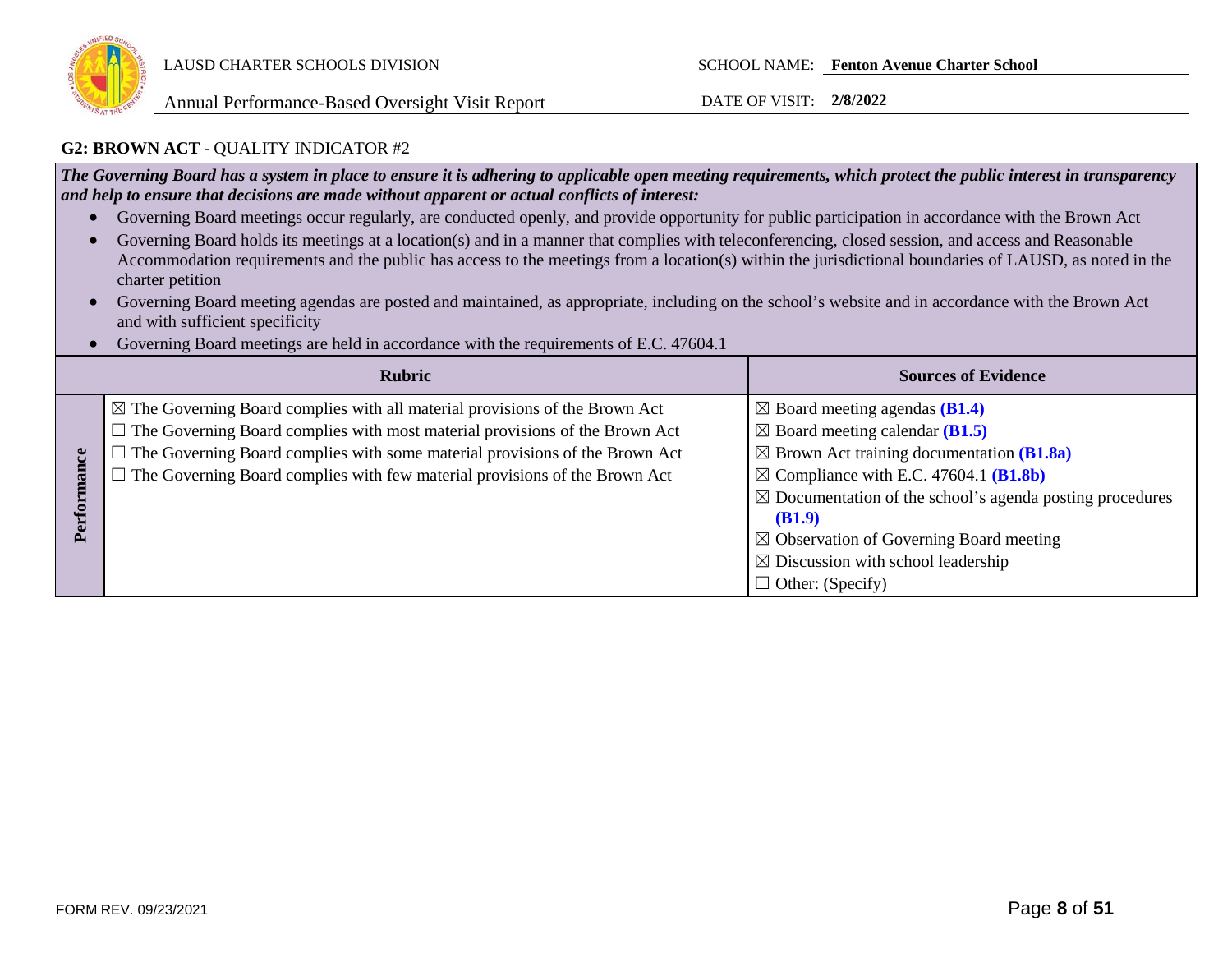### G2: BROWN ACT - QUALITY INDICATOR #2

***The Governing Board has a system in place to ensure it is adhering to applicable open meeting requirements, which protect the public interest in transparency and help to ensure that decisions are made without apparent or actual conflicts of interest:***

- Governing Board meetings occur regularly, are conducted openly, and provide opportunity for public participation in accordance with the Brown Act
- Governing Board holds its meetings at a location(s) and in a manner that complies with teleconferencing, closed session, and access and Reasonable Accommodation requirements and the public has access to the meetings from a location(s) within the jurisdictional boundaries of LAUSD, as noted in the charter petition
- Governing Board meeting agendas are posted and maintained, as appropriate, including on the school's website and in accordance with the Brown Act and with sufficient specificity
- Governing Board meetings are held in accordance with the requirements of E.C. 47604.1

| | Rubric | Sources of Evidence |
|---|---|---|
| **Performance** | ☒ The Governing Board complies with all material provisions of the Brown Act<br>☐ The Governing Board complies with most material provisions of the Brown Act<br>☐ The Governing Board complies with some material provisions of the Brown Act<br>☐ The Governing Board complies with few material provisions of the Brown Act | ☒ Board meeting agendas **(B1.4)**<br>☒ Board meeting calendar **(B1.5)**<br>☒ Brown Act training documentation **(B1.8a)**<br>☒ Compliance with E.C. 47604.1 **(B1.8b)**<br>☒ Documentation of the school's agenda posting procedures **(B1.9)**<br>☒ Observation of Governing Board meeting<br>☒ Discussion with school leadership<br>☐ Other: (Specify) |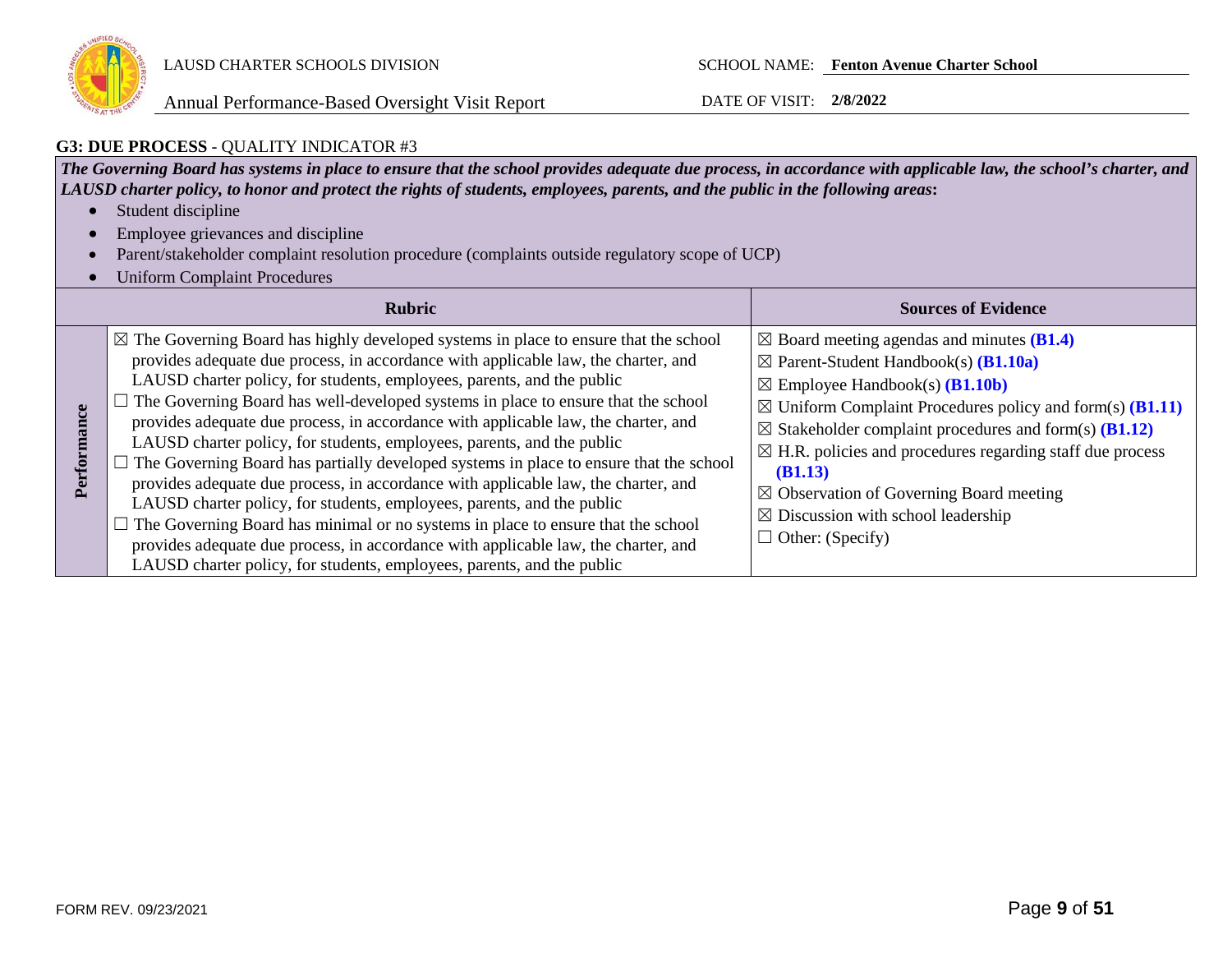### G3: DUE PROCESS - QUALITY INDICATOR #3

***The Governing Board has systems in place to ensure that the school provides adequate due process, in accordance with applicable law, the school's charter, and LAUSD charter policy, to honor and protect the rights of students, employees, parents, and the public in the following areas*:**

- Student discipline
- Employee grievances and discipline
- Parent/stakeholder complaint resolution procedure (complaints outside regulatory scope of UCP)
- Uniform Complaint Procedures

| | Rubric | Sources of Evidence |
|---|---|---|
| **Performance** | ☒ The Governing Board has highly developed systems in place to ensure that the school provides adequate due process, in accordance with applicable law, the charter, and LAUSD charter policy, for students, employees, parents, and the public<br>☐ The Governing Board has well-developed systems in place to ensure that the school provides adequate due process, in accordance with applicable law, the charter, and LAUSD charter policy, for students, employees, parents, and the public<br>☐ The Governing Board has partially developed systems in place to ensure that the school provides adequate due process, in accordance with applicable law, the charter, and LAUSD charter policy, for students, employees, parents, and the public<br>☐ The Governing Board has minimal or no systems in place to ensure that the school provides adequate due process, in accordance with applicable law, the charter, and LAUSD charter policy, for students, employees, parents, and the public | ☒ Board meeting agendas and minutes **(B1.4)**<br>☒ Parent-Student Handbook(s) **(B1.10a)**<br>☒ Employee Handbook(s) **(B1.10b)**<br>☒ Uniform Complaint Procedures policy and form(s) **(B1.11)**<br>☒ Stakeholder complaint procedures and form(s) **(B1.12)**<br>☒ H.R. policies and procedures regarding staff due process **(B1.13)**<br>☒ Observation of Governing Board meeting<br>☒ Discussion with school leadership<br>☐ Other: (Specify) |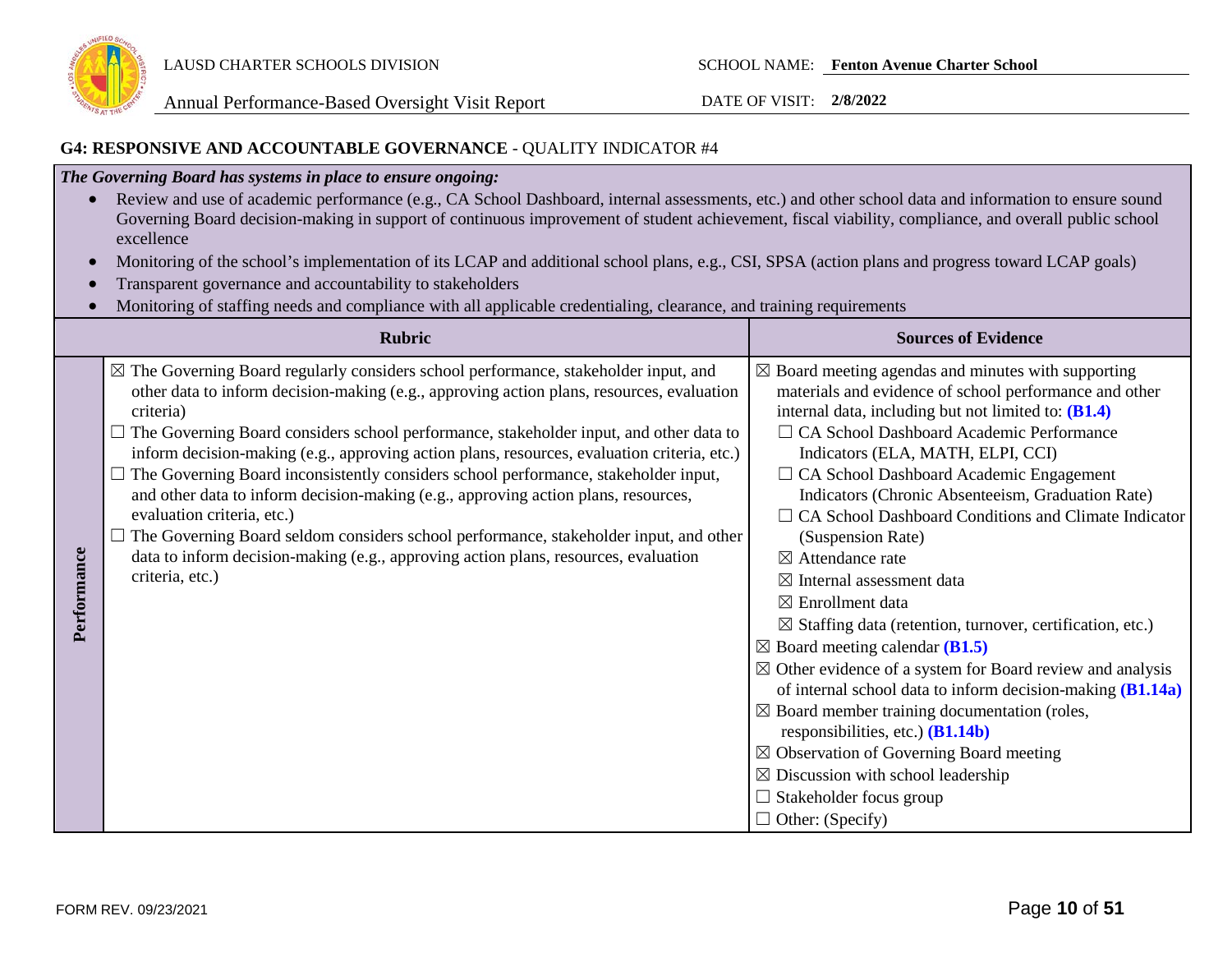## G4: RESPONSIVE AND ACCOUNTABLE GOVERNANCE - QUALITY INDICATOR #4

***The Governing Board has systems in place to ensure ongoing:***

- Review and use of academic performance (e.g., CA School Dashboard, internal assessments, etc.) and other school data and information to ensure sound Governing Board decision-making in support of continuous improvement of student achievement, fiscal viability, compliance, and overall public school excellence
- Monitoring of the school's implementation of its LCAP and additional school plans, e.g., CSI, SPSA (action plans and progress toward LCAP goals)
- Transparent governance and accountability to stakeholders
- Monitoring of staffing needs and compliance with all applicable credentialing, clearance, and training requirements

| | Rubric | Sources of Evidence |
|---|---|---|
| **Performance** | ☒ The Governing Board regularly considers school performance, stakeholder input, and other data to inform decision-making (e.g., approving action plans, resources, evaluation criteria)<br>☐ The Governing Board considers school performance, stakeholder input, and other data to inform decision-making (e.g., approving action plans, resources, evaluation criteria, etc.)<br>☐ The Governing Board inconsistently considers school performance, stakeholder input, and other data to inform decision-making (e.g., approving action plans, resources, evaluation criteria, etc.)<br>☐ The Governing Board seldom considers school performance, stakeholder input, and other data to inform decision-making (e.g., approving action plans, resources, evaluation criteria, etc.) | ☒ Board meeting agendas and minutes with supporting materials and evidence of school performance and other internal data, including but not limited to: **(B1.4)**<br>☐ CA School Dashboard Academic Performance Indicators (ELA, MATH, ELPI, CCI)<br>☐ CA School Dashboard Academic Engagement Indicators (Chronic Absenteeism, Graduation Rate)<br>☐ CA School Dashboard Conditions and Climate Indicator (Suspension Rate)<br>☒ Attendance rate<br>☒ Internal assessment data<br>☒ Enrollment data<br>☒ Staffing data (retention, turnover, certification, etc.)<br>☒ Board meeting calendar **(B1.5)**<br>☒ Other evidence of a system for Board review and analysis of internal school data to inform decision-making **(B1.14a)**<br>☒ Board member training documentation (roles, responsibilities, etc.) **(B1.14b)**<br>☒ Observation of Governing Board meeting<br>☒ Discussion with school leadership<br>☐ Stakeholder focus group<br>☐ Other: (Specify) |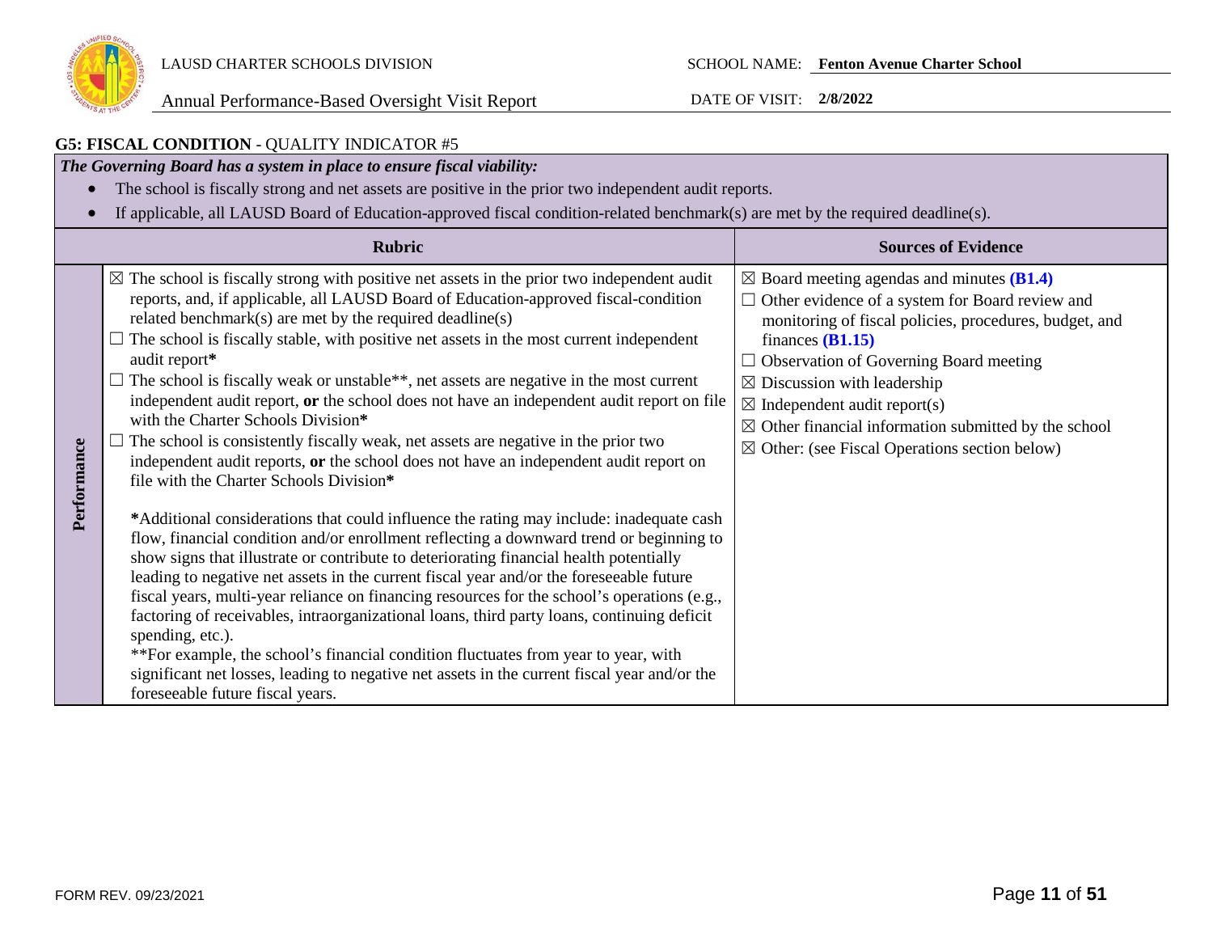### G5: FISCAL CONDITION - QUALITY INDICATOR #5

***The Governing Board has a system in place to ensure fiscal viability:***

- The school is fiscally strong and net assets are positive in the prior two independent audit reports.
- If applicable, all LAUSD Board of Education-approved fiscal condition-related benchmark(s) are met by the required deadline(s).

| | Rubric | Sources of Evidence |
|---|---|---|
| **Performance** | ☒ The school is fiscally strong with positive net assets in the prior two independent audit reports, and, if applicable, all LAUSD Board of Education-approved fiscal-condition related benchmark(s) are met by the required deadline(s)<br>☐ The school is fiscally stable, with positive net assets in the most current independent audit report**\***<br>☐ The school is fiscally weak or unstable\*\*, net assets are negative in the most current independent audit report, **or** the school does not have an independent audit report on file with the Charter Schools Division**\***<br>☐ The school is consistently fiscally weak, net assets are negative in the prior two independent audit reports, **or** the school does not have an independent audit report on file with the Charter Schools Division**\***<br><br>**\***Additional considerations that could influence the rating may include: inadequate cash flow, financial condition and/or enrollment reflecting a downward trend or beginning to show signs that illustrate or contribute to deteriorating financial health potentially leading to negative net assets in the current fiscal year and/or the foreseeable future fiscal years, multi-year reliance on financing resources for the school's operations (e.g., factoring of receivables, intraorganizational loans, third party loans, continuing deficit spending, etc.).<br>\*\*For example, the school's financial condition fluctuates from year to year, with significant net losses, leading to negative net assets in the current fiscal year and/or the foreseeable future fiscal years. | ☒ Board meeting agendas and minutes **(B1.4)**<br>☐ Other evidence of a system for Board review and monitoring of fiscal policies, procedures, budget, and finances **(B1.15)**<br>☐ Observation of Governing Board meeting<br>☒ Discussion with leadership<br>☒ Independent audit report(s)<br>☒ Other financial information submitted by the school<br>☒ Other: (see Fiscal Operations section below) |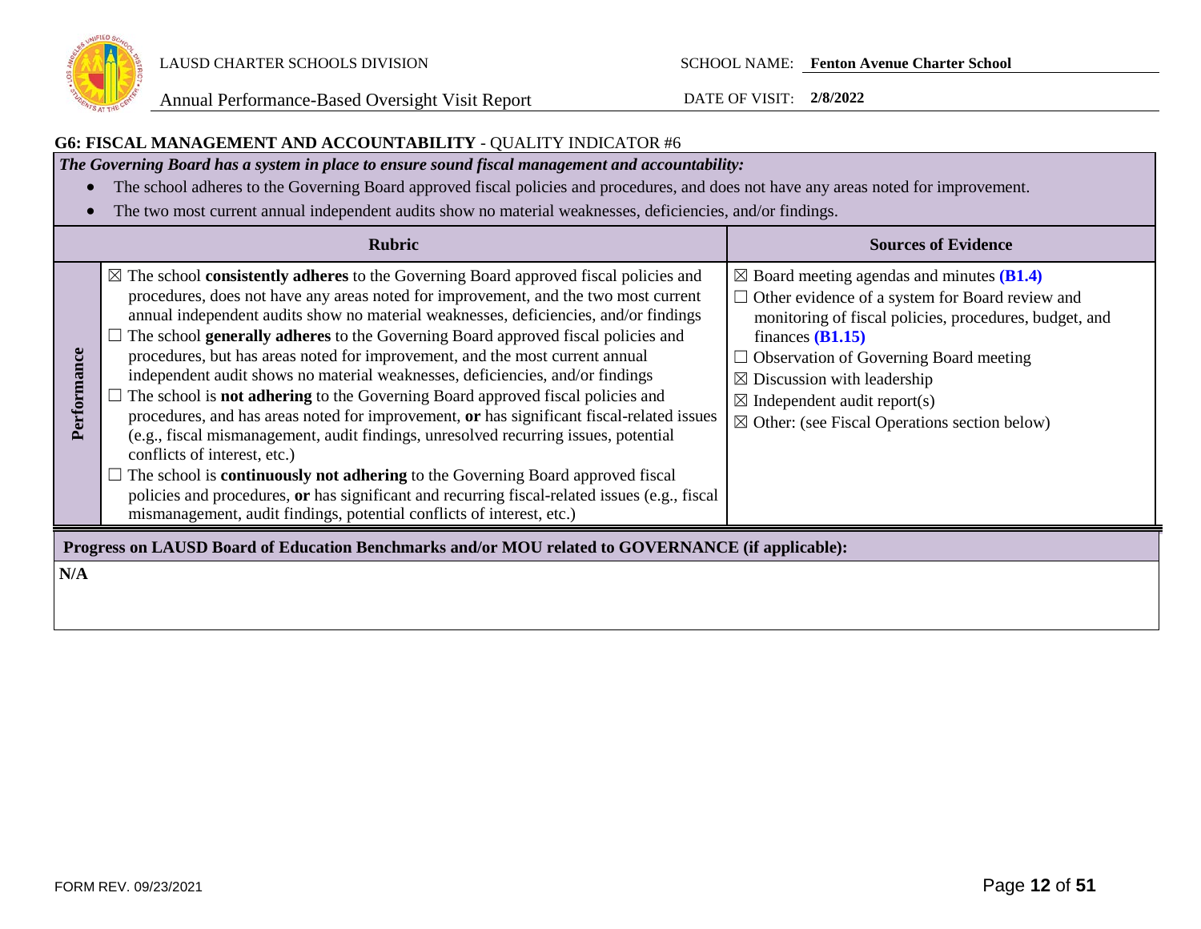## G6: FISCAL MANAGEMENT AND ACCOUNTABILITY - QUALITY INDICATOR #6

***The Governing Board has a system in place to ensure sound fiscal management and accountability:***

- The school adheres to the Governing Board approved fiscal policies and procedures, and does not have any areas noted for improvement.
- The two most current annual independent audits show no material weaknesses, deficiencies, and/or findings.

| | Rubric | Sources of Evidence |
|---|---|---|
| **Performance** | ☒ The school **consistently adheres** to the Governing Board approved fiscal policies and procedures, does not have any areas noted for improvement, and the two most current annual independent audits show no material weaknesses, deficiencies, and/or findings<br>☐ The school **generally adheres** to the Governing Board approved fiscal policies and procedures, but has areas noted for improvement, and the most current annual independent audit shows no material weaknesses, deficiencies, and/or findings<br>☐ The school is **not adhering** to the Governing Board approved fiscal policies and procedures, and has areas noted for improvement, **or** has significant fiscal-related issues (e.g., fiscal mismanagement, audit findings, unresolved recurring issues, potential conflicts of interest, etc.)<br>☐ The school is **continuously not adhering** to the Governing Board approved fiscal policies and procedures, **or** has significant and recurring fiscal-related issues (e.g., fiscal mismanagement, audit findings, potential conflicts of interest, etc.) | ☒ Board meeting agendas and minutes **(B1.4)**<br>☐ Other evidence of a system for Board review and monitoring of fiscal policies, procedures, budget, and finances **(B1.15)**<br>☐ Observation of Governing Board meeting<br>☒ Discussion with leadership<br>☒ Independent audit report(s)<br>☒ Other: (see Fiscal Operations section below) |

**Progress on LAUSD Board of Education Benchmarks and/or MOU related to GOVERNANCE (if applicable):**

**N/A**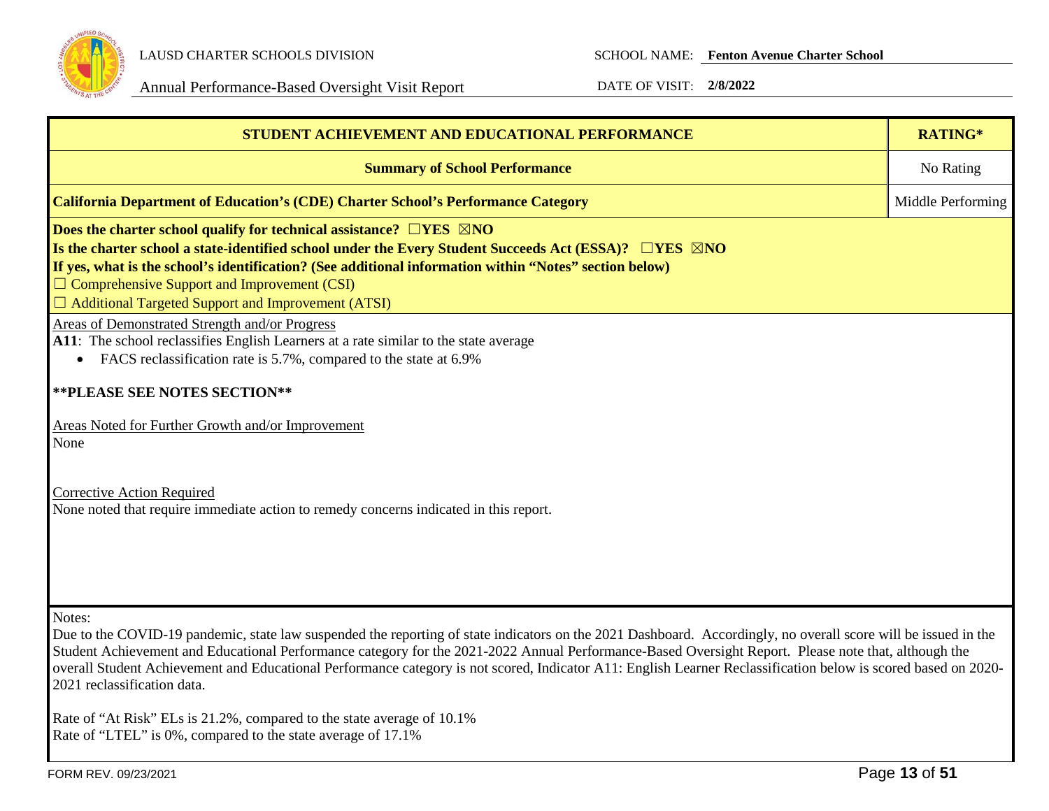| STUDENT ACHIEVEMENT AND EDUCATIONAL PERFORMANCE | RATING* |
|---|---|
| **Summary of School Performance** | No Rating |
| **California Department of Education's (CDE) Charter School's Performance Category** | Middle Performing |

**Does the charter school qualify for technical assistance?** ☐**YES** ☒**NO**

**Is the charter school a state-identified school under the Every Student Succeeds Act (ESSA)?** ☐**YES** ☒**NO**

**If yes, what is the school's identification? (See additional information within "Notes" section below)**

☐ Comprehensive Support and Improvement (CSI)

☐ Additional Targeted Support and Improvement (ATSI)

Areas of Demonstrated Strength and/or Progress

**A11**: The school reclassifies English Learners at a rate similar to the state average

- FACS reclassification rate is 5.7%, compared to the state at 6.9%

**\*\*PLEASE SEE NOTES SECTION\*\***

Areas Noted for Further Growth and/or Improvement

None

Corrective Action Required

None noted that require immediate action to remedy concerns indicated in this report.

Notes:

Due to the COVID-19 pandemic, state law suspended the reporting of state indicators on the 2021 Dashboard. Accordingly, no overall score will be issued in the Student Achievement and Educational Performance category for the 2021-2022 Annual Performance-Based Oversight Report. Please note that, although the overall Student Achievement and Educational Performance category is not scored, Indicator A11: English Learner Reclassification below is scored based on 2020-2021 reclassification data.

Rate of "At Risk" ELs is 21.2%, compared to the state average of 10.1%

Rate of "LTEL" is 0%, compared to the state average of 17.1%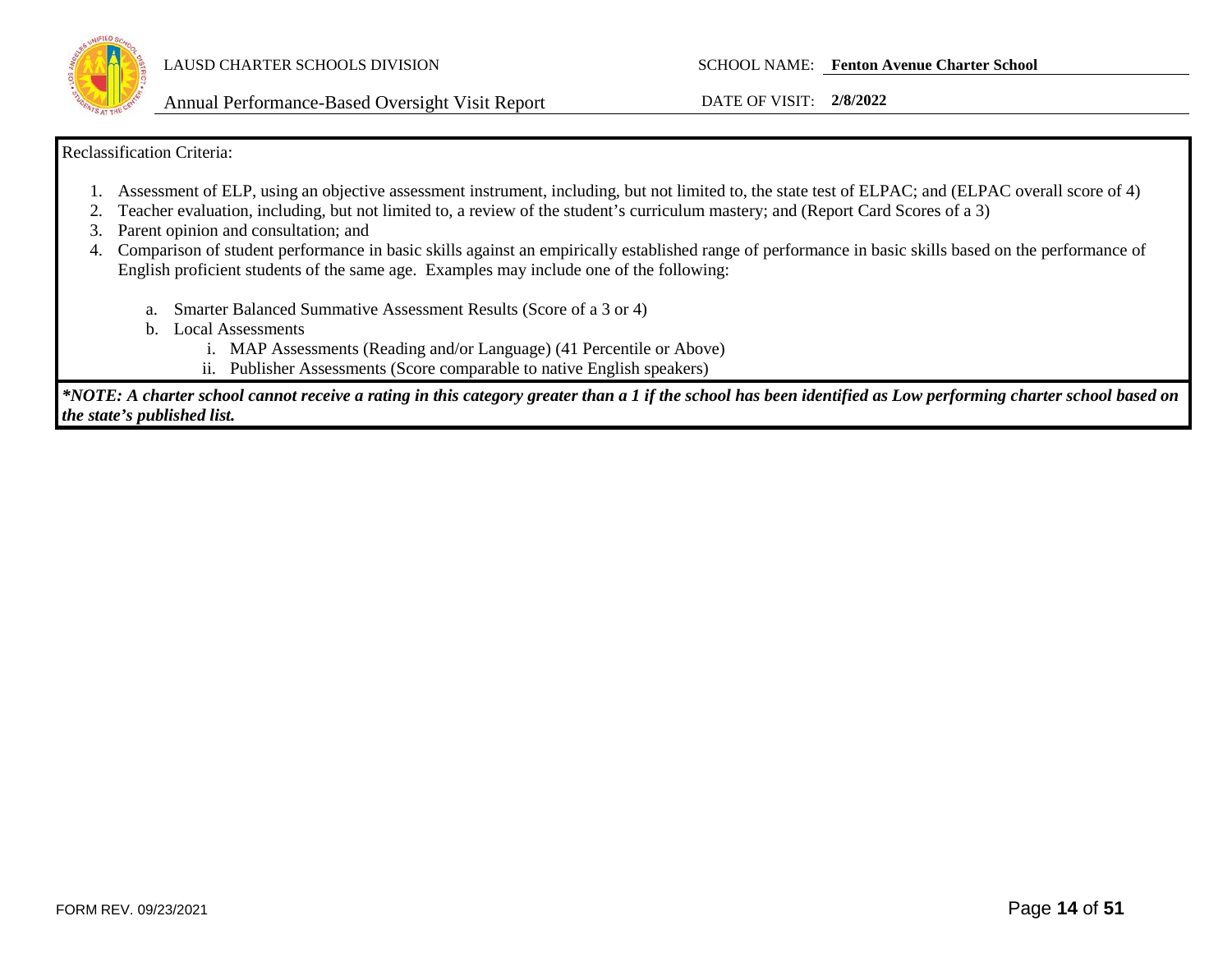Reclassification Criteria:

1. Assessment of ELP, using an objective assessment instrument, including, but not limited to, the state test of ELPAC; and (ELPAC overall score of 4)
2. Teacher evaluation, including, but not limited to, a review of the student's curriculum mastery; and (Report Card Scores of a 3)
3. Parent opinion and consultation; and
4. Comparison of student performance in basic skills against an empirically established range of performance in basic skills based on the performance of English proficient students of the same age. Examples may include one of the following:

    a. Smarter Balanced Summative Assessment Results (Score of a 3 or 4)
    b. Local Assessments
        i. MAP Assessments (Reading and/or Language) (41 Percentile or Above)
        ii. Publisher Assessments (Score comparable to native English speakers)

***NOTE: A charter school cannot receive a rating in this category greater than a 1 if the school has been identified as Low performing charter school based on the state's published list.***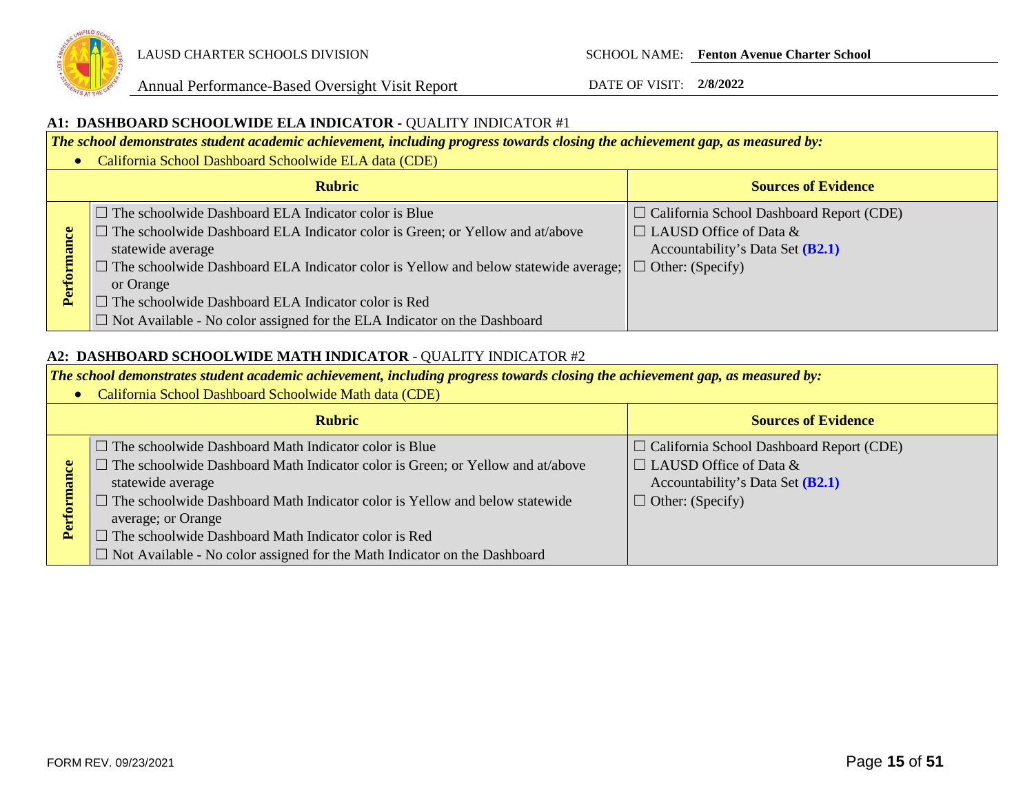### A1: DASHBOARD SCHOOLWIDE ELA INDICATOR - QUALITY INDICATOR #1

***The school demonstrates student academic achievement, including progress towards closing the achievement gap, as measured by:***

- California School Dashboard Schoolwide ELA data (CDE)

| | Rubric | Sources of Evidence |
|---|---|---|
| **Performance** | ☐ The schoolwide Dashboard ELA Indicator color is Blue<br>☐ The schoolwide Dashboard ELA Indicator color is Green; or Yellow and at/above statewide average<br>☐ The schoolwide Dashboard ELA Indicator color is Yellow and below statewide average; or Orange<br>☐ The schoolwide Dashboard ELA Indicator color is Red<br>☐ Not Available - No color assigned for the ELA Indicator on the Dashboard | ☐ California School Dashboard Report (CDE)<br>☐ LAUSD Office of Data & Accountability's Data Set **(B2.1)**<br>☐ Other: (Specify) |

### A2: DASHBOARD SCHOOLWIDE MATH INDICATOR - QUALITY INDICATOR #2

***The school demonstrates student academic achievement, including progress towards closing the achievement gap, as measured by:***

- California School Dashboard Schoolwide Math data (CDE)

| | Rubric | Sources of Evidence |
|---|---|---|
| **Performance** | ☐ The schoolwide Dashboard Math Indicator color is Blue<br>☐ The schoolwide Dashboard Math Indicator color is Green; or Yellow and at/above statewide average<br>☐ The schoolwide Dashboard Math Indicator color is Yellow and below statewide average; or Orange<br>☐ The schoolwide Dashboard Math Indicator color is Red<br>☐ Not Available - No color assigned for the Math Indicator on the Dashboard | ☐ California School Dashboard Report (CDE)<br>☐ LAUSD Office of Data & Accountability's Data Set **(B2.1)**<br>☐ Other: (Specify) |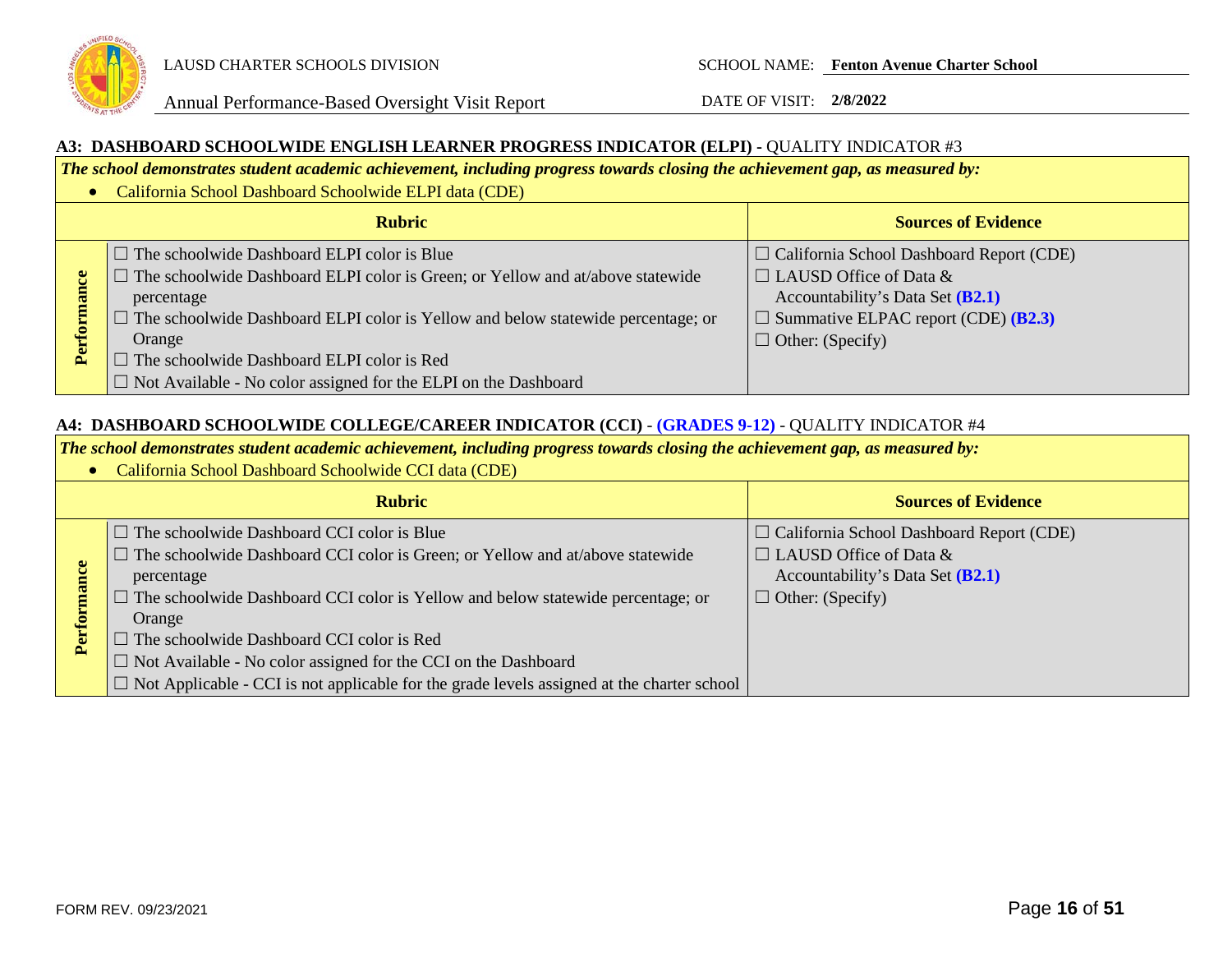## A3: DASHBOARD SCHOOLWIDE ENGLISH LEARNER PROGRESS INDICATOR (ELPI) - QUALITY INDICATOR #3

***The school demonstrates student academic achievement, including progress towards closing the achievement gap, as measured by:***

- California School Dashboard Schoolwide ELPI data (CDE)

| | Rubric | Sources of Evidence |
|---|---|---|
| **Performance** | ☐ The schoolwide Dashboard ELPI color is Blue<br>☐ The schoolwide Dashboard ELPI color is Green; or Yellow and at/above statewide percentage<br>☐ The schoolwide Dashboard ELPI color is Yellow and below statewide percentage; or Orange<br>☐ The schoolwide Dashboard ELPI color is Red<br>☐ Not Available - No color assigned for the ELPI on the Dashboard | ☐ California School Dashboard Report (CDE)<br>☐ LAUSD Office of Data & Accountability's Data Set **(B2.1)**<br>☐ Summative ELPAC report (CDE) **(B2.3)**<br>☐ Other: (Specify) |

## A4: DASHBOARD SCHOOLWIDE COLLEGE/CAREER INDICATOR (CCI) - (GRADES 9-12) - QUALITY INDICATOR #4

***The school demonstrates student academic achievement, including progress towards closing the achievement gap, as measured by:***

- California School Dashboard Schoolwide CCI data (CDE)

| | Rubric | Sources of Evidence |
|---|---|---|
| **Performance** | ☐ The schoolwide Dashboard CCI color is Blue<br>☐ The schoolwide Dashboard CCI color is Green; or Yellow and at/above statewide percentage<br>☐ The schoolwide Dashboard CCI color is Yellow and below statewide percentage; or Orange<br>☐ The schoolwide Dashboard CCI color is Red<br>☐ Not Available - No color assigned for the CCI on the Dashboard<br>☐ Not Applicable - CCI is not applicable for the grade levels assigned at the charter school | ☐ California School Dashboard Report (CDE)<br>☐ LAUSD Office of Data & Accountability's Data Set **(B2.1)**<br>☐ Other: (Specify) |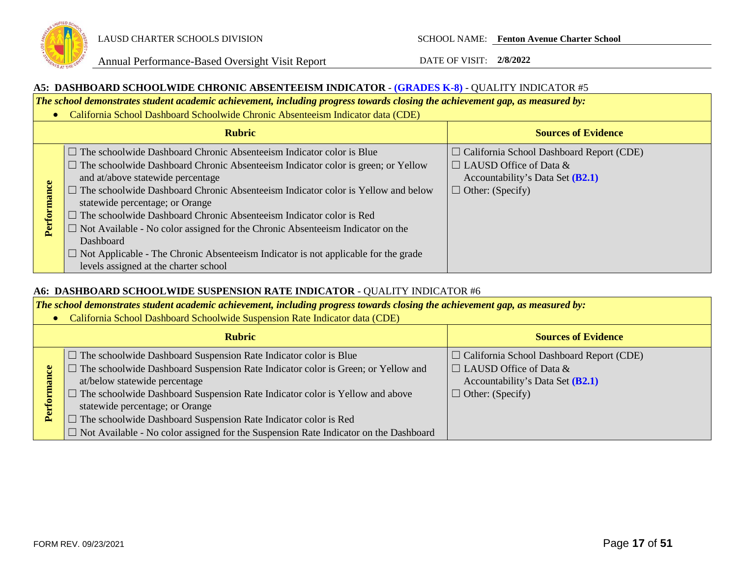LAUSD CHARTER SCHOOLS DIVISION

SCHOOL NAME: **Fenton Avenue Charter School**

Annual Performance-Based Oversight Visit Report

DATE OF VISIT: **2/8/2022**

### A5: DASHBOARD SCHOOLWIDE CHRONIC ABSENTEEISM INDICATOR - (GRADES K-8) - QUALITY INDICATOR #5

***The school demonstrates student academic achievement, including progress towards closing the achievement gap, as measured by:***

- California School Dashboard Schoolwide Chronic Absenteeism Indicator data (CDE)

| | Rubric | Sources of Evidence |
|---|---|---|
| **Performance** | ☐ The schoolwide Dashboard Chronic Absenteeism Indicator color is Blue<br>☐ The schoolwide Dashboard Chronic Absenteeism Indicator color is green; or Yellow and at/above statewide percentage<br>☐ The schoolwide Dashboard Chronic Absenteeism Indicator color is Yellow and below statewide percentage; or Orange<br>☐ The schoolwide Dashboard Chronic Absenteeism Indicator color is Red<br>☐ Not Available - No color assigned for the Chronic Absenteeism Indicator on the Dashboard<br>☐ Not Applicable - The Chronic Absenteeism Indicator is not applicable for the grade levels assigned at the charter school | ☐ California School Dashboard Report (CDE)<br>☐ LAUSD Office of Data & Accountability's Data Set **(B2.1)**<br>☐ Other: (Specify) |

### A6: DASHBOARD SCHOOLWIDE SUSPENSION RATE INDICATOR - QUALITY INDICATOR #6

***The school demonstrates student academic achievement, including progress towards closing the achievement gap, as measured by:***

- California School Dashboard Schoolwide Suspension Rate Indicator data (CDE)

| | Rubric | Sources of Evidence |
|---|---|---|
| **Performance** | ☐ The schoolwide Dashboard Suspension Rate Indicator color is Blue<br>☐ The schoolwide Dashboard Suspension Rate Indicator color is Green; or Yellow and at/below statewide percentage<br>☐ The schoolwide Dashboard Suspension Rate Indicator color is Yellow and above statewide percentage; or Orange<br>☐ The schoolwide Dashboard Suspension Rate Indicator color is Red<br>☐ Not Available - No color assigned for the Suspension Rate Indicator on the Dashboard | ☐ California School Dashboard Report (CDE)<br>☐ LAUSD Office of Data & Accountability's Data Set **(B2.1)**<br>☐ Other: (Specify) |

FORM REV. 09/23/2021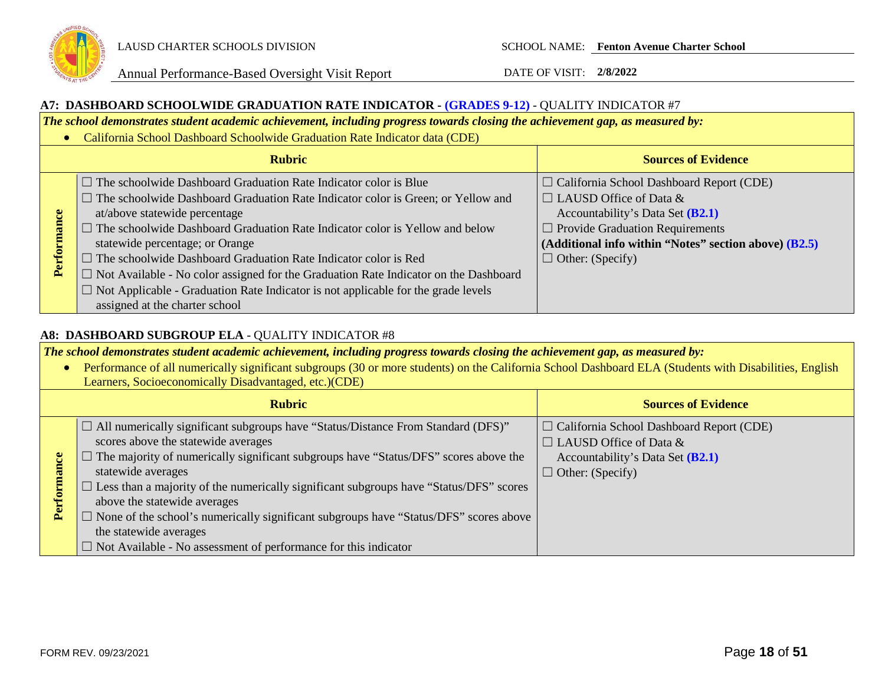### A7: DASHBOARD SCHOOLWIDE GRADUATION RATE INDICATOR - (GRADES 9-12) - QUALITY INDICATOR #7

***The school demonstrates student academic achievement, including progress towards closing the achievement gap, as measured by:***

- California School Dashboard Schoolwide Graduation Rate Indicator data (CDE)

| | Rubric | Sources of Evidence |
|---|---|---|
| **Performance** | ☐ The schoolwide Dashboard Graduation Rate Indicator color is Blue<br>☐ The schoolwide Dashboard Graduation Rate Indicator color is Green; or Yellow and at/above statewide percentage<br>☐ The schoolwide Dashboard Graduation Rate Indicator color is Yellow and below statewide percentage; or Orange<br>☐ The schoolwide Dashboard Graduation Rate Indicator color is Red<br>☐ Not Available - No color assigned for the Graduation Rate Indicator on the Dashboard<br>☐ Not Applicable - Graduation Rate Indicator is not applicable for the grade levels assigned at the charter school | ☐ California School Dashboard Report (CDE)<br>☐ LAUSD Office of Data & Accountability's Data Set **(B2.1)**<br>☐ Provide Graduation Requirements **(Additional info within "Notes" section above) (B2.5)**<br>☐ Other: (Specify) |

### A8: DASHBOARD SUBGROUP ELA - QUALITY INDICATOR #8

***The school demonstrates student academic achievement, including progress towards closing the achievement gap, as measured by:***

- Performance of all numerically significant subgroups (30 or more students) on the California School Dashboard ELA (Students with Disabilities, English Learners, Socioeconomically Disadvantaged, etc.)(CDE)

| | Rubric | Sources of Evidence |
|---|---|---|
| **Performance** | ☐ All numerically significant subgroups have "Status/Distance From Standard (DFS)" scores above the statewide averages<br>☐ The majority of numerically significant subgroups have "Status/DFS" scores above the statewide averages<br>☐ Less than a majority of the numerically significant subgroups have "Status/DFS" scores above the statewide averages<br>☐ None of the school's numerically significant subgroups have "Status/DFS" scores above the statewide averages<br>☐ Not Available - No assessment of performance for this indicator | ☐ California School Dashboard Report (CDE)<br>☐ LAUSD Office of Data & Accountability's Data Set **(B2.1)**<br>☐ Other: (Specify) |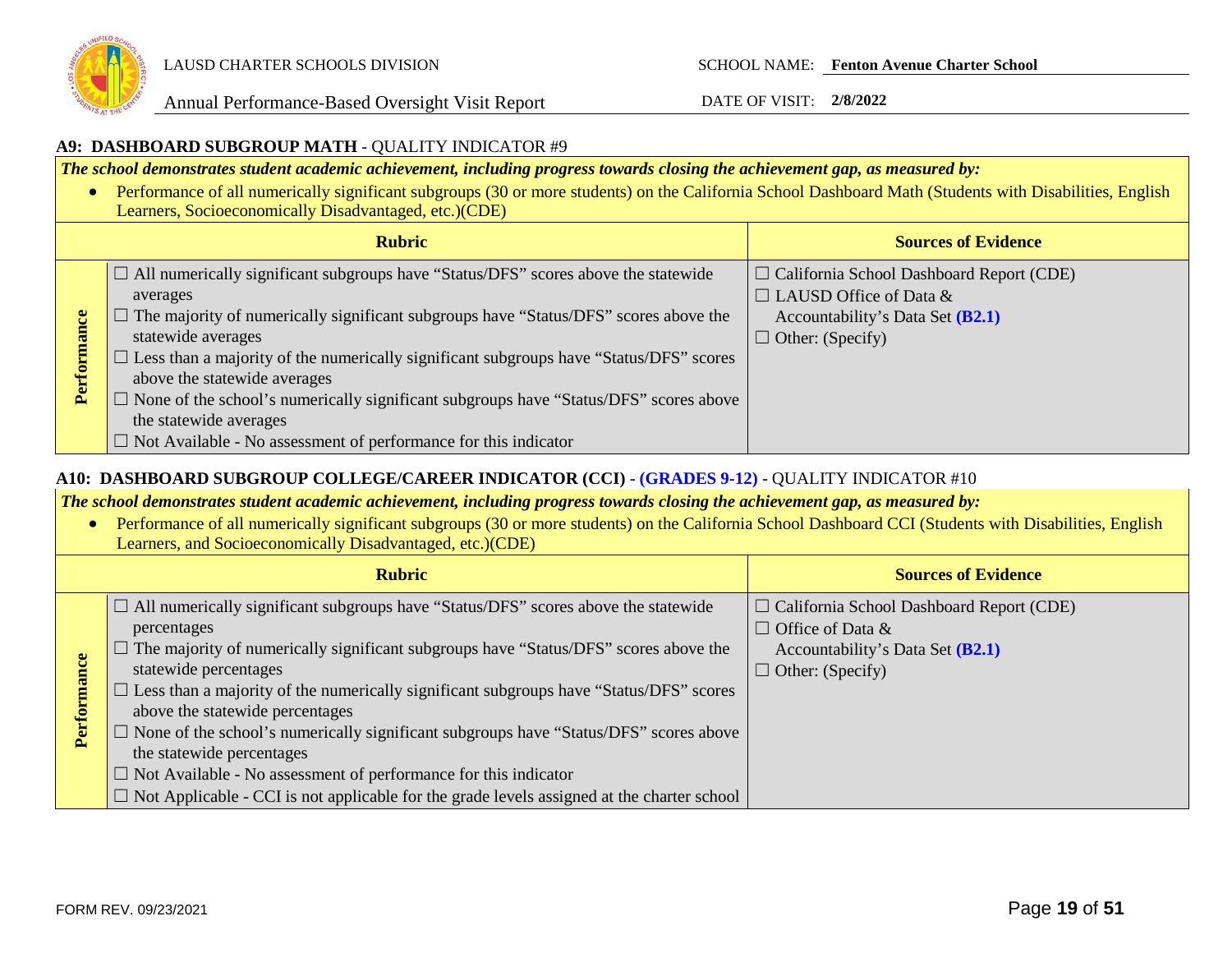### A9: DASHBOARD SUBGROUP MATH - QUALITY INDICATOR #9

***The school demonstrates student academic achievement, including progress towards closing the achievement gap, as measured by:***

- Performance of all numerically significant subgroups (30 or more students) on the California School Dashboard Math (Students with Disabilities, English Learners, Socioeconomically Disadvantaged, etc.)(CDE)

| | Rubric | Sources of Evidence |
|---|---|---|
| **Performance** | ☐ All numerically significant subgroups have "Status/DFS" scores above the statewide averages<br>☐ The majority of numerically significant subgroups have "Status/DFS" scores above the statewide averages<br>☐ Less than a majority of the numerically significant subgroups have "Status/DFS" scores above the statewide averages<br>☐ None of the school's numerically significant subgroups have "Status/DFS" scores above the statewide averages<br>☐ Not Available - No assessment of performance for this indicator | ☐ California School Dashboard Report (CDE)<br>☐ LAUSD Office of Data & Accountability's Data Set **(B2.1)**<br>☐ Other: (Specify) |

### A10: DASHBOARD SUBGROUP COLLEGE/CAREER INDICATOR (CCI) - (GRADES 9-12) - QUALITY INDICATOR #10

***The school demonstrates student academic achievement, including progress towards closing the achievement gap, as measured by:***

- Performance of all numerically significant subgroups (30 or more students) on the California School Dashboard CCI (Students with Disabilities, English Learners, and Socioeconomically Disadvantaged, etc.)(CDE)

| | Rubric | Sources of Evidence |
|---|---|---|
| **Performance** | ☐ All numerically significant subgroups have "Status/DFS" scores above the statewide percentages<br>☐ The majority of numerically significant subgroups have "Status/DFS" scores above the statewide percentages<br>☐ Less than a majority of the numerically significant subgroups have "Status/DFS" scores above the statewide percentages<br>☐ None of the school's numerically significant subgroups have "Status/DFS" scores above the statewide percentages<br>☐ Not Available - No assessment of performance for this indicator<br>☐ Not Applicable - CCI is not applicable for the grade levels assigned at the charter school | ☐ California School Dashboard Report (CDE)<br>☐ Office of Data & Accountability's Data Set **(B2.1)**<br>☐ Other: (Specify) |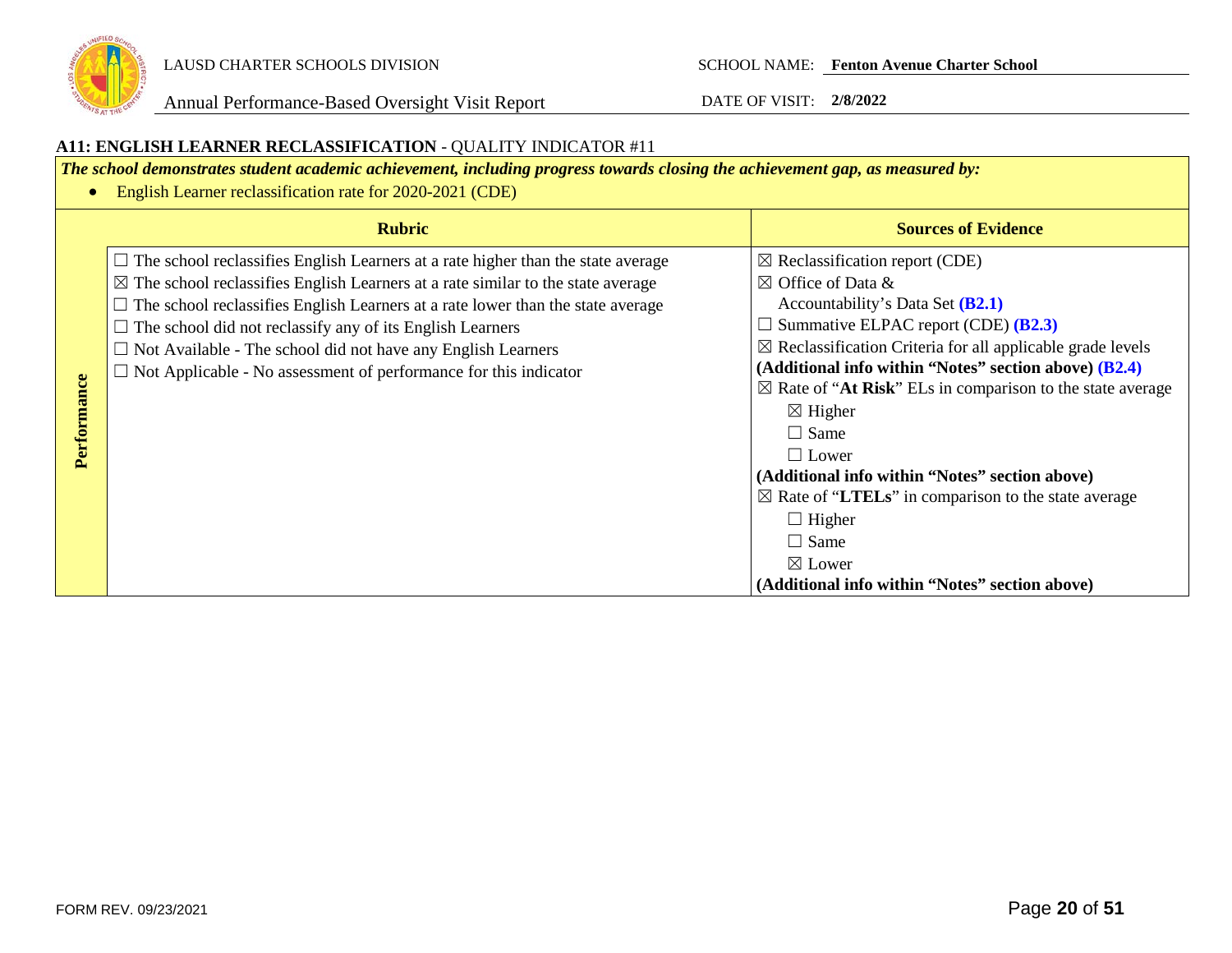LAUSD CHARTER SCHOOLS DIVISION

Annual Performance-Based Oversight Visit Report

SCHOOL NAME: **Fenton Avenue Charter School**

DATE OF VISIT: **2/8/2022**

### A11: ENGLISH LEARNER RECLASSIFICATION - QUALITY INDICATOR #11

***The school demonstrates student academic achievement, including progress towards closing the achievement gap, as measured by:***

- English Learner reclassification rate for 2020-2021 (CDE)

| | Rubric | Sources of Evidence |
|---|---|---|
| **Performance** | ☐ The school reclassifies English Learners at a rate higher than the state average<br>☒ The school reclassifies English Learners at a rate similar to the state average<br>☐ The school reclassifies English Learners at a rate lower than the state average<br>☐ The school did not reclassify any of its English Learners<br>☐ Not Available - The school did not have any English Learners<br>☐ Not Applicable - No assessment of performance for this indicator | ☒ Reclassification report (CDE)<br>☒ Office of Data & Accountability's Data Set **(B2.1)**<br>☐ Summative ELPAC report (CDE) **(B2.3)**<br>☒ Reclassification Criteria for all applicable grade levels **(Additional info within "Notes" section above) (B2.4)**<br>☒ Rate of "**At Risk**" ELs in comparison to the state average<br>☒ Higher<br>☐ Same<br>☐ Lower<br>**(Additional info within "Notes" section above)**<br>☒ Rate of "**LTELs**" in comparison to the state average<br>☐ Higher<br>☐ Same<br>☒ Lower<br>**(Additional info within "Notes" section above)** |

FORM REV. 09/23/2021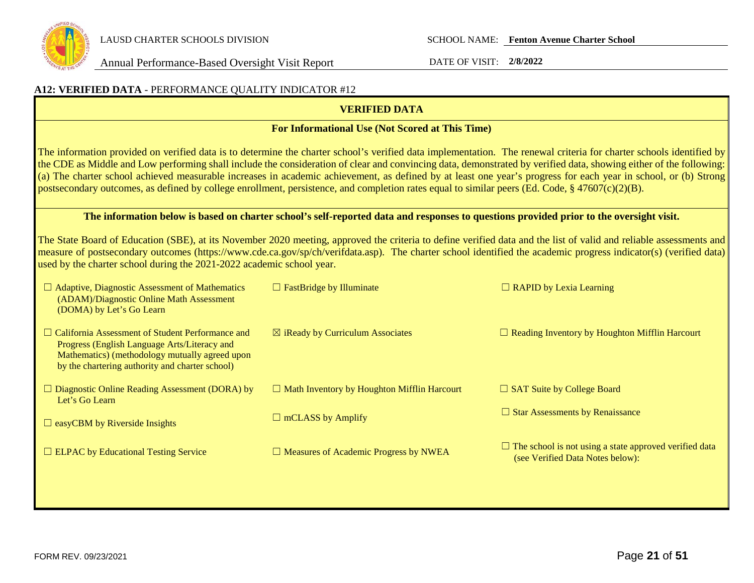## A12: VERIFIED DATA - PERFORMANCE QUALITY INDICATOR #12

**VERIFIED DATA**

**For Informational Use (Not Scored at This Time)**

The information provided on verified data is to determine the charter school's verified data implementation. The renewal criteria for charter schools identified by the CDE as Middle and Low performing shall include the consideration of clear and convincing data, demonstrated by verified data, showing either of the following: (a) The charter school achieved measurable increases in academic achievement, as defined by at least one year's progress for each year in school, or (b) Strong postsecondary outcomes, as defined by college enrollment, persistence, and completion rates equal to similar peers (Ed. Code, § 47607(c)(2)(B).

**The information below is based on charter school's self-reported data and responses to questions provided prior to the oversight visit.**

The State Board of Education (SBE), at its November 2020 meeting, approved the criteria to define verified data and the list of valid and reliable assessments and measure of postsecondary outcomes (https://www.cde.ca.gov/sp/ch/verifdata.asp). The charter school identified the academic progress indicator(s) (verified data) used by the charter school during the 2021-2022 academic school year.

| | | |
|---|---|---|
| ☐ Adaptive, Diagnostic Assessment of Mathematics (ADAM)/Diagnostic Online Math Assessment (DOMA) by Let's Go Learn | ☐ FastBridge by Illuminate | ☐ RAPID by Lexia Learning |
| ☐ California Assessment of Student Performance and Progress (English Language Arts/Literacy and Mathematics) (methodology mutually agreed upon by the chartering authority and charter school) | ☒ iReady by Curriculum Associates | ☐ Reading Inventory by Houghton Mifflin Harcourt |
| ☐ Diagnostic Online Reading Assessment (DORA) by Let's Go Learn | ☐ Math Inventory by Houghton Mifflin Harcourt | ☐ SAT Suite by College Board |
| ☐ easyCBM by Riverside Insights | ☐ mCLASS by Amplify | ☐ Star Assessments by Renaissance |
| ☐ ELPAC by Educational Testing Service | ☐ Measures of Academic Progress by NWEA | ☐ The school is not using a state approved verified data (see Verified Data Notes below): |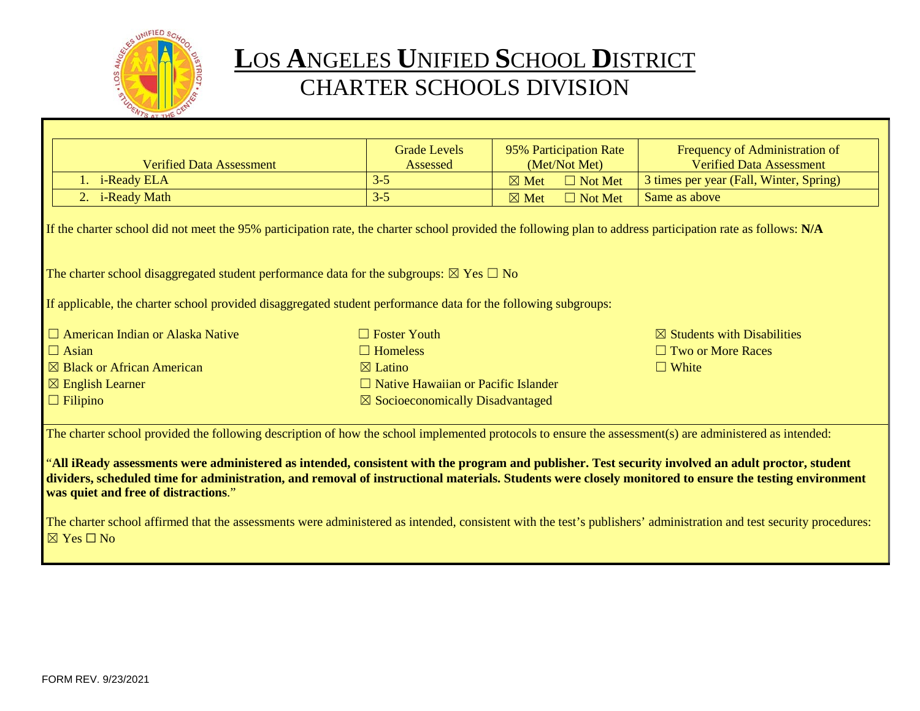# Los Angeles Unified School District
## Charter Schools Division

| Verified Data Assessment | Grade Levels Assessed | 95% Participation Rate (Met/Not Met) | Frequency of Administration of Verified Data Assessment |
|---|---|---|---|
| 1. i-Ready ELA | 3-5 | ☒ Met ☐ Not Met | 3 times per year (Fall, Winter, Spring) |
| 2. i-Ready Math | 3-5 | ☒ Met ☐ Not Met | Same as above |

If the charter school did not meet the 95% participation rate, the charter school provided the following plan to address participation rate as follows: **N/A**

The charter school disaggregated student performance data for the subgroups: ☒ Yes ☐ No

If applicable, the charter school provided disaggregated student performance data for the following subgroups:

☐ American Indian or Alaska Native
☐ Asian
☒ Black or African American
☒ English Learner
☐ Filipino
☐ Foster Youth
☐ Homeless
☒ Latino
☐ Native Hawaiian or Pacific Islander
☒ Socioeconomically Disadvantaged
☒ Students with Disabilities
☐ Two or More Races
☐ White

The charter school provided the following description of how the school implemented protocols to ensure the assessment(s) are administered as intended:

"**All iReady assessments were administered as intended, consistent with the program and publisher. Test security involved an adult proctor, student dividers, scheduled time for administration, and removal of instructional materials. Students were closely monitored to ensure the testing environment was quiet and free of distractions**."

The charter school affirmed that the assessments were administered as intended, consistent with the test's publishers' administration and test security procedures: ☒ Yes ☐ No

FORM REV. 9/23/2021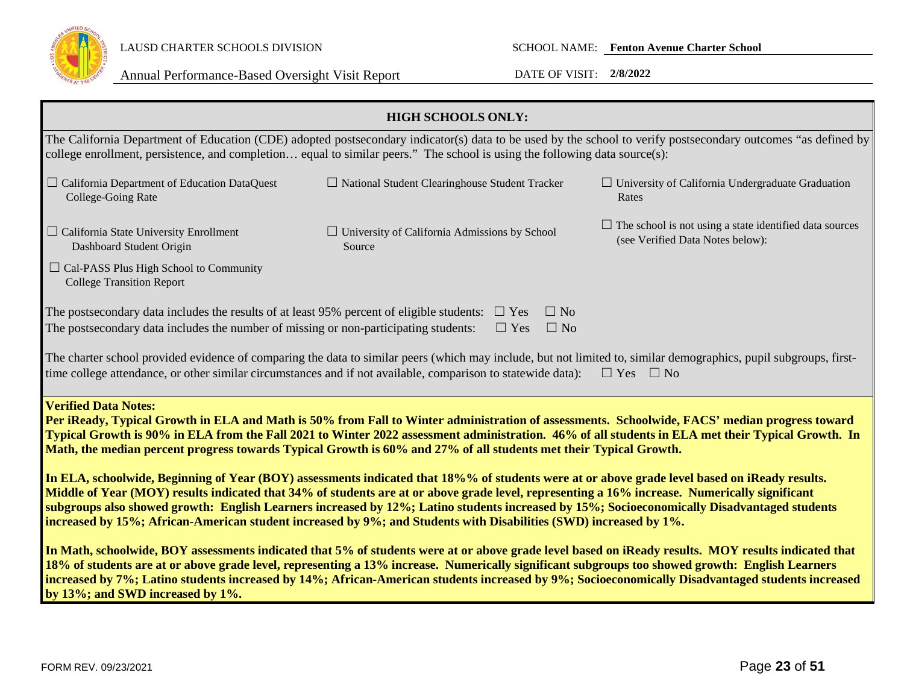**HIGH SCHOOLS ONLY:**

The California Department of Education (CDE) adopted postsecondary indicator(s) data to be used by the school to verify postsecondary outcomes "as defined by college enrollment, persistence, and completion… equal to similar peers." The school is using the following data source(s):

☐ California Department of Education DataQuest College-Going Rate

☐ National Student Clearinghouse Student Tracker

☐ University of California Undergraduate Graduation Rates

☐ California State University Enrollment Dashboard Student Origin

☐ University of California Admissions by School Source

☐ The school is not using a state identified data sources (see Verified Data Notes below):

☐ Cal-PASS Plus High School to Community College Transition Report

The postsecondary data includes the results of at least 95% percent of eligible students: ☐ Yes ☐ No

The postsecondary data includes the number of missing or non-participating students: ☐ Yes ☐ No

The charter school provided evidence of comparing the data to similar peers (which may include, but not limited to, similar demographics, pupil subgroups, first-time college attendance, or other similar circumstances and if not available, comparison to statewide data): ☐ Yes ☐ No

**Verified Data Notes:**

**Per iReady, Typical Growth in ELA and Math is 50% from Fall to Winter administration of assessments. Schoolwide, FACS' median progress toward Typical Growth is 90% in ELA from the Fall 2021 to Winter 2022 assessment administration. 46% of all students in ELA met their Typical Growth. In Math, the median percent progress towards Typical Growth is 60% and 27% of all students met their Typical Growth.**

**In ELA, schoolwide, Beginning of Year (BOY) assessments indicated that 18%% of students were at or above grade level based on iReady results. Middle of Year (MOY) results indicated that 34% of students are at or above grade level, representing a 16% increase. Numerically significant subgroups also showed growth: English Learners increased by 12%; Latino students increased by 15%; Socioeconomically Disadvantaged students increased by 15%; African-American student increased by 9%; and Students with Disabilities (SWD) increased by 1%.**

**In Math, schoolwide, BOY assessments indicated that 5% of students were at or above grade level based on iReady results. MOY results indicated that 18% of students are at or above grade level, representing a 13% increase. Numerically significant subgroups too showed growth: English Learners increased by 7%; Latino students increased by 14%; African-American students increased by 9%; Socioeconomically Disadvantaged students increased by 13%; and SWD increased by 1%.**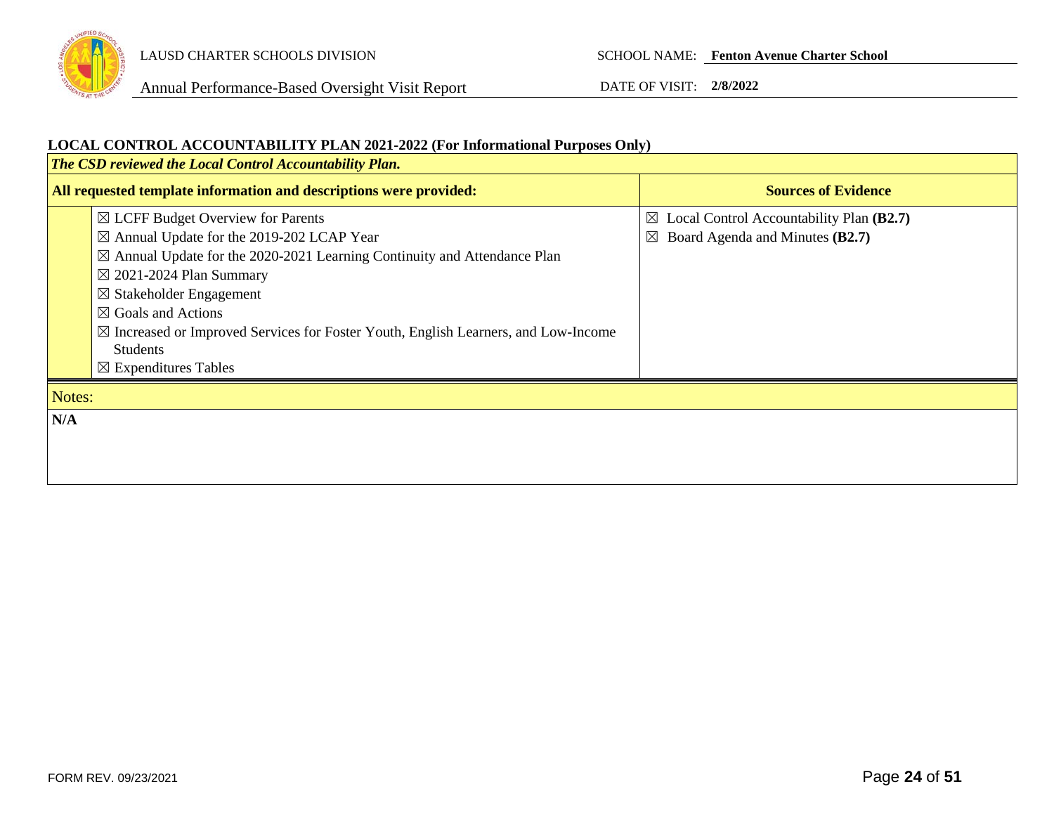**LOCAL CONTROL ACCOUNTABILITY PLAN 2021-2022 (For Informational Purposes Only)**

| *The CSD reviewed the Local Control Accountability Plan.* | | |
|---|---|---|
| **All requested template information and descriptions were provided:** | | **Sources of Evidence** |
| | ☒ LCFF Budget Overview for Parents<br>☒ Annual Update for the 2019-202 LCAP Year<br>☒ Annual Update for the 2020-2021 Learning Continuity and Attendance Plan<br>☒ 2021-2024 Plan Summary<br>☒ Stakeholder Engagement<br>☒ Goals and Actions<br>☒ Increased or Improved Services for Foster Youth, English Learners, and Low-Income Students<br>☒ Expenditures Tables | ☒ Local Control Accountability Plan **(B2.7)**<br>☒ Board Agenda and Minutes **(B2.7)** |

| Notes: |
|---|
| **N/A** |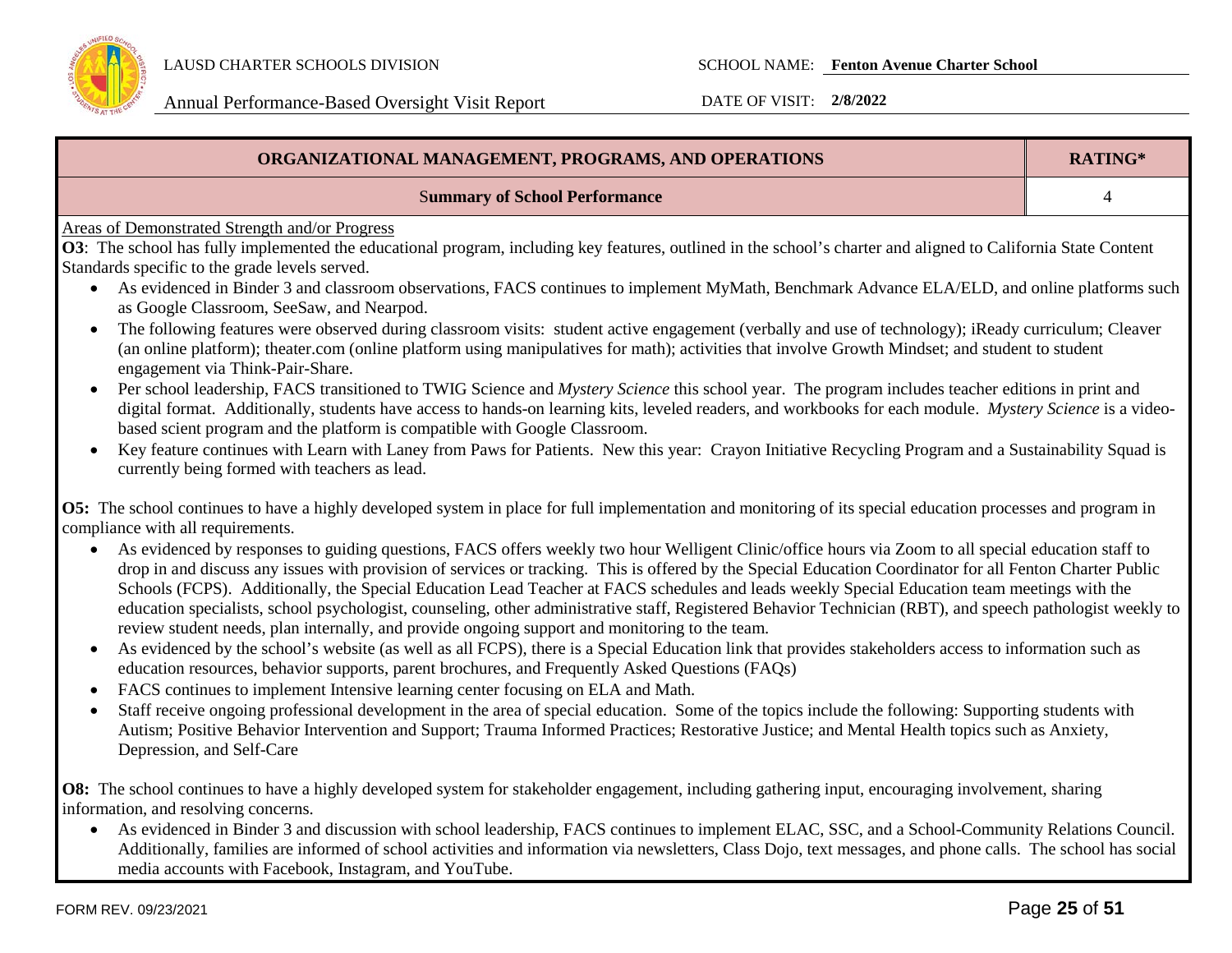| ORGANIZATIONAL MANAGEMENT, PROGRAMS, AND OPERATIONS | RATING* |
|---|---|
| Summary of School Performance | 4 |

Areas of Demonstrated Strength and/or Progress

**O3**: The school has fully implemented the educational program, including key features, outlined in the school's charter and aligned to California State Content Standards specific to the grade levels served.

- As evidenced in Binder 3 and classroom observations, FACS continues to implement MyMath, Benchmark Advance ELA/ELD, and online platforms such as Google Classroom, SeeSaw, and Nearpod.
- The following features were observed during classroom visits: student active engagement (verbally and use of technology); iReady curriculum; Cleaver (an online platform); theater.com (online platform using manipulatives for math); activities that involve Growth Mindset; and student to student engagement via Think-Pair-Share.
- Per school leadership, FACS transitioned to TWIG Science and *Mystery Science* this school year. The program includes teacher editions in print and digital format. Additionally, students have access to hands-on learning kits, leveled readers, and workbooks for each module. *Mystery Science* is a video-based scient program and the platform is compatible with Google Classroom.
- Key feature continues with Learn with Laney from Paws for Patients. New this year: Crayon Initiative Recycling Program and a Sustainability Squad is currently being formed with teachers as lead.

**O5:** The school continues to have a highly developed system in place for full implementation and monitoring of its special education processes and program in compliance with all requirements.

- As evidenced by responses to guiding questions, FACS offers weekly two hour Welligent Clinic/office hours via Zoom to all special education staff to drop in and discuss any issues with provision of services or tracking. This is offered by the Special Education Coordinator for all Fenton Charter Public Schools (FCPS). Additionally, the Special Education Lead Teacher at FACS schedules and leads weekly Special Education team meetings with the education specialists, school psychologist, counseling, other administrative staff, Registered Behavior Technician (RBT), and speech pathologist weekly to review student needs, plan internally, and provide ongoing support and monitoring to the team.
- As evidenced by the school's website (as well as all FCPS), there is a Special Education link that provides stakeholders access to information such as education resources, behavior supports, parent brochures, and Frequently Asked Questions (FAQs)
- FACS continues to implement Intensive learning center focusing on ELA and Math.
- Staff receive ongoing professional development in the area of special education. Some of the topics include the following: Supporting students with Autism; Positive Behavior Intervention and Support; Trauma Informed Practices; Restorative Justice; and Mental Health topics such as Anxiety, Depression, and Self-Care

**O8:** The school continues to have a highly developed system for stakeholder engagement, including gathering input, encouraging involvement, sharing information, and resolving concerns.

- As evidenced in Binder 3 and discussion with school leadership, FACS continues to implement ELAC, SSC, and a School-Community Relations Council. Additionally, families are informed of school activities and information via newsletters, Class Dojo, text messages, and phone calls. The school has social media accounts with Facebook, Instagram, and YouTube.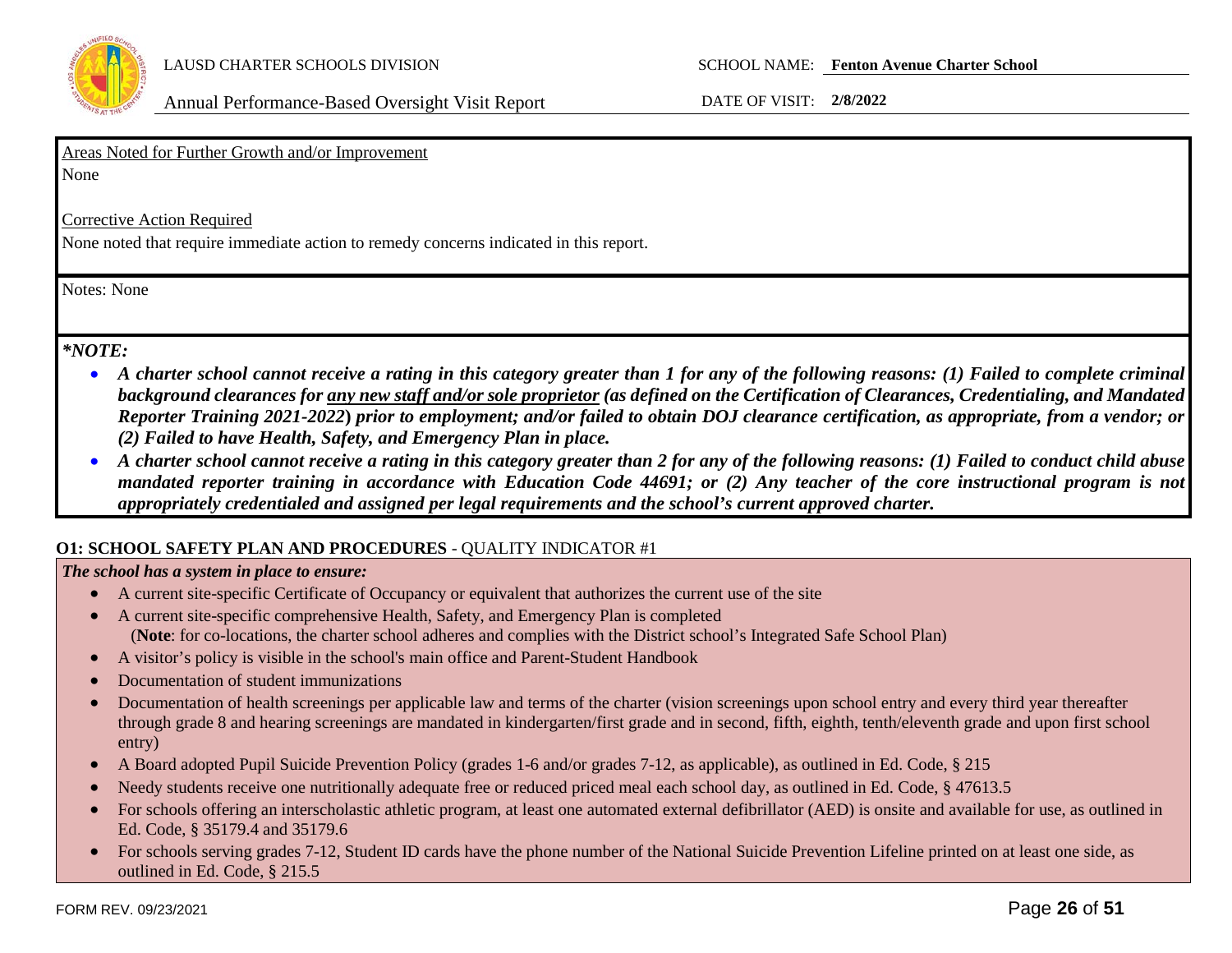Areas Noted for Further Growth and/or Improvement

None

Corrective Action Required

None noted that require immediate action to remedy concerns indicated in this report.

Notes: None

***NOTE:***

- ***A charter school cannot receive a rating in this category greater than 1 for any of the following reasons: (1) Failed to complete criminal background clearances for any new staff and/or sole proprietor (as defined on the Certification of Clearances, Credentialing, and Mandated Reporter Training 2021-2022) prior to employment; and/or failed to obtain DOJ clearance certification, as appropriate, from a vendor; or (2) Failed to have Health, Safety, and Emergency Plan in place.***
- ***A charter school cannot receive a rating in this category greater than 2 for any of the following reasons: (1) Failed to conduct child abuse mandated reporter training in accordance with Education Code 44691; or (2) Any teacher of the core instructional program is not appropriately credentialed and assigned per legal requirements and the school's current approved charter.***

**O1: SCHOOL SAFETY PLAN AND PROCEDURES** - QUALITY INDICATOR #1

***The school has a system in place to ensure:***

- A current site-specific Certificate of Occupancy or equivalent that authorizes the current use of the site
- A current site-specific comprehensive Health, Safety, and Emergency Plan is completed
  (**Note**: for co-locations, the charter school adheres and complies with the District school's Integrated Safe School Plan)
- A visitor's policy is visible in the school's main office and Parent-Student Handbook
- Documentation of student immunizations
- Documentation of health screenings per applicable law and terms of the charter (vision screenings upon school entry and every third year thereafter through grade 8 and hearing screenings are mandated in kindergarten/first grade and in second, fifth, eighth, tenth/eleventh grade and upon first school entry)
- A Board adopted Pupil Suicide Prevention Policy (grades 1-6 and/or grades 7-12, as applicable), as outlined in Ed. Code, § 215
- Needy students receive one nutritionally adequate free or reduced priced meal each school day, as outlined in Ed. Code, § 47613.5
- For schools offering an interscholastic athletic program, at least one automated external defibrillator (AED) is onsite and available for use, as outlined in Ed. Code, § 35179.4 and 35179.6
- For schools serving grades 7-12, Student ID cards have the phone number of the National Suicide Prevention Lifeline printed on at least one side, as outlined in Ed. Code, § 215.5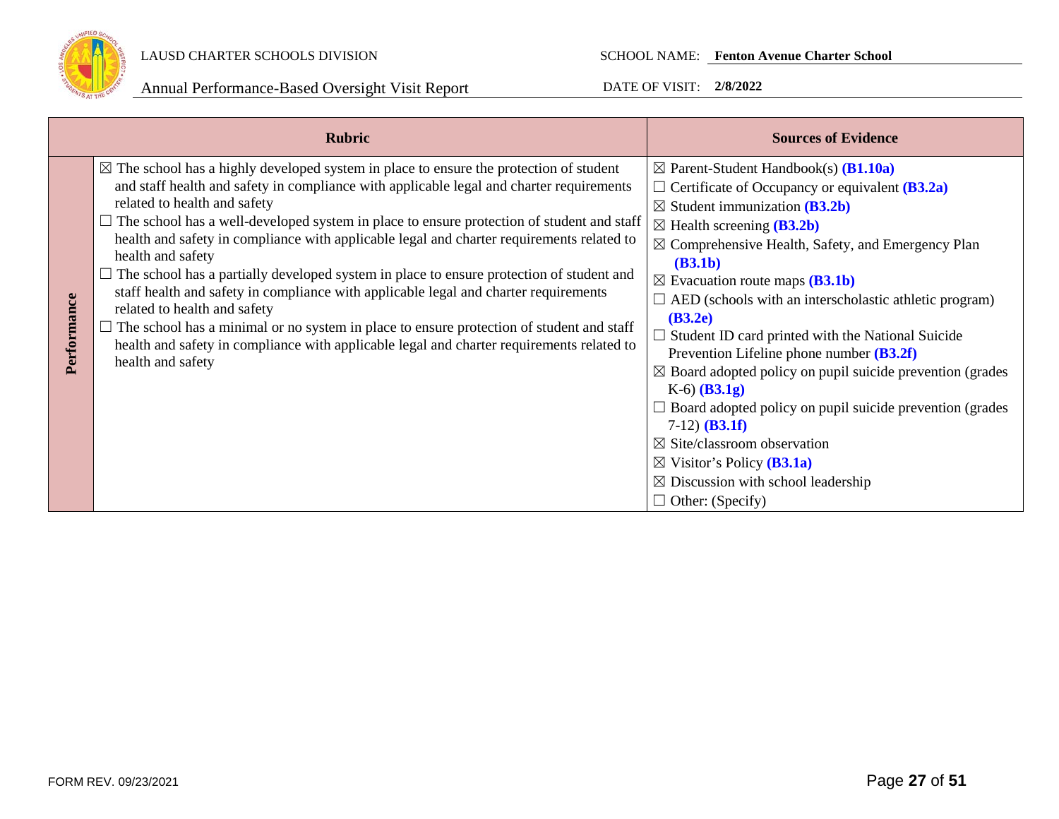| | Rubric | Sources of Evidence |
|---|---|---|
| **Performance** | ☒ The school has a highly developed system in place to ensure the protection of student and staff health and safety in compliance with applicable legal and charter requirements related to health and safety<br>☐ The school has a well-developed system in place to ensure protection of student and staff health and safety in compliance with applicable legal and charter requirements related to health and safety<br>☐ The school has a partially developed system in place to ensure protection of student and staff health and safety in compliance with applicable legal and charter requirements related to health and safety<br>☐ The school has a minimal or no system in place to ensure protection of student and staff health and safety in compliance with applicable legal and charter requirements related to health and safety | ☒ Parent-Student Handbook(s) **(B1.10a)**<br>☐ Certificate of Occupancy or equivalent **(B3.2a)**<br>☒ Student immunization **(B3.2b)**<br>☒ Health screening **(B3.2b)**<br>☒ Comprehensive Health, Safety, and Emergency Plan **(B3.1b)**<br>☒ Evacuation route maps **(B3.1b)**<br>☐ AED (schools with an interscholastic athletic program) **(B3.2e)**<br>☐ Student ID card printed with the National Suicide Prevention Lifeline phone number **(B3.2f)**<br>☒ Board adopted policy on pupil suicide prevention (grades K-6) **(B3.1g)**<br>☐ Board adopted policy on pupil suicide prevention (grades 7-12) **(B3.1f)**<br>☒ Site/classroom observation<br>☒ Visitor's Policy **(B3.1a)**<br>☒ Discussion with school leadership<br>☐ Other: (Specify) |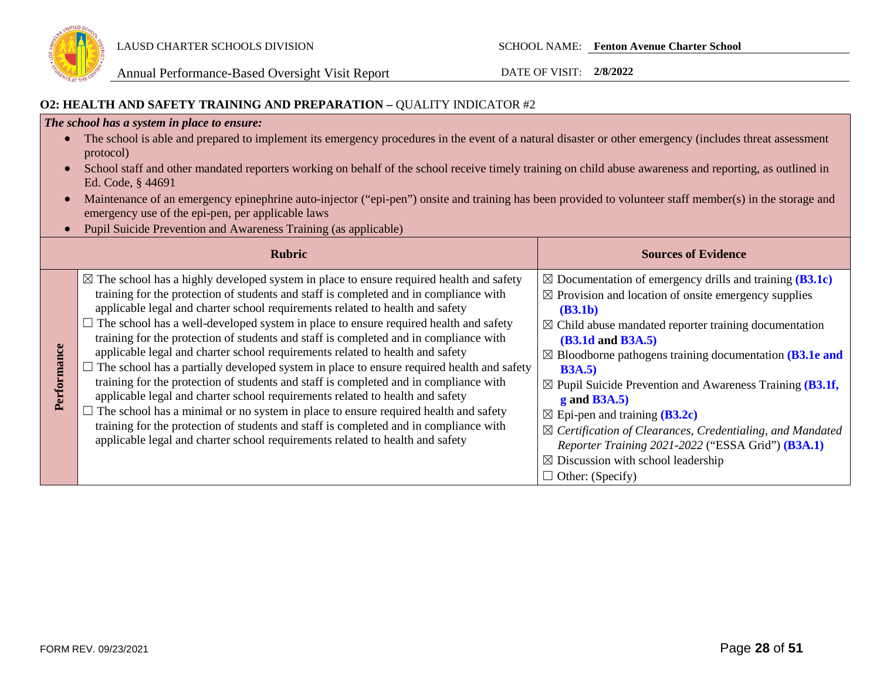### O2: HEALTH AND SAFETY TRAINING AND PREPARATION – QUALITY INDICATOR #2

***The school has a system in place to ensure:***

- The school is able and prepared to implement its emergency procedures in the event of a natural disaster or other emergency (includes threat assessment protocol)
- School staff and other mandated reporters working on behalf of the school receive timely training on child abuse awareness and reporting, as outlined in Ed. Code, § 44691
- Maintenance of an emergency epinephrine auto-injector ("epi-pen") onsite and training has been provided to volunteer staff member(s) in the storage and emergency use of the epi-pen, per applicable laws
- Pupil Suicide Prevention and Awareness Training (as applicable)

| | Rubric | Sources of Evidence |
|---|---|---|
| **Performance** | ☒ The school has a highly developed system in place to ensure required health and safety training for the protection of students and staff is completed and in compliance with applicable legal and charter school requirements related to health and safety<br>☐ The school has a well-developed system in place to ensure required health and safety training for the protection of students and staff is completed and in compliance with applicable legal and charter school requirements related to health and safety<br>☐ The school has a partially developed system in place to ensure required health and safety training for the protection of students and staff is completed and in compliance with applicable legal and charter school requirements related to health and safety<br>☐ The school has a minimal or no system in place to ensure required health and safety training for the protection of students and staff is completed and in compliance with applicable legal and charter school requirements related to health and safety | ☒ Documentation of emergency drills and training **(B3.1c)**<br>☒ Provision and location of onsite emergency supplies **(B3.1b)**<br>☒ Child abuse mandated reporter training documentation **(B3.1d and B3A.5)**<br>☒ Bloodborne pathogens training documentation **(B3.1e and B3A.5)**<br>☒ Pupil Suicide Prevention and Awareness Training **(B3.1f, g and B3A.5)**<br>☒ Epi-pen and training **(B3.2c)**<br>☒ *Certification of Clearances, Credentialing, and Mandated Reporter Training 2021-2022* ("ESSA Grid") **(B3A.1)**<br>☒ Discussion with school leadership<br>☐ Other: (Specify) |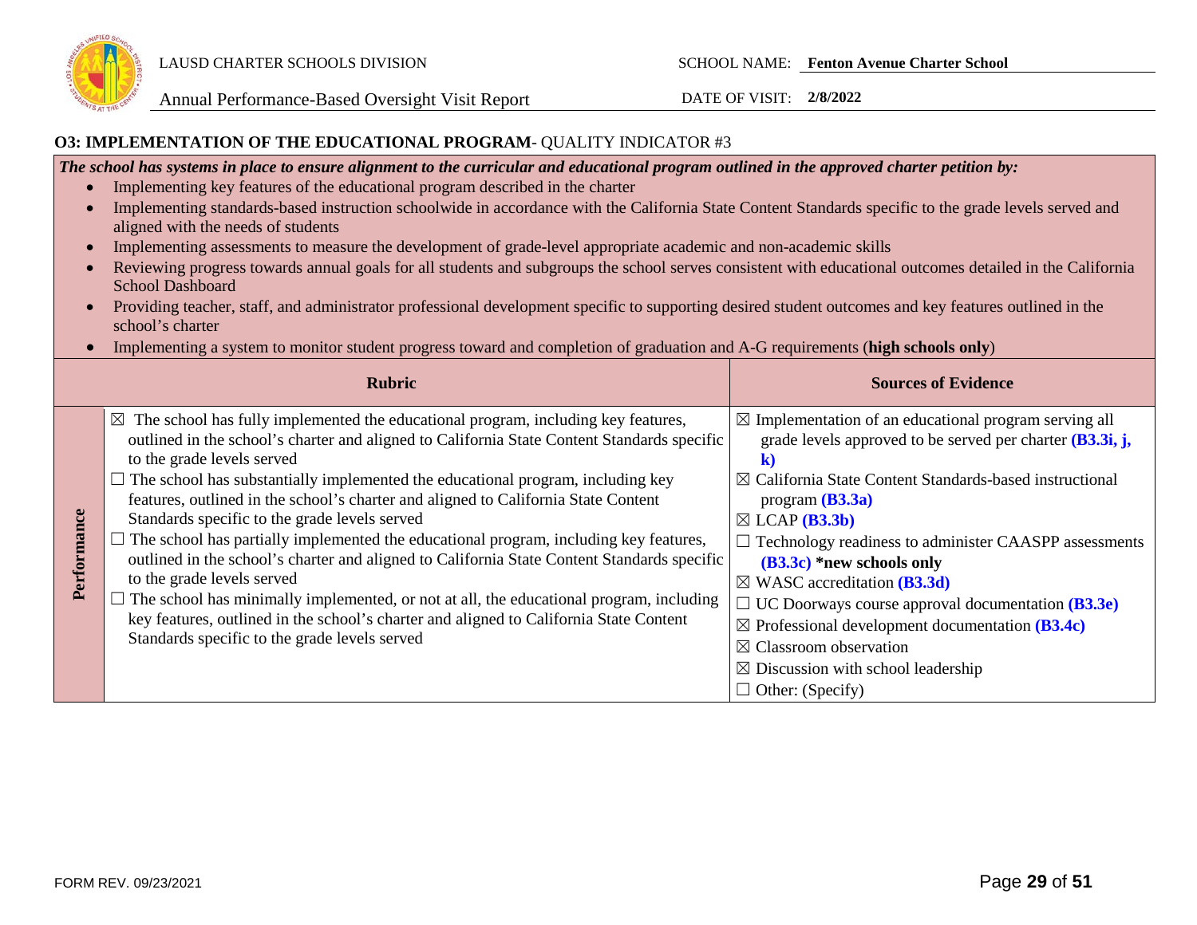**O3: IMPLEMENTATION OF THE EDUCATIONAL PROGRAM**- QUALITY INDICATOR #3

***The school has systems in place to ensure alignment to the curricular and educational program outlined in the approved charter petition by:***

- Implementing key features of the educational program described in the charter
- Implementing standards-based instruction schoolwide in accordance with the California State Content Standards specific to the grade levels served and aligned with the needs of students
- Implementing assessments to measure the development of grade-level appropriate academic and non-academic skills
- Reviewing progress towards annual goals for all students and subgroups the school serves consistent with educational outcomes detailed in the California School Dashboard
- Providing teacher, staff, and administrator professional development specific to supporting desired student outcomes and key features outlined in the school's charter
- Implementing a system to monitor student progress toward and completion of graduation and A-G requirements (**high schools only**)

| | **Rubric** | **Sources of Evidence** |
|---|---|---|
| **Performance** | ☒ The school has fully implemented the educational program, including key features, outlined in the school's charter and aligned to California State Content Standards specific to the grade levels served<br>☐ The school has substantially implemented the educational program, including key features, outlined in the school's charter and aligned to California State Content Standards specific to the grade levels served<br>☐ The school has partially implemented the educational program, including key features, outlined in the school's charter and aligned to California State Content Standards specific to the grade levels served<br>☐ The school has minimally implemented, or not at all, the educational program, including key features, outlined in the school's charter and aligned to California State Content Standards specific to the grade levels served | ☒ Implementation of an educational program serving all grade levels approved to be served per charter **(B3.3i, j, k)**<br>☒ California State Content Standards-based instructional program **(B3.3a)**<br>☒ LCAP **(B3.3b)**<br>☐ Technology readiness to administer CAASPP assessments **(B3.3c)** **\*new schools only**<br>☒ WASC accreditation **(B3.3d)**<br>☐ UC Doorways course approval documentation **(B3.3e)**<br>☒ Professional development documentation **(B3.4c)**<br>☒ Classroom observation<br>☒ Discussion with school leadership<br>☐ Other: (Specify) |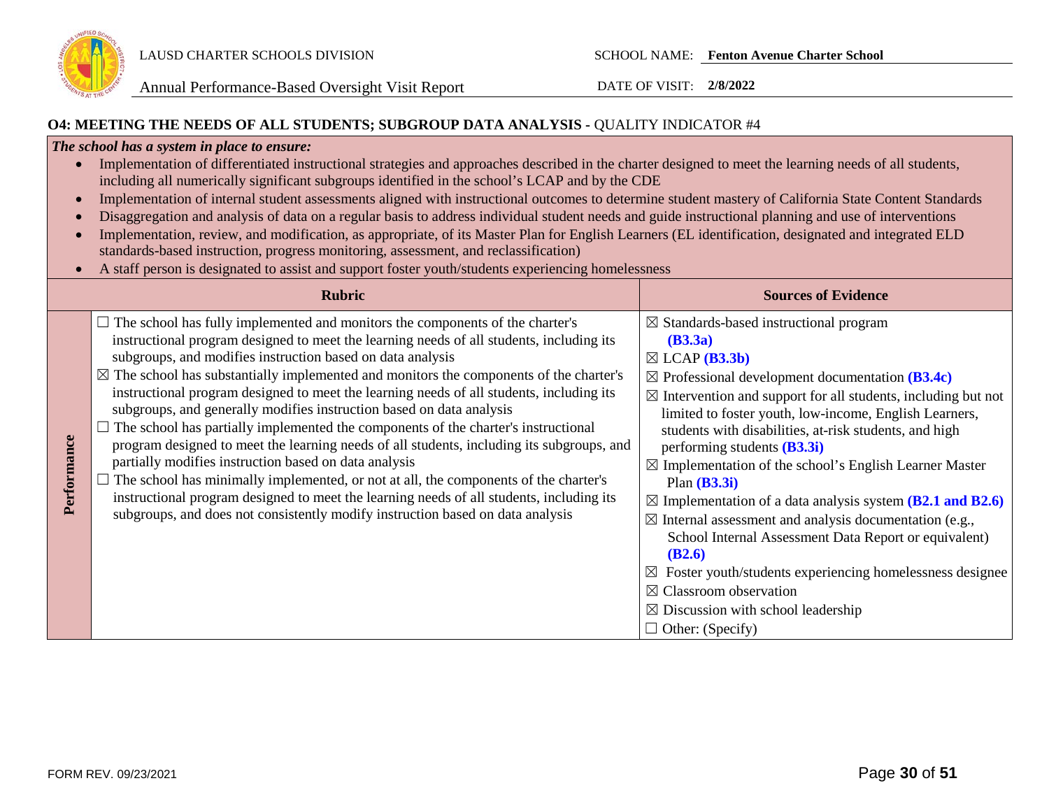## O4: MEETING THE NEEDS OF ALL STUDENTS; SUBGROUP DATA ANALYSIS - QUALITY INDICATOR #4

***The school has a system in place to ensure:***

- Implementation of differentiated instructional strategies and approaches described in the charter designed to meet the learning needs of all students, including all numerically significant subgroups identified in the school's LCAP and by the CDE
- Implementation of internal student assessments aligned with instructional outcomes to determine student mastery of California State Content Standards
- Disaggregation and analysis of data on a regular basis to address individual student needs and guide instructional planning and use of interventions
- Implementation, review, and modification, as appropriate, of its Master Plan for English Learners (EL identification, designated and integrated ELD standards-based instruction, progress monitoring, assessment, and reclassification)
- A staff person is designated to assist and support foster youth/students experiencing homelessness

| | Rubric | Sources of Evidence |
|---|---|---|
| **Performance** | ☐ The school has fully implemented and monitors the components of the charter's instructional program designed to meet the learning needs of all students, including its subgroups, and modifies instruction based on data analysis<br>☒ The school has substantially implemented and monitors the components of the charter's instructional program designed to meet the learning needs of all students, including its subgroups, and generally modifies instruction based on data analysis<br>☐ The school has partially implemented the components of the charter's instructional program designed to meet the learning needs of all students, including its subgroups, and partially modifies instruction based on data analysis<br>☐ The school has minimally implemented, or not at all, the components of the charter's instructional program designed to meet the learning needs of all students, including its subgroups, and does not consistently modify instruction based on data analysis | ☒ Standards-based instructional program **(B3.3a)**<br>☒ LCAP **(B3.3b)**<br>☒ Professional development documentation **(B3.4c)**<br>☒ Intervention and support for all students, including but not limited to foster youth, low-income, English Learners, students with disabilities, at-risk students, and high performing students **(B3.3i)**<br>☒ Implementation of the school's English Learner Master Plan **(B3.3i)**<br>☒ Implementation of a data analysis system **(B2.1 and B2.6)**<br>☒ Internal assessment and analysis documentation (e.g., School Internal Assessment Data Report or equivalent) **(B2.6)**<br>☒ Foster youth/students experiencing homelessness designee<br>☒ Classroom observation<br>☒ Discussion with school leadership<br>☐ Other: (Specify) |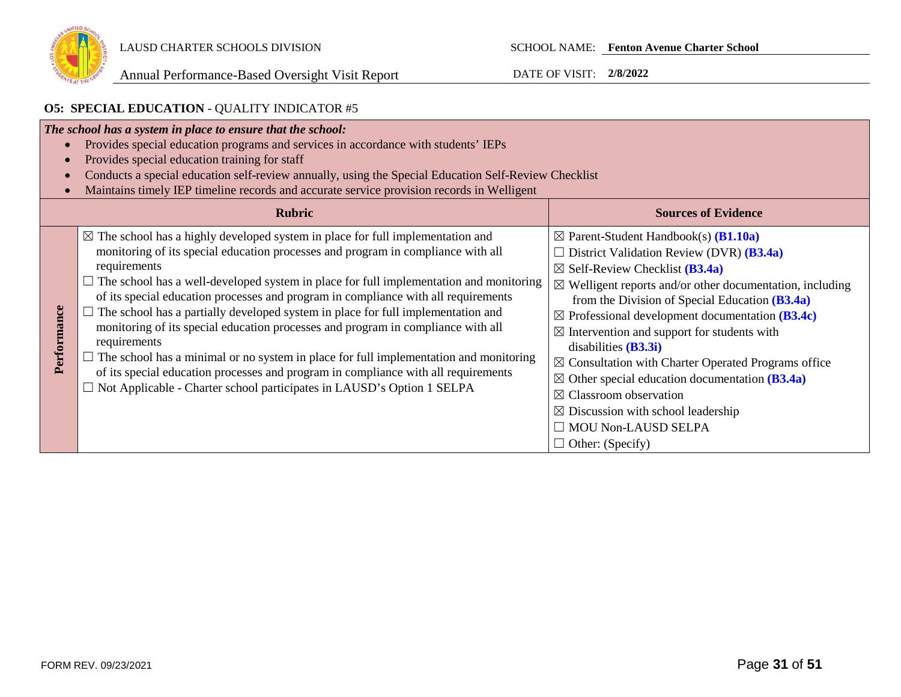LAUSD CHARTER SCHOOLS DIVISION

Annual Performance-Based Oversight Visit Report

SCHOOL NAME: **Fenton Avenue Charter School**

DATE OF VISIT: **2/8/2022**

**O5: SPECIAL EDUCATION** - QUALITY INDICATOR #5

***The school has a system in place to ensure that the school:***

- Provides special education programs and services in accordance with students' IEPs
- Provides special education training for staff
- Conducts a special education self-review annually, using the Special Education Self-Review Checklist
- Maintains timely IEP timeline records and accurate service provision records in Welligent

| | Rubric | Sources of Evidence |
|---|---|---|
| **Performance** | ☒ The school has a highly developed system in place for full implementation and monitoring of its special education processes and program in compliance with all requirements<br>☐ The school has a well-developed system in place for full implementation and monitoring of its special education processes and program in compliance with all requirements<br>☐ The school has a partially developed system in place for full implementation and monitoring of its special education processes and program in compliance with all requirements<br>☐ The school has a minimal or no system in place for full implementation and monitoring of its special education processes and program in compliance with all requirements<br>☐ Not Applicable - Charter school participates in LAUSD's Option 1 SELPA | ☒ Parent-Student Handbook(s) **(B1.10a)**<br>☐ District Validation Review (DVR) **(B3.4a)**<br>☒ Self-Review Checklist **(B3.4a)**<br>☒ Welligent reports and/or other documentation, including from the Division of Special Education **(B3.4a)**<br>☒ Professional development documentation **(B3.4c)**<br>☒ Intervention and support for students with disabilities **(B3.3i)**<br>☒ Consultation with Charter Operated Programs office<br>☒ Other special education documentation **(B3.4a)**<br>☒ Classroom observation<br>☒ Discussion with school leadership<br>☐ MOU Non-LAUSD SELPA<br>☐ Other: (Specify) |

FORM REV. 09/23/2021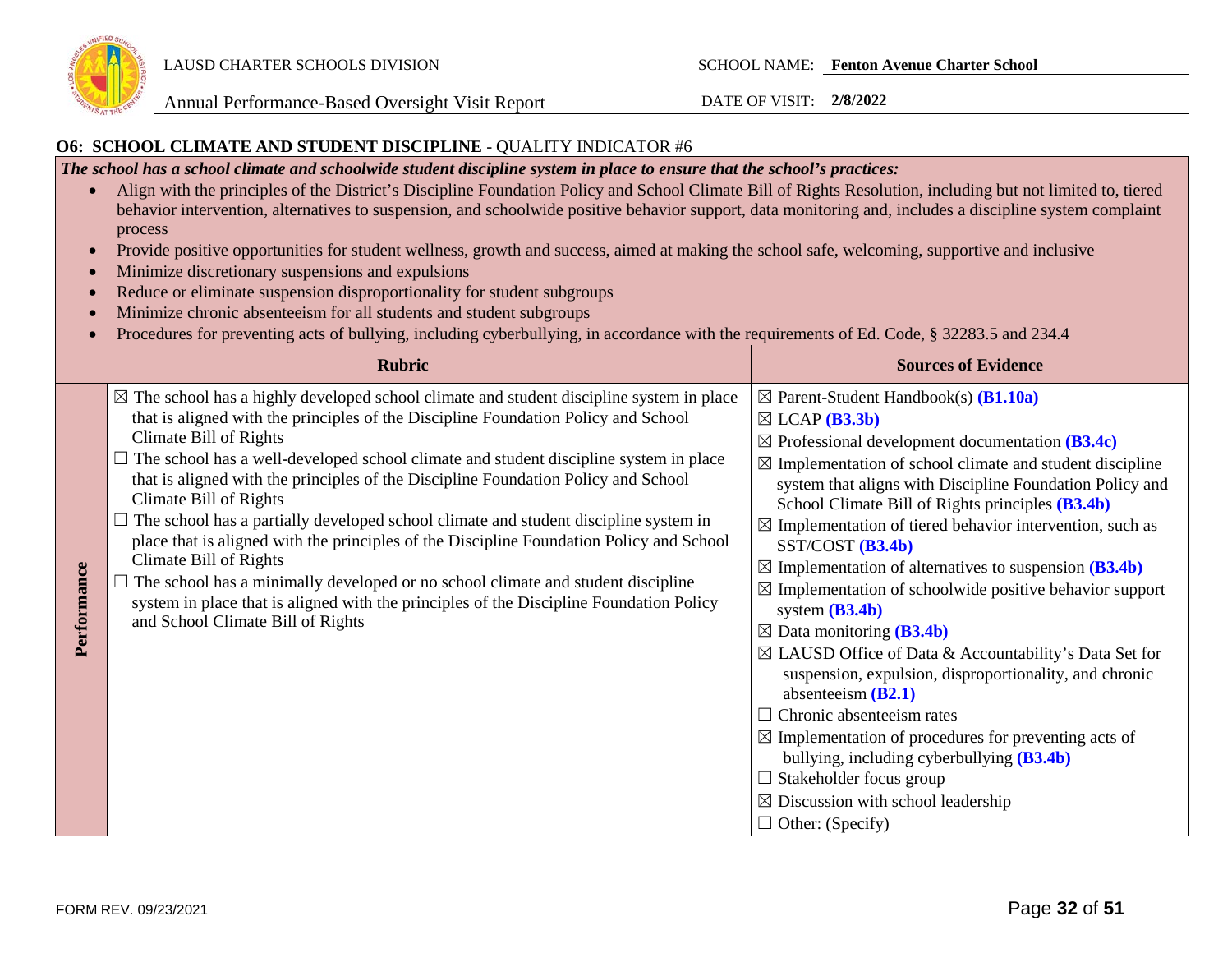## O6: SCHOOL CLIMATE AND STUDENT DISCIPLINE - QUALITY INDICATOR #6

***The school has a school climate and schoolwide student discipline system in place to ensure that the school's practices:***

- Align with the principles of the District's Discipline Foundation Policy and School Climate Bill of Rights Resolution, including but not limited to, tiered behavior intervention, alternatives to suspension, and schoolwide positive behavior support, data monitoring and, includes a discipline system complaint process
- Provide positive opportunities for student wellness, growth and success, aimed at making the school safe, welcoming, supportive and inclusive
- Minimize discretionary suspensions and expulsions
- Reduce or eliminate suspension disproportionality for student subgroups
- Minimize chronic absenteeism for all students and student subgroups
- Procedures for preventing acts of bullying, including cyberbullying, in accordance with the requirements of Ed. Code, § 32283.5 and 234.4

| | Rubric | Sources of Evidence |
|---|---|---|
| **Performance** | ☒ The school has a highly developed school climate and student discipline system in place that is aligned with the principles of the Discipline Foundation Policy and School Climate Bill of Rights<br>☐ The school has a well-developed school climate and student discipline system in place that is aligned with the principles of the Discipline Foundation Policy and School Climate Bill of Rights<br>☐ The school has a partially developed school climate and student discipline system in place that is aligned with the principles of the Discipline Foundation Policy and School Climate Bill of Rights<br>☐ The school has a minimally developed or no school climate and student discipline system in place that is aligned with the principles of the Discipline Foundation Policy and School Climate Bill of Rights | ☒ Parent-Student Handbook(s) **(B1.10a)**<br>☒ LCAP **(B3.3b)**<br>☒ Professional development documentation **(B3.4c)**<br>☒ Implementation of school climate and student discipline system that aligns with Discipline Foundation Policy and School Climate Bill of Rights principles **(B3.4b)**<br>☒ Implementation of tiered behavior intervention, such as SST/COST **(B3.4b)**<br>☒ Implementation of alternatives to suspension **(B3.4b)**<br>☒ Implementation of schoolwide positive behavior support system **(B3.4b)**<br>☒ Data monitoring **(B3.4b)**<br>☒ LAUSD Office of Data & Accountability's Data Set for suspension, expulsion, disproportionality, and chronic absenteeism **(B2.1)**<br>☐ Chronic absenteeism rates<br>☒ Implementation of procedures for preventing acts of bullying, including cyberbullying **(B3.4b)**<br>☐ Stakeholder focus group<br>☒ Discussion with school leadership<br>☐ Other: (Specify) |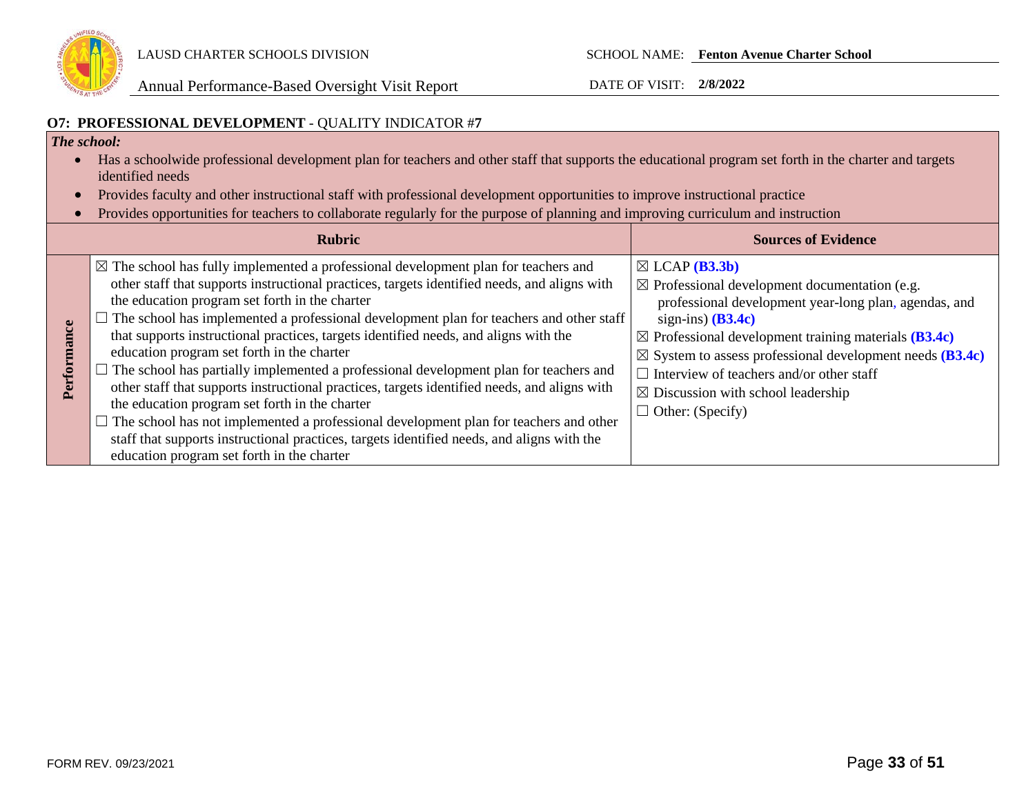### O7: PROFESSIONAL DEVELOPMENT - QUALITY INDICATOR #7

*The school:*

- Has a schoolwide professional development plan for teachers and other staff that supports the educational program set forth in the charter and targets identified needs
- Provides faculty and other instructional staff with professional development opportunities to improve instructional practice
- Provides opportunities for teachers to collaborate regularly for the purpose of planning and improving curriculum and instruction

| | Rubric | Sources of Evidence |
|---|---|---|
| **Performance** | ☒ The school has fully implemented a professional development plan for teachers and other staff that supports instructional practices, targets identified needs, and aligns with the education program set forth in the charter<br>☐ The school has implemented a professional development plan for teachers and other staff that supports instructional practices, targets identified needs, and aligns with the education program set forth in the charter<br>☐ The school has partially implemented a professional development plan for teachers and other staff that supports instructional practices, targets identified needs, and aligns with the education program set forth in the charter<br>☐ The school has not implemented a professional development plan for teachers and other staff that supports instructional practices, targets identified needs, and aligns with the education program set forth in the charter | ☒ LCAP **(B3.3b)**<br>☒ Professional development documentation (e.g. professional development year-long plan, agendas, and sign-ins) **(B3.4c)**<br>☒ Professional development training materials **(B3.4c)**<br>☒ System to assess professional development needs **(B3.4c)**<br>☐ Interview of teachers and/or other staff<br>☒ Discussion with school leadership<br>☐ Other: (Specify) |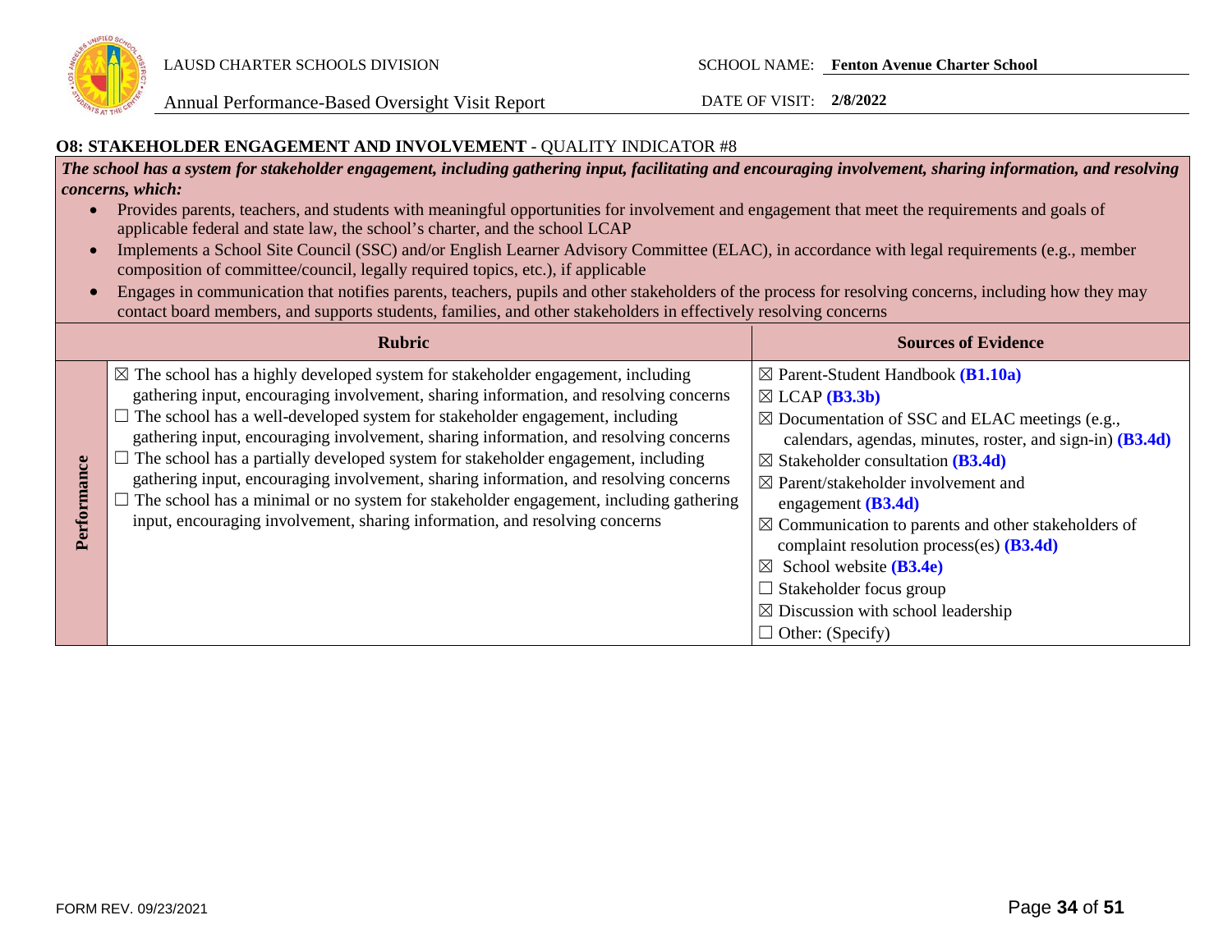### O8: STAKEHOLDER ENGAGEMENT AND INVOLVEMENT - QUALITY INDICATOR #8

***The school has a system for stakeholder engagement, including gathering input, facilitating and encouraging involvement, sharing information, and resolving concerns, which:***

- Provides parents, teachers, and students with meaningful opportunities for involvement and engagement that meet the requirements and goals of applicable federal and state law, the school's charter, and the school LCAP
- Implements a School Site Council (SSC) and/or English Learner Advisory Committee (ELAC), in accordance with legal requirements (e.g., member composition of committee/council, legally required topics, etc.), if applicable
- Engages in communication that notifies parents, teachers, pupils and other stakeholders of the process for resolving concerns, including how they may contact board members, and supports students, families, and other stakeholders in effectively resolving concerns

| | Rubric | Sources of Evidence |
|---|---|---|
| **Performance** | ☒ The school has a highly developed system for stakeholder engagement, including gathering input, encouraging involvement, sharing information, and resolving concerns<br>☐ The school has a well-developed system for stakeholder engagement, including gathering input, encouraging involvement, sharing information, and resolving concerns<br>☐ The school has a partially developed system for stakeholder engagement, including gathering input, encouraging involvement, sharing information, and resolving concerns<br>☐ The school has a minimal or no system for stakeholder engagement, including gathering input, encouraging involvement, sharing information, and resolving concerns | ☒ Parent-Student Handbook **(B1.10a)**<br>☒ LCAP **(B3.3b)**<br>☒ Documentation of SSC and ELAC meetings (e.g., calendars, agendas, minutes, roster, and sign-in) **(B3.4d)**<br>☒ Stakeholder consultation **(B3.4d)**<br>☒ Parent/stakeholder involvement and engagement **(B3.4d)**<br>☒ Communication to parents and other stakeholders of complaint resolution process(es) **(B3.4d)**<br>☒ School website **(B3.4e)**<br>☐ Stakeholder focus group<br>☒ Discussion with school leadership<br>☐ Other: (Specify) |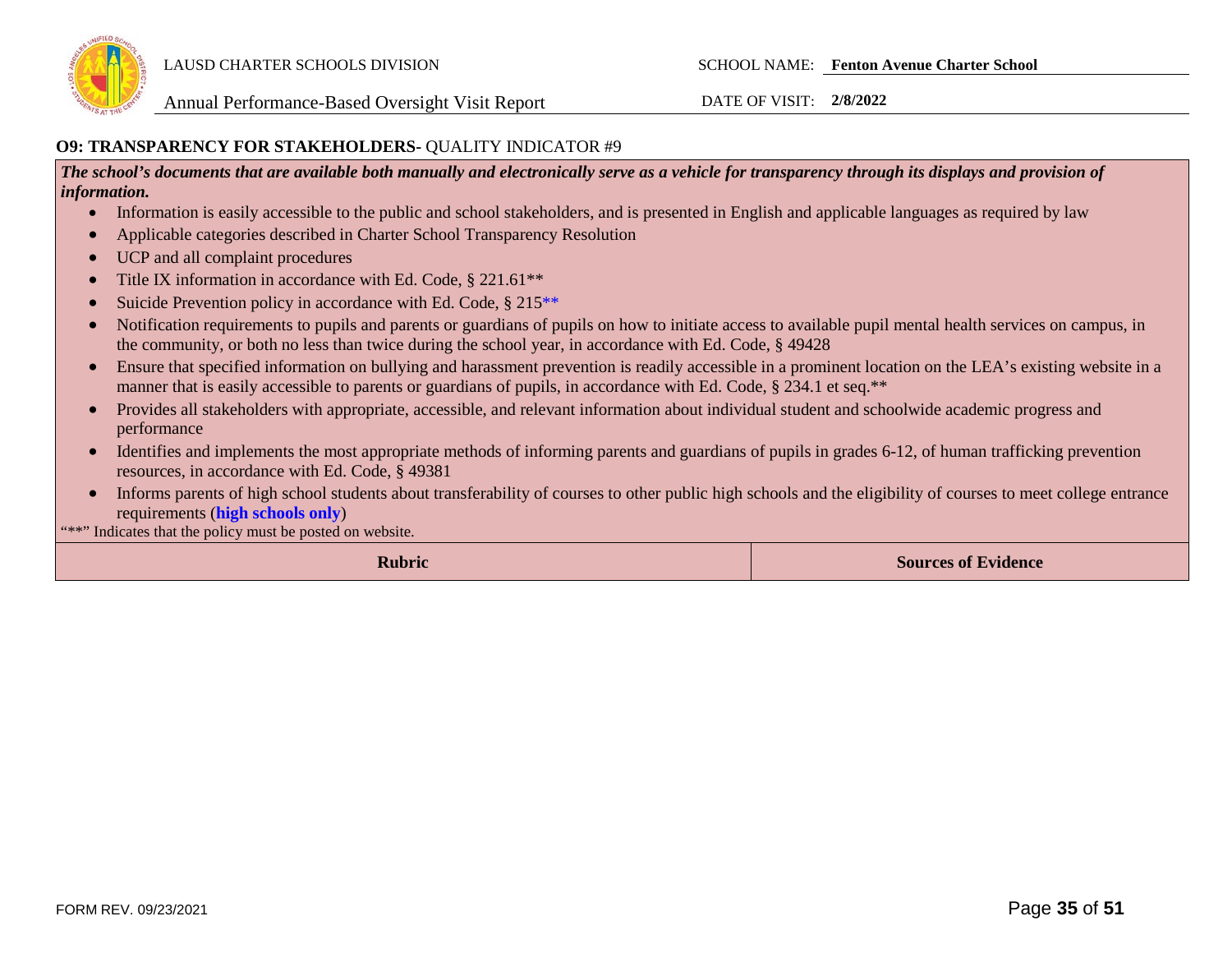**O9: TRANSPARENCY FOR STAKEHOLDERS-** QUALITY INDICATOR #9

***The school's documents that are available both manually and electronically serve as a vehicle for transparency through its displays and provision of information.***

- Information is easily accessible to the public and school stakeholders, and is presented in English and applicable languages as required by law
- Applicable categories described in Charter School Transparency Resolution
- UCP and all complaint procedures
- Title IX information in accordance with Ed. Code, § 221.61**
- Suicide Prevention policy in accordance with Ed. Code, § 215**
- Notification requirements to pupils and parents or guardians of pupils on how to initiate access to available pupil mental health services on campus, in the community, or both no less than twice during the school year, in accordance with Ed. Code, § 49428
- Ensure that specified information on bullying and harassment prevention is readily accessible in a prominent location on the LEA's existing website in a manner that is easily accessible to parents or guardians of pupils, in accordance with Ed. Code, § 234.1 et seq.**
- Provides all stakeholders with appropriate, accessible, and relevant information about individual student and schoolwide academic progress and performance
- Identifies and implements the most appropriate methods of informing parents and guardians of pupils in grades 6-12, of human trafficking prevention resources, in accordance with Ed. Code, § 49381
- Informs parents of high school students about transferability of courses to other public high schools and the eligibility of courses to meet college entrance requirements (**high schools only**)

"**" Indicates that the policy must be posted on website.

| Rubric | Sources of Evidence |
|---|---|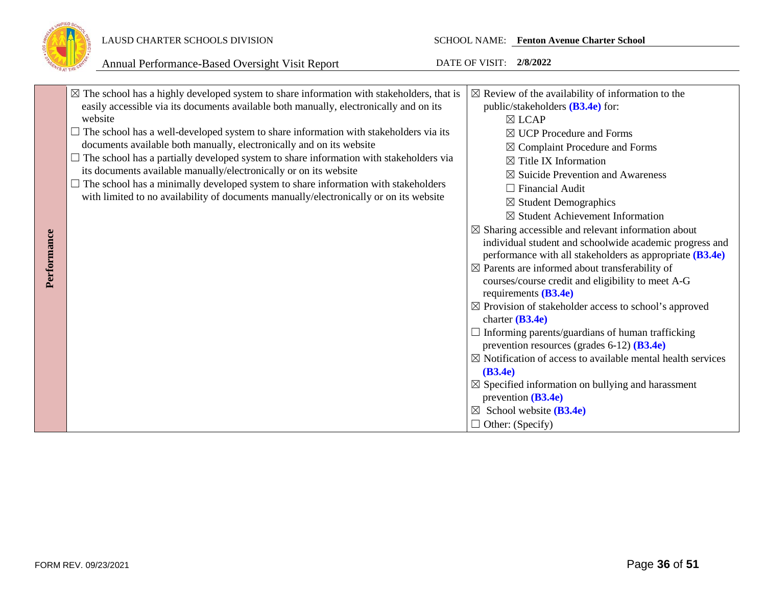| Performance | | |
|---|---|---|
| **Performance** | ☒ The school has a highly developed system to share information with stakeholders, that is easily accessible via its documents available both manually, electronically and on its website<br>☐ The school has a well-developed system to share information with stakeholders via its documents available both manually, electronically and on its website<br>☐ The school has a partially developed system to share information with stakeholders via its documents available manually/electronically or on its website<br>☐ The school has a minimally developed system to share information with stakeholders with limited to no availability of documents manually/electronically or on its website | ☒ Review of the availability of information to the public/stakeholders **(B3.4e)** for:<br>☒ LCAP<br>☒ UCP Procedure and Forms<br>☒ Complaint Procedure and Forms<br>☒ Title IX Information<br>☒ Suicide Prevention and Awareness<br>☐ Financial Audit<br>☒ Student Demographics<br>☒ Student Achievement Information<br>☒ Sharing accessible and relevant information about individual student and schoolwide academic progress and performance with all stakeholders as appropriate **(B3.4e)**<br>☒ Parents are informed about transferability of courses/course credit and eligibility to meet A-G requirements **(B3.4e)**<br>☒ Provision of stakeholder access to school's approved charter **(B3.4e)**<br>☐ Informing parents/guardians of human trafficking prevention resources (grades 6-12) **(B3.4e)**<br>☒ Notification of access to available mental health services **(B3.4e)**<br>☒ Specified information on bullying and harassment prevention **(B3.4e)**<br>☒ School website **(B3.4e)**<br>☐ Other: (Specify) |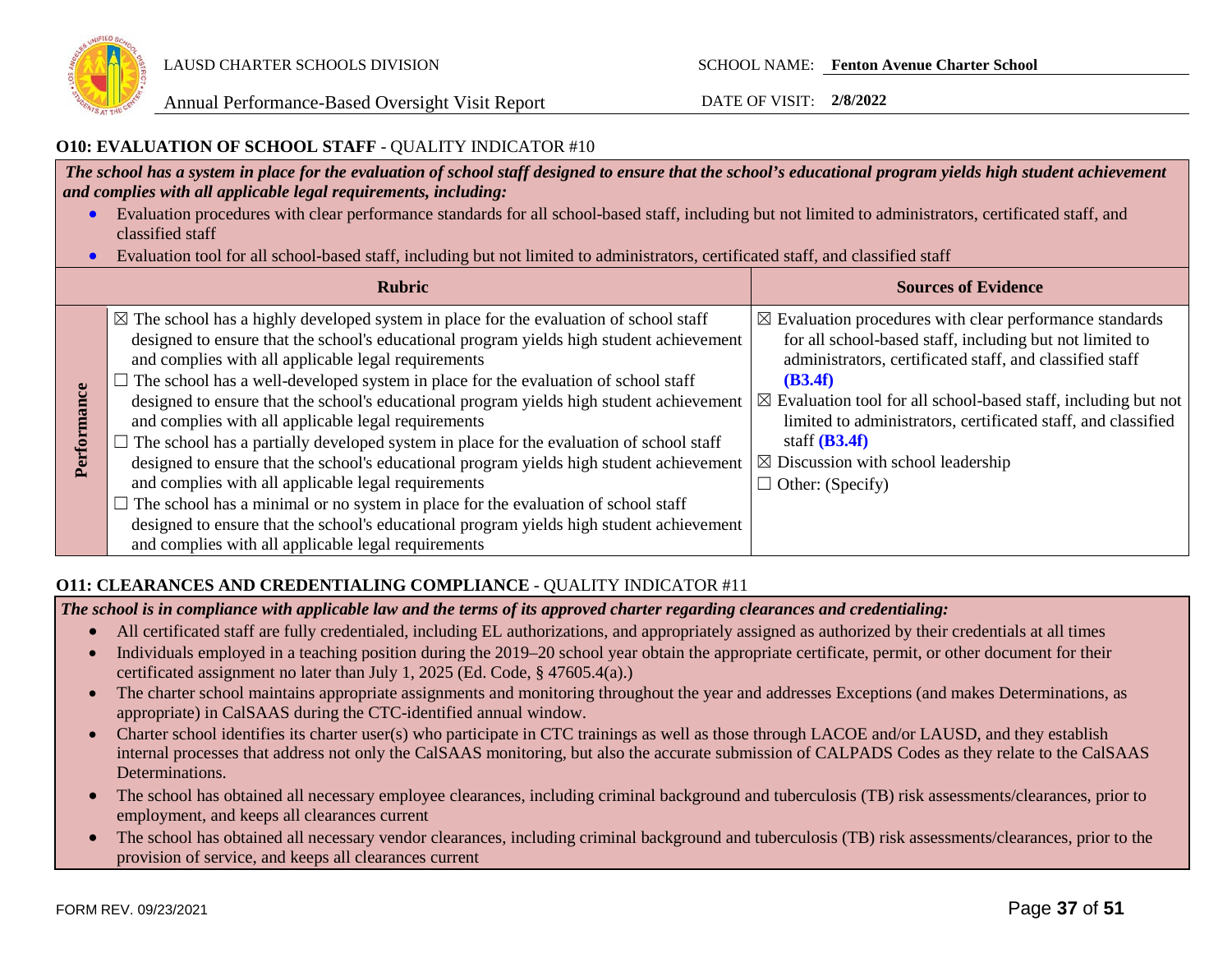### O10: EVALUATION OF SCHOOL STAFF - QUALITY INDICATOR #10

***The school has a system in place for the evaluation of school staff designed to ensure that the school's educational program yields high student achievement and complies with all applicable legal requirements, including:***

- Evaluation procedures with clear performance standards for all school-based staff, including but not limited to administrators, certificated staff, and classified staff
- Evaluation tool for all school-based staff, including but not limited to administrators, certificated staff, and classified staff

| | Rubric | Sources of Evidence |
|---|---|---|
| **Performance** | ☒ The school has a highly developed system in place for the evaluation of school staff designed to ensure that the school's educational program yields high student achievement and complies with all applicable legal requirements<br>☐ The school has a well-developed system in place for the evaluation of school staff designed to ensure that the school's educational program yields high student achievement and complies with all applicable legal requirements<br>☐ The school has a partially developed system in place for the evaluation of school staff designed to ensure that the school's educational program yields high student achievement and complies with all applicable legal requirements<br>☐ The school has a minimal or no system in place for the evaluation of school staff designed to ensure that the school's educational program yields high student achievement and complies with all applicable legal requirements | ☒ Evaluation procedures with clear performance standards for all school-based staff, including but not limited to administrators, certificated staff, and classified staff **(B3.4f)**<br>☒ Evaluation tool for all school-based staff, including but not limited to administrators, certificated staff, and classified staff **(B3.4f)**<br>☒ Discussion with school leadership<br>☐ Other: (Specify) |

### O11: CLEARANCES AND CREDENTIALING COMPLIANCE - QUALITY INDICATOR #11

***The school is in compliance with applicable law and the terms of its approved charter regarding clearances and credentialing:***

- All certificated staff are fully credentialed, including EL authorizations, and appropriately assigned as authorized by their credentials at all times
- Individuals employed in a teaching position during the 2019–20 school year obtain the appropriate certificate, permit, or other document for their certificated assignment no later than July 1, 2025 (Ed. Code, § 47605.4(a).)
- The charter school maintains appropriate assignments and monitoring throughout the year and addresses Exceptions (and makes Determinations, as appropriate) in CalSAAS during the CTC-identified annual window.
- Charter school identifies its charter user(s) who participate in CTC trainings as well as those through LACOE and/or LAUSD, and they establish internal processes that address not only the CalSAAS monitoring, but also the accurate submission of CALPADS Codes as they relate to the CalSAAS Determinations.
- The school has obtained all necessary employee clearances, including criminal background and tuberculosis (TB) risk assessments/clearances, prior to employment, and keeps all clearances current
- The school has obtained all necessary vendor clearances, including criminal background and tuberculosis (TB) risk assessments/clearances, prior to the provision of service, and keeps all clearances current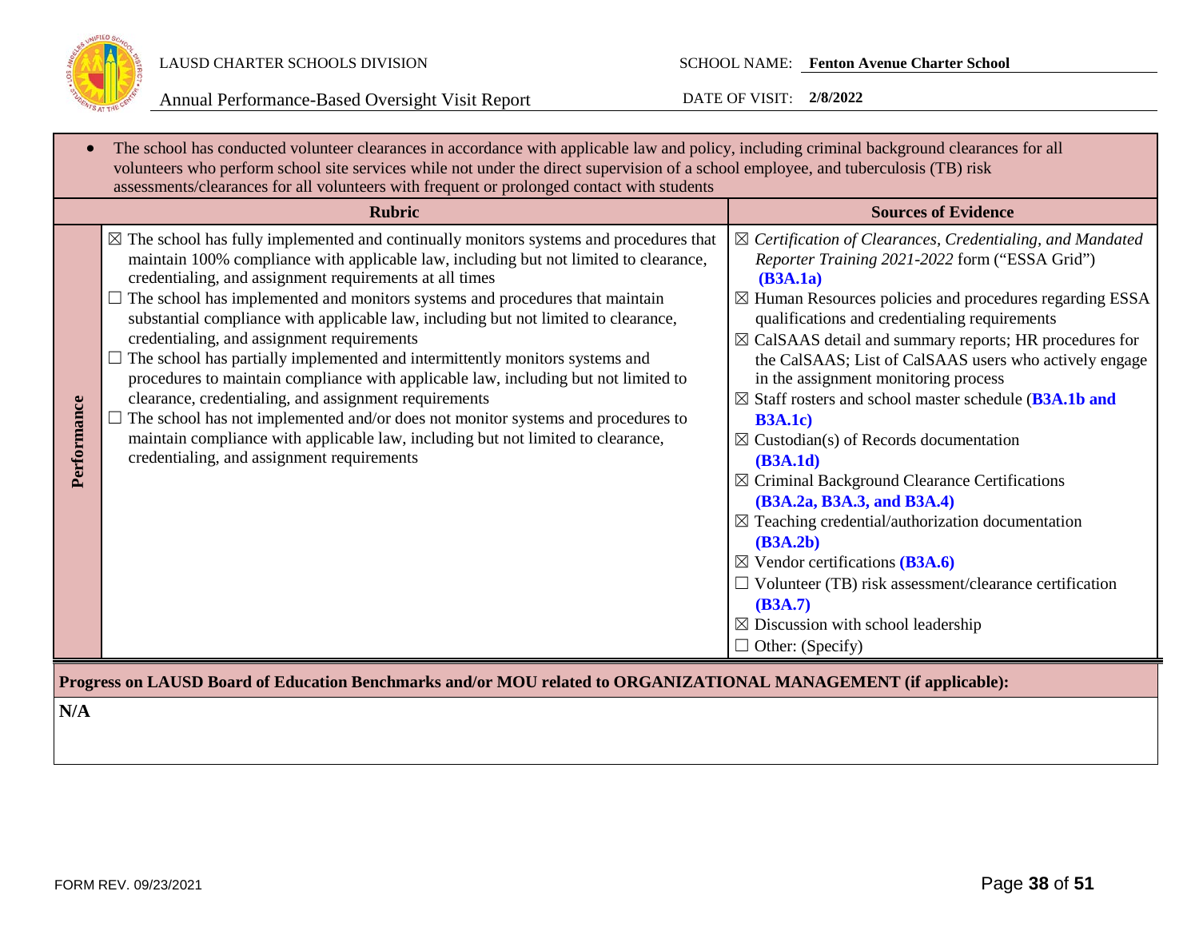- The school has conducted volunteer clearances in accordance with applicable law and policy, including criminal background clearances for all volunteers who perform school site services while not under the direct supervision of a school employee, and tuberculosis (TB) risk assessments/clearances for all volunteers with frequent or prolonged contact with students

| | Rubric | Sources of Evidence |
|---|---|---|
| **Performance** | ☒ The school has fully implemented and continually monitors systems and procedures that maintain 100% compliance with applicable law, including but not limited to clearance, credentialing, and assignment requirements at all times<br>☐ The school has implemented and monitors systems and procedures that maintain substantial compliance with applicable law, including but not limited to clearance, credentialing, and assignment requirements<br>☐ The school has partially implemented and intermittently monitors systems and procedures to maintain compliance with applicable law, including but not limited to clearance, credentialing, and assignment requirements<br>☐ The school has not implemented and/or does not monitor systems and procedures to maintain compliance with applicable law, including but not limited to clearance, credentialing, and assignment requirements | ☒ *Certification of Clearances, Credentialing, and Mandated Reporter Training 2021-2022* form ("ESSA Grid") **(B3A.1a)**<br>☒ Human Resources policies and procedures regarding ESSA qualifications and credentialing requirements<br>☒ CalSAAS detail and summary reports; HR procedures for the CalSAAS; List of CalSAAS users who actively engage in the assignment monitoring process<br>☒ Staff rosters and school master schedule (**B3A.1b and B3A.1c)**<br>☒ Custodian(s) of Records documentation **(B3A.1d)**<br>☒ Criminal Background Clearance Certifications **(B3A.2a, B3A.3, and B3A.4)**<br>☒ Teaching credential/authorization documentation **(B3A.2b)**<br>☒ Vendor certifications **(B3A.6)**<br>☐ Volunteer (TB) risk assessment/clearance certification **(B3A.7)**<br>☒ Discussion with school leadership<br>☐ Other: (Specify) |

**Progress on LAUSD Board of Education Benchmarks and/or MOU related to ORGANIZATIONAL MANAGEMENT (if applicable):**

**N/A**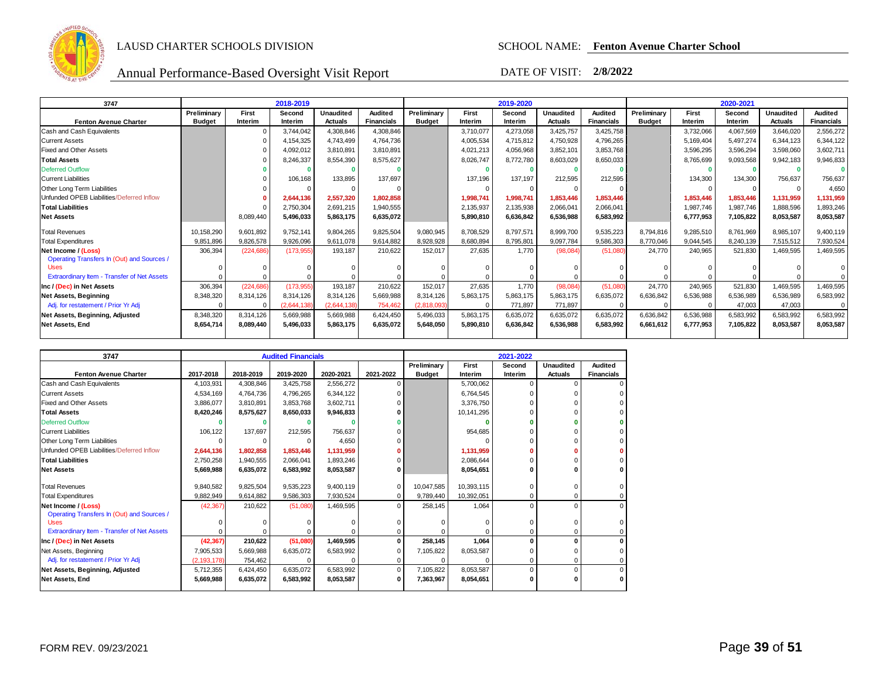LAUSD CHARTER SCHOOLS DIVISION

SCHOOL NAME: **Fenton Avenue Charter School**

Annual Performance-Based Oversight Visit Report

DATE OF VISIT: **2/8/2022**

| 3747 | 2018-2019 | | | | | 2019-2020 | | | | | 2020-2021 | | | | |
|---|---|---|---|---|---|---|---|---|---|---|---|---|---|---|---|
| **Fenton Avenue Charter** | **Preliminary Budget** | **First Interim** | **Second Interim** | **Unaudited Actuals** | **Audited Financials** | **Preliminary Budget** | **First Interim** | **Second Interim** | **Unaudited Actuals** | **Audited Financials** | **Preliminary Budget** | **First Interim** | **Second Interim** | **Unaudited Actuals** | **Audited Financials** |
| Cash and Cash Equivalents | | 0 | 3,744,042 | 4,308,846 | 4,308,846 | | 3,710,077 | 4,273,058 | 3,425,757 | 3,425,758 | | 3,732,066 | 4,067,569 | 3,646,020 | 2,556,272 |
| Current Assets | | 0 | 4,154,325 | 4,743,499 | 4,764,736 | | 4,005,534 | 4,715,812 | 4,750,928 | 4,796,265 | | 5,169,404 | 5,497,274 | 6,344,123 | 6,344,122 |
| Fixed and Other Assets | | 0 | 4,092,012 | 3,810,891 | 3,810,891 | | 4,021,213 | 4,056,968 | 3,852,101 | 3,853,768 | | 3,596,295 | 3,596,294 | 3,598,060 | 3,602,711 |
| **Total Assets** | | 0 | 8,246,337 | 8,554,390 | 8,575,627 | | 8,026,747 | 8,772,780 | 8,603,029 | 8,650,033 | | 8,765,699 | 9,093,568 | 9,942,183 | 9,946,833 |
| Deferred Outflow | | **0** | **0** | **0** | **0** | | **0** | **0** | **0** | **0** | | **0** | **0** | **0** | **0** |
| Current Liabilities | | 0 | 106,168 | 133,895 | 137,697 | | 137,196 | 137,197 | 212,595 | 212,595 | | 134,300 | 134,300 | 756,637 | 756,637 |
| Other Long Term Liabilities | | 0 | 0 | 0 | 0 | | 0 | 0 | 0 | 0 | | 0 | 0 | 0 | 4,650 |
| Unfunded OPEB Liabilities/Deferred Inflow | | **0** | **2,644,136** | **2,557,320** | **1,802,858** | | **1,998,741** | **1,998,741** | **1,853,446** | **1,853,446** | | **1,853,446** | **1,853,446** | **1,131,959** | **1,131,959** |
| **Total Liabilities** | | 0 | 2,750,304 | 2,691,215 | 1,940,555 | | 2,135,937 | 2,135,938 | 2,066,041 | 2,066,041 | | 1,987,746 | 1,987,746 | 1,888,596 | 1,893,246 |
| **Net Assets** | | 8,089,440 | 5,496,033 | 5,863,175 | 6,635,072 | | 5,890,810 | 6,636,842 | 6,536,988 | 6,583,992 | | 6,777,953 | 7,105,822 | 8,053,587 | 8,053,587 |
| Total Revenues | 10,158,290 | 9,601,892 | 9,752,141 | 9,804,265 | 9,825,504 | 9,080,945 | 8,708,529 | 8,797,571 | 8,999,700 | 9,535,223 | 8,794,816 | 9,285,510 | 8,761,969 | 8,985,107 | 9,400,119 |
| Total Expenditures | 9,851,896 | 9,826,578 | 9,926,096 | 9,611,078 | 9,614,882 | 8,928,928 | 8,680,894 | 8,795,801 | 9,097,784 | 9,586,303 | 8,770,046 | 9,044,545 | 8,240,139 | 7,515,512 | 7,930,524 |
| **Net Income / (Loss)** | 306,394 | (224,686) | (173,955) | 193,187 | 210,622 | 152,017 | 27,635 | 1,770 | (98,084) | (51,080) | 24,770 | 240,965 | 521,830 | 1,469,595 | 1,469,595 |
| Operating Transfers In (Out) and Sources / Uses | 0 | 0 | 0 | 0 | 0 | 0 | 0 | 0 | 0 | 0 | 0 | 0 | 0 | 0 | 0 |
| Extraordinary Item - Transfer of Net Assets | 0 | 0 | 0 | 0 | 0 | 0 | 0 | 0 | 0 | 0 | 0 | 0 | 0 | 0 | 0 |
| **Inc / (Dec) in Net Assets** | 306,394 | (224,686) | (173,955) | 193,187 | 210,622 | 152,017 | 27,635 | 1,770 | (98,084) | (51,080) | 24,770 | 240,965 | 521,830 | 1,469,595 | 1,469,595 |
| **Net Assets, Beginning** | 8,348,320 | 8,314,126 | 8,314,126 | 8,314,126 | 5,669,988 | 8,314,126 | 5,863,175 | 5,863,175 | 5,863,175 | 6,635,072 | 6,636,842 | 6,536,988 | 6,536,988 | 6,536,989 | 6,583,992 |
| Adj. for restatement / Prior Yr Adj | 0 | 0 | (2,644,138) | (2,644,138) | 754,462 | (2,818,093) | 0 | 771,897 | 771,897 | 0 | 0 | 0 | 47,003 | 47,003 | 0 |
| **Net Assets, Beginning, Adjusted** | 8,348,320 | 8,314,126 | 5,669,988 | 5,669,988 | 6,424,450 | 5,496,033 | 5,863,175 | 6,635,072 | 6,635,072 | 6,635,072 | 6,636,842 | 6,536,988 | 6,583,992 | 6,583,992 | 6,583,992 |
| **Net Assets, End** | 8,654,714 | 8,089,440 | 5,496,033 | 5,863,175 | 6,635,072 | 5,648,050 | 5,890,810 | 6,636,842 | 6,536,988 | 6,583,992 | 6,661,612 | 6,777,953 | 7,105,822 | 8,053,587 | 8,053,587 |

| 3747 | Audited Financials | | | | | 2021-2022 | | | | |
|---|---|---|---|---|---|---|---|---|---|---|
| **Fenton Avenue Charter** | **2017-2018** | **2018-2019** | **2019-2020** | **2020-2021** | **2021-2022** | **Preliminary Budget** | **First Interim** | **Second Interim** | **Unaudited Actuals** | **Audited Financials** |
| Cash and Cash Equivalents | 4,103,931 | 4,308,846 | 3,425,758 | 2,556,272 | 0 | | 5,700,062 | 0 | 0 | 0 |
| Current Assets | 4,534,169 | 4,764,736 | 4,796,265 | 6,344,122 | 0 | | 6,764,545 | 0 | 0 | 0 |
| Fixed and Other Assets | 3,886,077 | 3,810,891 | 3,853,768 | 3,602,711 | 0 | | 3,376,750 | 0 | 0 | 0 |
| **Total Assets** | 8,420,246 | 8,575,627 | 8,650,033 | 9,946,833 | 0 | | 10,141,295 | 0 | 0 | 0 |
| Deferred Outflow | **0** | **0** | **0** | **0** | **0** | | **0** | **0** | **0** | **0** |
| Current Liabilities | 106,122 | 137,697 | 212,595 | 756,637 | 0 | | 954,685 | 0 | 0 | 0 |
| Other Long Term Liabilities | 0 | 0 | 0 | 4,650 | 0 | | 0 | 0 | 0 | 0 |
| Unfunded OPEB Liabilities/Deferred Inflow | **2,644,136** | **1,802,858** | **1,853,446** | **1,131,959** | **0** | | **1,131,959** | **0** | **0** | **0** |
| **Total Liabilities** | 2,750,258 | 1,940,555 | 2,066,041 | 1,893,246 | 0 | | 2,086,644 | 0 | 0 | 0 |
| **Net Assets** | 5,669,988 | 6,635,072 | 6,583,992 | 8,053,587 | 0 | | 8,054,651 | 0 | 0 | 0 |
| Total Revenues | 9,840,582 | 9,825,504 | 9,535,223 | 9,400,119 | 0 | 10,047,585 | 10,393,115 | 0 | 0 | 0 |
| Total Expenditures | 9,882,949 | 9,614,882 | 9,586,303 | 7,930,524 | 0 | 9,789,440 | 10,392,051 | 0 | 0 | 0 |
| **Net Income / (Loss)** | (42,367) | 210,622 | (51,080) | 1,469,595 | 0 | 258,145 | 1,064 | 0 | 0 | 0 |
| Operating Transfers In (Out) and Sources / Uses | 0 | 0 | 0 | 0 | 0 | 0 | 0 | 0 | 0 | 0 |
| Extraordinary Item - Transfer of Net Assets | 0 | 0 | 0 | 0 | 0 | 0 | 0 | 0 | 0 | 0 |
| **Inc / (Dec) in Net Assets** | (42,367) | 210,622 | (51,080) | 1,469,595 | 0 | 258,145 | 1,064 | 0 | 0 | 0 |
| Net Assets, Beginning | 7,905,533 | 5,669,988 | 6,635,072 | 6,583,992 | 0 | 7,105,822 | 8,053,587 | 0 | 0 | 0 |
| Adj. for restatement / Prior Yr Adj | (2,193,178) | 754,462 | 0 | 0 | 0 | 0 | 0 | 0 | 0 | 0 |
| **Net Assets, Beginning, Adjusted** | 5,712,355 | 6,424,450 | 6,635,072 | 6,583,992 | 0 | 7,105,822 | 8,053,587 | 0 | 0 | 0 |
| **Net Assets, End** | 5,669,988 | 6,635,072 | 6,583,992 | 8,053,587 | 0 | 7,363,967 | 8,054,651 | 0 | 0 | 0 |

FORM REV. 09/23/2021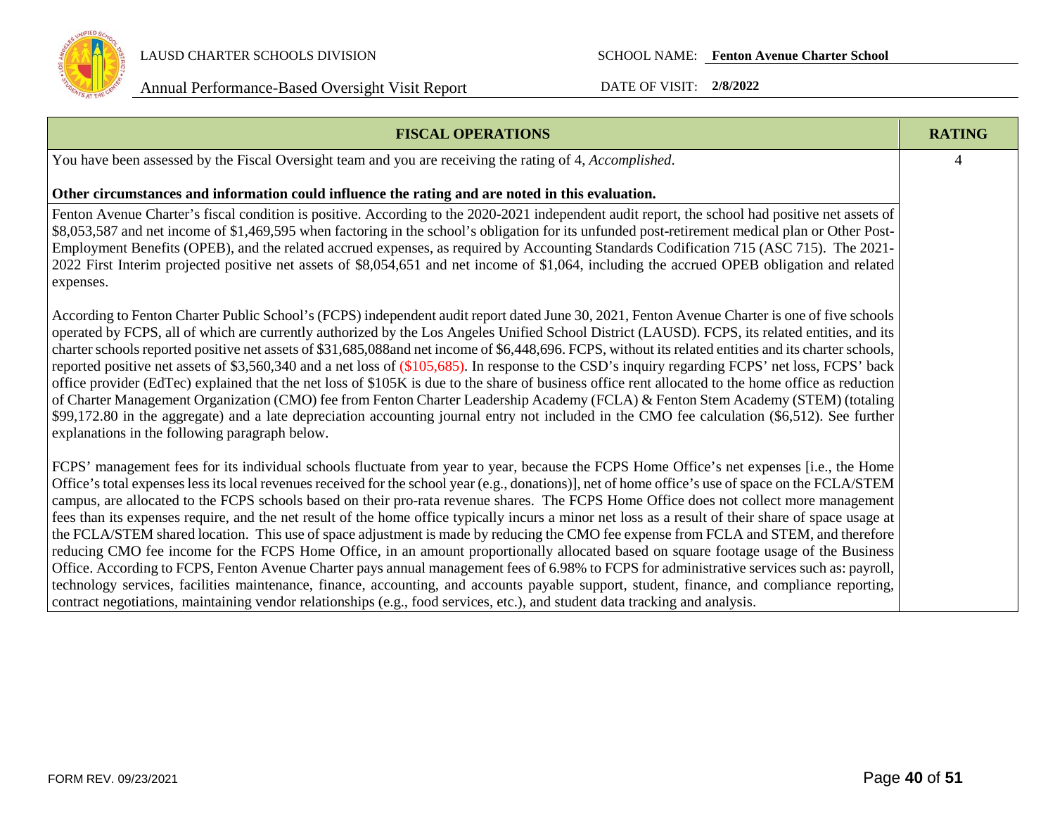| FISCAL OPERATIONS | RATING |
|---|---|
| You have been assessed by the Fiscal Oversight team and you are receiving the rating of 4, *Accomplished*.<br><br>**Other circumstances and information could influence the rating and are noted in this evaluation.** | 4 |
| Fenton Avenue Charter's fiscal condition is positive. According to the 2020-2021 independent audit report, the school had positive net assets of $8,053,587 and net income of $1,469,595 when factoring in the school's obligation for its unfunded post-retirement medical plan or Other Post-Employment Benefits (OPEB), and the related accrued expenses, as required by Accounting Standards Codification 715 (ASC 715). The 2021-2022 First Interim projected positive net assets of $8,054,651 and net income of $1,064, including the accrued OPEB obligation and related expenses.<br><br>According to Fenton Charter Public School's (FCPS) independent audit report dated June 30, 2021, Fenton Avenue Charter is one of five schools operated by FCPS, all of which are currently authorized by the Los Angeles Unified School District (LAUSD). FCPS, its related entities, and its charter schools reported positive net assets of $31,685,088and net income of $6,448,696. FCPS, without its related entities and its charter schools, reported positive net assets of $3,560,340 and a net loss of ($105,685). In response to the CSD's inquiry regarding FCPS' net loss, FCPS' back office provider (EdTec) explained that the net loss of $105K is due to the share of business office rent allocated to the home office as reduction of Charter Management Organization (CMO) fee from Fenton Charter Leadership Academy (FCLA) & Fenton Stem Academy (STEM) (totaling $99,172.80 in the aggregate) and a late depreciation accounting journal entry not included in the CMO fee calculation ($6,512). See further explanations in the following paragraph below.<br><br>FCPS' management fees for its individual schools fluctuate from year to year, because the FCPS Home Office's net expenses [i.e., the Home Office's total expenses less its local revenues received for the school year (e.g., donations)], net of home office's use of space on the FCLA/STEM campus, are allocated to the FCPS schools based on their pro-rata revenue shares. The FCPS Home Office does not collect more management fees than its expenses require, and the net result of the home office typically incurs a minor net loss as a result of their share of space usage at the FCLA/STEM shared location. This use of space adjustment is made by reducing the CMO fee expense from FCLA and STEM, and therefore reducing CMO fee income for the FCPS Home Office, in an amount proportionally allocated based on square footage usage of the Business Office. According to FCPS, Fenton Avenue Charter pays annual management fees of 6.98% to FCPS for administrative services such as: payroll, technology services, facilities maintenance, finance, accounting, and accounts payable support, student, finance, and compliance reporting, contract negotiations, maintaining vendor relationships (e.g., food services, etc.), and student data tracking and analysis. | |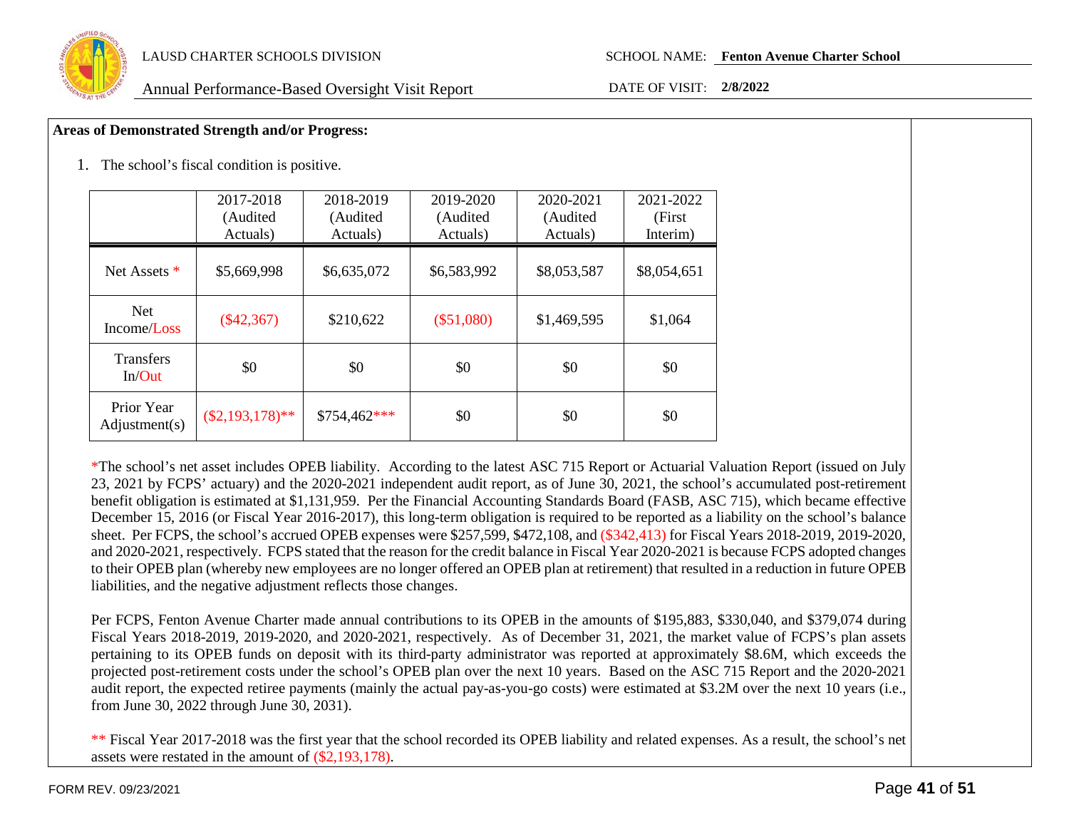**Areas of Demonstrated Strength and/or Progress:**

1. The school's fiscal condition is positive.

| | 2017-2018 (Audited Actuals) | 2018-2019 (Audited Actuals) | 2019-2020 (Audited Actuals) | 2020-2021 (Audited Actuals) | 2021-2022 (First Interim) |
|---|---|---|---|---|---|
| Net Assets * | $5,669,998 | $6,635,072 | $6,583,992 | $8,053,587 | $8,054,651 |
| Net Income/Loss | ($42,367) | $210,622 | ($51,080) | $1,469,595 | $1,064 |
| Transfers In/Out | $0 | $0 | $0 | $0 | $0 |
| Prior Year Adjustment(s) | ($2,193,178)** | $754,462*** | $0 | $0 | $0 |

*The school's net asset includes OPEB liability. According to the latest ASC 715 Report or Actuarial Valuation Report (issued on July 23, 2021 by FCPS' actuary) and the 2020-2021 independent audit report, as of June 30, 2021, the school's accumulated post-retirement benefit obligation is estimated at $1,131,959. Per the Financial Accounting Standards Board (FASB, ASC 715), which became effective December 15, 2016 (or Fiscal Year 2016-2017), this long-term obligation is required to be reported as a liability on the school's balance sheet. Per FCPS, the school's accrued OPEB expenses were $257,599, $472,108, and ($342,413) for Fiscal Years 2018-2019, 2019-2020, and 2020-2021, respectively. FCPS stated that the reason for the credit balance in Fiscal Year 2020-2021 is because FCPS adopted changes to their OPEB plan (whereby new employees are no longer offered an OPEB plan at retirement) that resulted in a reduction in future OPEB liabilities, and the negative adjustment reflects those changes.

Per FCPS, Fenton Avenue Charter made annual contributions to its OPEB in the amounts of $195,883, $330,040, and $379,074 during Fiscal Years 2018-2019, 2019-2020, and 2020-2021, respectively. As of December 31, 2021, the market value of FCPS's plan assets pertaining to its OPEB funds on deposit with its third-party administrator was reported at approximately $8.6M, which exceeds the projected post-retirement costs under the school's OPEB plan over the next 10 years. Based on the ASC 715 Report and the 2020-2021 audit report, the expected retiree payments (mainly the actual pay-as-you-go costs) were estimated at $3.2M over the next 10 years (i.e., from June 30, 2022 through June 30, 2031).

** Fiscal Year 2017-2018 was the first year that the school recorded its OPEB liability and related expenses. As a result, the school's net assets were restated in the amount of ($2,193,178).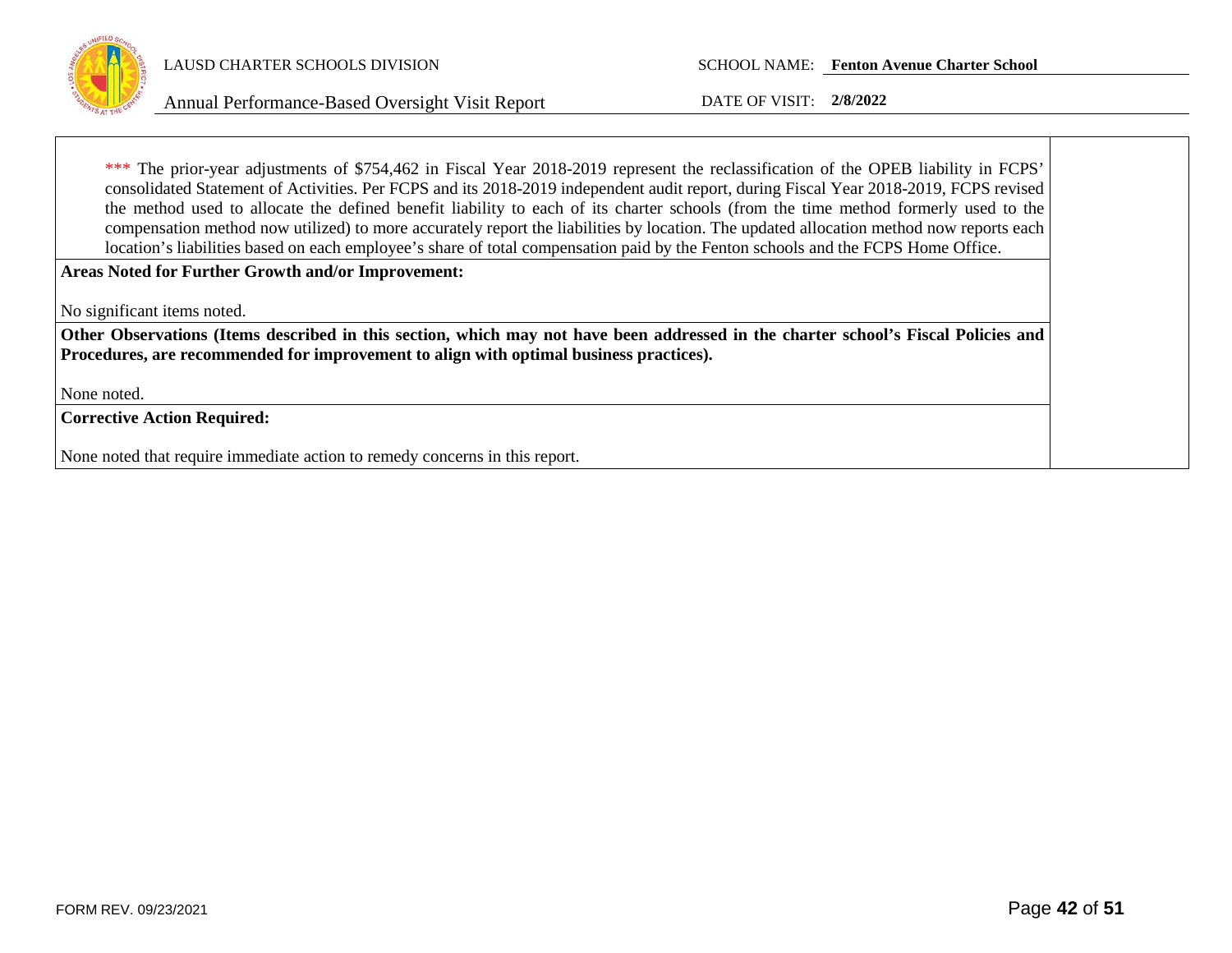*** The prior-year adjustments of $754,462 in Fiscal Year 2018-2019 represent the reclassification of the OPEB liability in FCPS' consolidated Statement of Activities. Per FCPS and its 2018-2019 independent audit report, during Fiscal Year 2018-2019, FCPS revised the method used to allocate the defined benefit liability to each of its charter schools (from the time method formerly used to the compensation method now utilized) to more accurately report the liabilities by location. The updated allocation method now reports each location's liabilities based on each employee's share of total compensation paid by the Fenton schools and the FCPS Home Office.

**Areas Noted for Further Growth and/or Improvement:**

No significant items noted.

**Other Observations (Items described in this section, which may not have been addressed in the charter school's Fiscal Policies and Procedures, are recommended for improvement to align with optimal business practices).**

None noted.

**Corrective Action Required:**

None noted that require immediate action to remedy concerns in this report.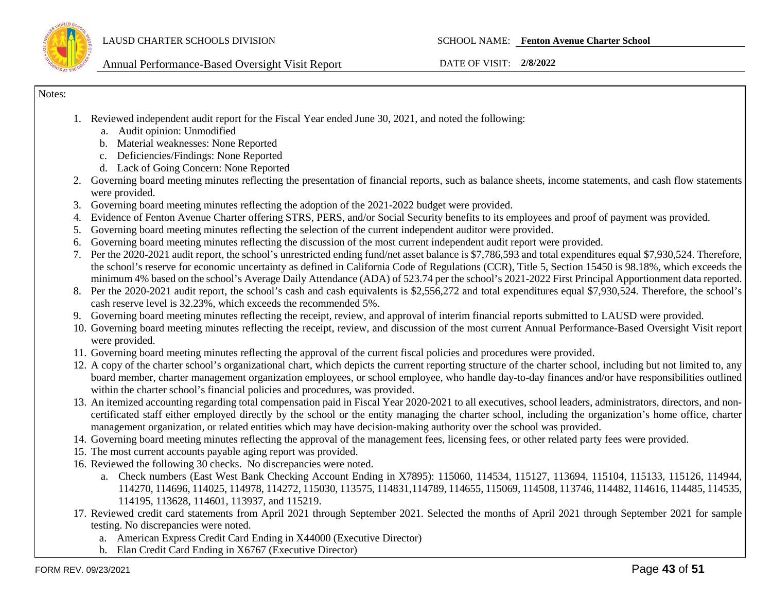Notes:

1. Reviewed independent audit report for the Fiscal Year ended June 30, 2021, and noted the following:
   a. Audit opinion: Unmodified
   b. Material weaknesses: None Reported
   c. Deficiencies/Findings: None Reported
   d. Lack of Going Concern: None Reported
2. Governing board meeting minutes reflecting the presentation of financial reports, such as balance sheets, income statements, and cash flow statements were provided.
3. Governing board meeting minutes reflecting the adoption of the 2021-2022 budget were provided.
4. Evidence of Fenton Avenue Charter offering STRS, PERS, and/or Social Security benefits to its employees and proof of payment was provided.
5. Governing board meeting minutes reflecting the selection of the current independent auditor were provided.
6. Governing board meeting minutes reflecting the discussion of the most current independent audit report were provided.
7. Per the 2020-2021 audit report, the school's unrestricted ending fund/net asset balance is $7,786,593 and total expenditures equal $7,930,524. Therefore, the school's reserve for economic uncertainty as defined in California Code of Regulations (CCR), Title 5, Section 15450 is 98.18%, which exceeds the minimum 4% based on the school's Average Daily Attendance (ADA) of 523.74 per the school's 2021-2022 First Principal Apportionment data reported.
8. Per the 2020-2021 audit report, the school's cash and cash equivalents is $2,556,272 and total expenditures equal $7,930,524. Therefore, the school's cash reserve level is 32.23%, which exceeds the recommended 5%.
9. Governing board meeting minutes reflecting the receipt, review, and approval of interim financial reports submitted to LAUSD were provided.
10. Governing board meeting minutes reflecting the receipt, review, and discussion of the most current Annual Performance-Based Oversight Visit report were provided.
11. Governing board meeting minutes reflecting the approval of the current fiscal policies and procedures were provided.
12. A copy of the charter school's organizational chart, which depicts the current reporting structure of the charter school, including but not limited to, any board member, charter management organization employees, or school employee, who handle day-to-day finances and/or have responsibilities outlined within the charter school's financial policies and procedures, was provided.
13. An itemized accounting regarding total compensation paid in Fiscal Year 2020-2021 to all executives, school leaders, administrators, directors, and non-certificated staff either employed directly by the school or the entity managing the charter school, including the organization's home office, charter management organization, or related entities which may have decision-making authority over the school was provided.
14. Governing board meeting minutes reflecting the approval of the management fees, licensing fees, or other related party fees were provided.
15. The most current accounts payable aging report was provided.
16. Reviewed the following 30 checks. No discrepancies were noted.
    a. Check numbers (East West Bank Checking Account Ending in X7895): 115060, 114534, 115127, 113694, 115104, 115133, 115126, 114944, 114270, 114696, 114025, 114978, 114272, 115030, 113575, 114831,114789, 114655, 115069, 114508, 113746, 114482, 114616, 114485, 114535, 114195, 113628, 114601, 113937, and 115219.
17. Reviewed credit card statements from April 2021 through September 2021. Selected the months of April 2021 through September 2021 for sample testing. No discrepancies were noted.
    a. American Express Credit Card Ending in X44000 (Executive Director)
    b. Elan Credit Card Ending in X6767 (Executive Director)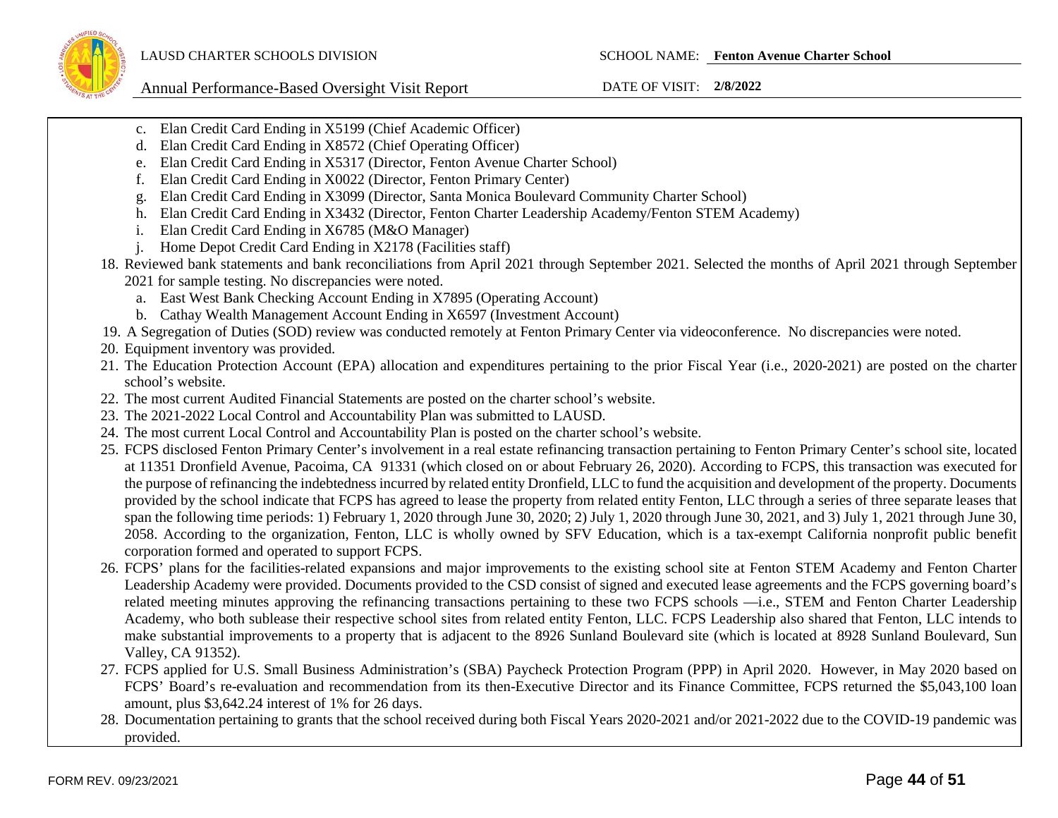c. Elan Credit Card Ending in X5199 (Chief Academic Officer)
   d. Elan Credit Card Ending in X8572 (Chief Operating Officer)
   e. Elan Credit Card Ending in X5317 (Director, Fenton Avenue Charter School)
   f. Elan Credit Card Ending in X0022 (Director, Fenton Primary Center)
   g. Elan Credit Card Ending in X3099 (Director, Santa Monica Boulevard Community Charter School)
   h. Elan Credit Card Ending in X3432 (Director, Fenton Charter Leadership Academy/Fenton STEM Academy)
   i. Elan Credit Card Ending in X6785 (M&O Manager)
   j. Home Depot Credit Card Ending in X2178 (Facilities staff)

18. Reviewed bank statements and bank reconciliations from April 2021 through September 2021. Selected the months of April 2021 through September 2021 for sample testing. No discrepancies were noted.
    a. East West Bank Checking Account Ending in X7895 (Operating Account)
    b. Cathay Wealth Management Account Ending in X6597 (Investment Account)
19. A Segregation of Duties (SOD) review was conducted remotely at Fenton Primary Center via videoconference. No discrepancies were noted.
20. Equipment inventory was provided.
21. The Education Protection Account (EPA) allocation and expenditures pertaining to the prior Fiscal Year (i.e., 2020-2021) are posted on the charter school's website.
22. The most current Audited Financial Statements are posted on the charter school's website.
23. The 2021-2022 Local Control and Accountability Plan was submitted to LAUSD.
24. The most current Local Control and Accountability Plan is posted on the charter school's website.
25. FCPS disclosed Fenton Primary Center's involvement in a real estate refinancing transaction pertaining to Fenton Primary Center's school site, located at 11351 Dronfield Avenue, Pacoima, CA 91331 (which closed on or about February 26, 2020). According to FCPS, this transaction was executed for the purpose of refinancing the indebtedness incurred by related entity Dronfield, LLC to fund the acquisition and development of the property. Documents provided by the school indicate that FCPS has agreed to lease the property from related entity Fenton, LLC through a series of three separate leases that span the following time periods: 1) February 1, 2020 through June 30, 2020; 2) July 1, 2020 through June 30, 2021, and 3) July 1, 2021 through June 30, 2058. According to the organization, Fenton, LLC is wholly owned by SFV Education, which is a tax-exempt California nonprofit public benefit corporation formed and operated to support FCPS.
26. FCPS' plans for the facilities-related expansions and major improvements to the existing school site at Fenton STEM Academy and Fenton Charter Leadership Academy were provided. Documents provided to the CSD consist of signed and executed lease agreements and the FCPS governing board's related meeting minutes approving the refinancing transactions pertaining to these two FCPS schools —i.e., STEM and Fenton Charter Leadership Academy, who both sublease their respective school sites from related entity Fenton, LLC. FCPS Leadership also shared that Fenton, LLC intends to make substantial improvements to a property that is adjacent to the 8926 Sunland Boulevard site (which is located at 8928 Sunland Boulevard, Sun Valley, CA 91352).
27. FCPS applied for U.S. Small Business Administration's (SBA) Paycheck Protection Program (PPP) in April 2020. However, in May 2020 based on FCPS' Board's re-evaluation and recommendation from its then-Executive Director and its Finance Committee, FCPS returned the $5,043,100 loan amount, plus $3,642.24 interest of 1% for 26 days.
28. Documentation pertaining to grants that the school received during both Fiscal Years 2020-2021 and/or 2021-2022 due to the COVID-19 pandemic was provided.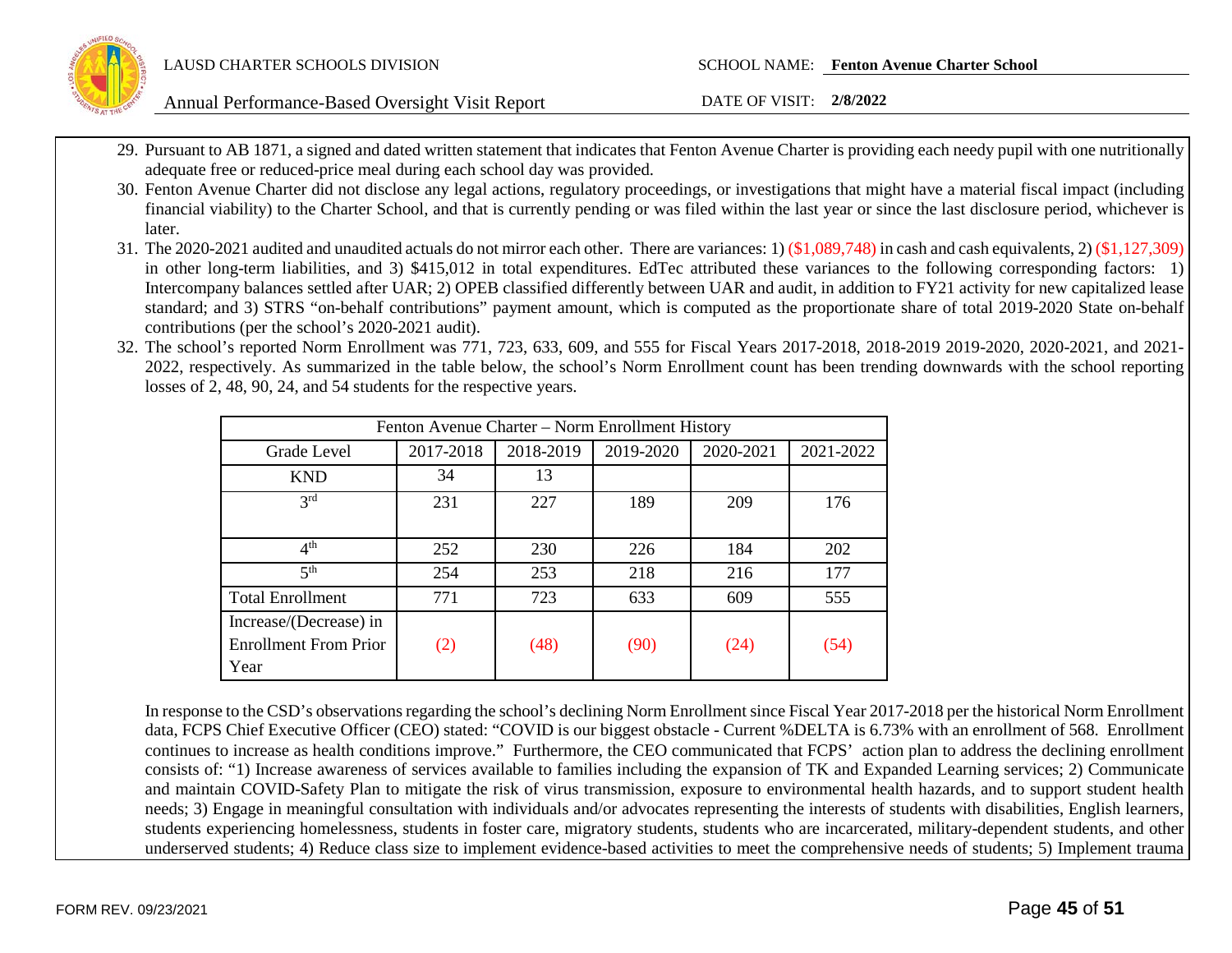29. Pursuant to AB 1871, a signed and dated written statement that indicates that Fenton Avenue Charter is providing each needy pupil with one nutritionally adequate free or reduced-price meal during each school day was provided.
30. Fenton Avenue Charter did not disclose any legal actions, regulatory proceedings, or investigations that might have a material fiscal impact (including financial viability) to the Charter School, and that is currently pending or was filed within the last year or since the last disclosure period, whichever is later.
31. The 2020-2021 audited and unaudited actuals do not mirror each other. There are variances: 1) ($1,089,748) in cash and cash equivalents, 2) ($1,127,309) in other long-term liabilities, and 3) $415,012 in total expenditures. EdTec attributed these variances to the following corresponding factors: 1) Intercompany balances settled after UAR; 2) OPEB classified differently between UAR and audit, in addition to FY21 activity for new capitalized lease standard; and 3) STRS "on-behalf contributions" payment amount, which is computed as the proportionate share of total 2019-2020 State on-behalf contributions (per the school's 2020-2021 audit).
32. The school's reported Norm Enrollment was 771, 723, 633, 609, and 555 for Fiscal Years 2017-2018, 2018-2019 2019-2020, 2020-2021, and 2021-2022, respectively. As summarized in the table below, the school's Norm Enrollment count has been trending downwards with the school reporting losses of 2, 48, 90, 24, and 54 students for the respective years.

| Fenton Avenue Charter – Norm Enrollment History | | | | | |
|---|---|---|---|---|---|
| Grade Level | 2017-2018 | 2018-2019 | 2019-2020 | 2020-2021 | 2021-2022 |
| KND | 34 | 13 | | | |
| 3rd | 231 | 227 | 189 | 209 | 176 |
| 4th | 252 | 230 | 226 | 184 | 202 |
| 5th | 254 | 253 | 218 | 216 | 177 |
| Total Enrollment | 771 | 723 | 633 | 609 | 555 |
| Increase/(Decrease) in Enrollment From Prior Year | (2) | (48) | (90) | (24) | (54) |

In response to the CSD's observations regarding the school's declining Norm Enrollment since Fiscal Year 2017-2018 per the historical Norm Enrollment data, FCPS Chief Executive Officer (CEO) stated: "COVID is our biggest obstacle - Current %DELTA is 6.73% with an enrollment of 568. Enrollment continues to increase as health conditions improve." Furthermore, the CEO communicated that FCPS' action plan to address the declining enrollment consists of: "1) Increase awareness of services available to families including the expansion of TK and Expanded Learning services; 2) Communicate and maintain COVID-Safety Plan to mitigate the risk of virus transmission, exposure to environmental health hazards, and to support student health needs; 3) Engage in meaningful consultation with individuals and/or advocates representing the interests of students with disabilities, English learners, students experiencing homelessness, students in foster care, migratory students, students who are incarcerated, military-dependent students, and other underserved students; 4) Reduce class size to implement evidence-based activities to meet the comprehensive needs of students; 5) Implement trauma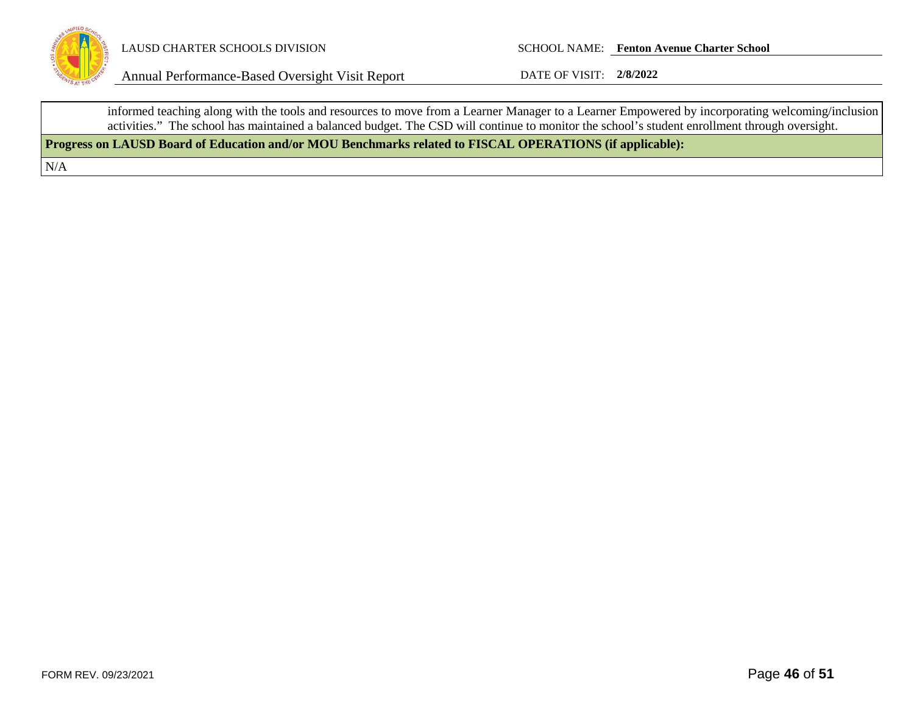informed teaching along with the tools and resources to move from a Learner Manager to a Learner Empowered by incorporating welcoming/inclusion activities." The school has maintained a balanced budget. The CSD will continue to monitor the school's student enrollment through oversight.

**Progress on LAUSD Board of Education and/or MOU Benchmarks related to FISCAL OPERATIONS (if applicable):**

N/A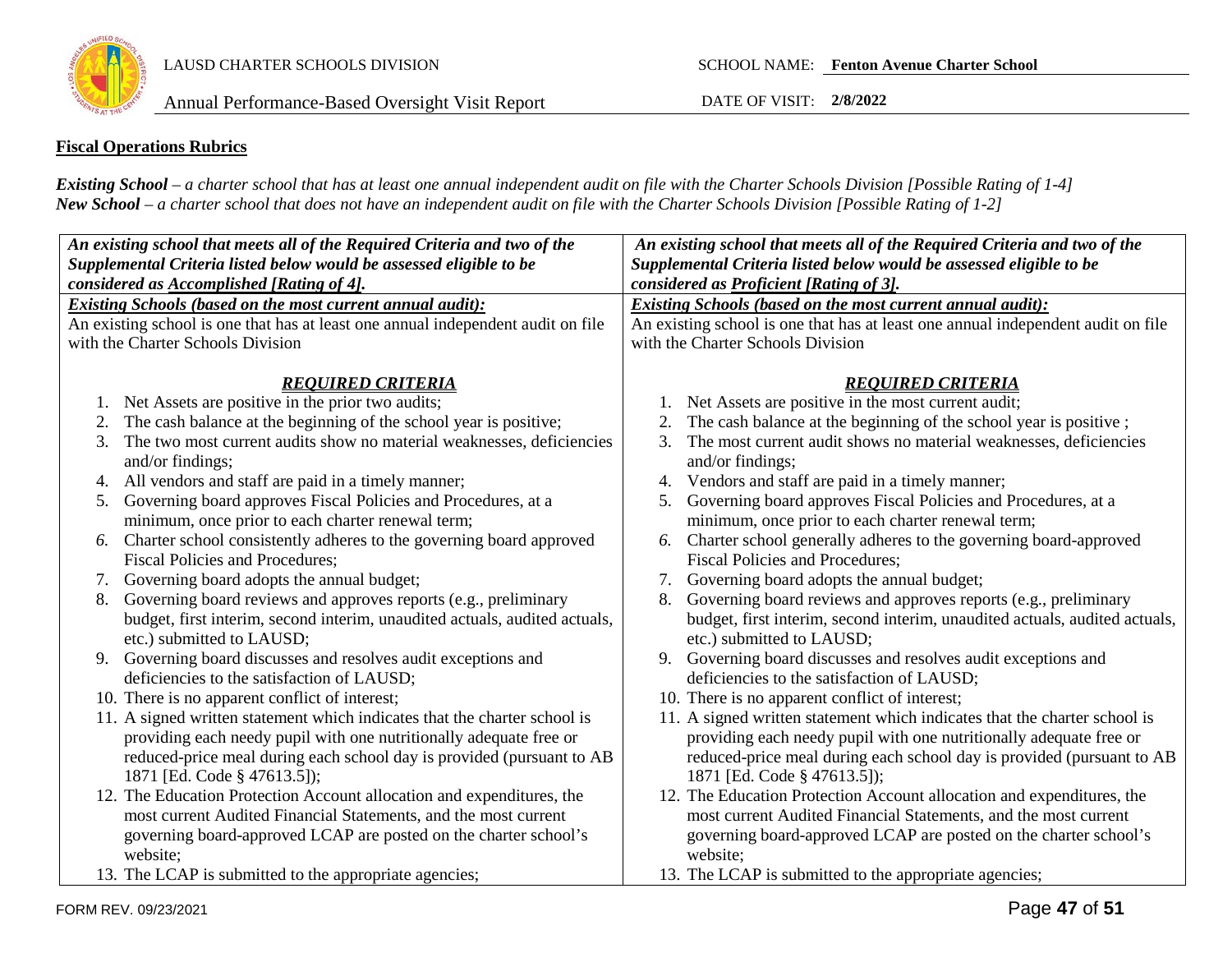## Fiscal Operations Rubrics

***Existing School*** *– a charter school that has at least one annual independent audit on file with the Charter Schools Division [Possible Rating of 1-4]*
***New School*** *– a charter school that does not have an independent audit on file with the Charter Schools Division [Possible Rating of 1-2]*

| ***An existing school that meets all of the Required Criteria and two of the Supplemental Criteria listed below would be assessed eligible to be considered as <u>Accomplished [Rating of 4]</u>.*** | ***An existing school that meets all of the Required Criteria and two of the Supplemental Criteria listed below would be assessed eligible to be considered as <u>Proficient [Rating of 3]</u>.*** |
|---|---|
| ***<u>Existing Schools (based on the most current annual audit):</u>***<br>An existing school is one that has at least one annual independent audit on file with the Charter Schools Division<br><br>***<u>REQUIRED CRITERIA</u>***<br>1. Net Assets are positive in the prior two audits;<br>2. The cash balance at the beginning of the school year is positive;<br>3. The two most current audits show no material weaknesses, deficiencies and/or findings;<br>4. All vendors and staff are paid in a timely manner;<br>5. Governing board approves Fiscal Policies and Procedures, at a minimum, once prior to each charter renewal term;<br>6. Charter school consistently adheres to the governing board approved Fiscal Policies and Procedures;<br>7. Governing board adopts the annual budget;<br>8. Governing board reviews and approves reports (e.g., preliminary budget, first interim, second interim, unaudited actuals, audited actuals, etc.) submitted to LAUSD;<br>9. Governing board discusses and resolves audit exceptions and deficiencies to the satisfaction of LAUSD;<br>10. There is no apparent conflict of interest;<br>11. A signed written statement which indicates that the charter school is providing each needy pupil with one nutritionally adequate free or reduced-price meal during each school day is provided (pursuant to AB 1871 [Ed. Code § 47613.5]);<br>12. The Education Protection Account allocation and expenditures, the most current Audited Financial Statements, and the most current governing board-approved LCAP are posted on the charter school's website;<br>13. The LCAP is submitted to the appropriate agencies; | ***<u>Existing Schools (based on the most current annual audit):</u>***<br>An existing school is one that has at least one annual independent audit on file with the Charter Schools Division<br><br>***<u>REQUIRED CRITERIA</u>***<br>1. Net Assets are positive in the most current audit;<br>2. The cash balance at the beginning of the school year is positive ;<br>3. The most current audit shows no material weaknesses, deficiencies and/or findings;<br>4. Vendors and staff are paid in a timely manner;<br>5. Governing board approves Fiscal Policies and Procedures, at a minimum, once prior to each charter renewal term;<br>6. Charter school generally adheres to the governing board-approved Fiscal Policies and Procedures;<br>7. Governing board adopts the annual budget;<br>8. Governing board reviews and approves reports (e.g., preliminary budget, first interim, second interim, unaudited actuals, audited actuals, etc.) submitted to LAUSD;<br>9. Governing board discusses and resolves audit exceptions and deficiencies to the satisfaction of LAUSD;<br>10. There is no apparent conflict of interest;<br>11. A signed written statement which indicates that the charter school is providing each needy pupil with one nutritionally adequate free or reduced-price meal during each school day is provided (pursuant to AB 1871 [Ed. Code § 47613.5]);<br>12. The Education Protection Account allocation and expenditures, the most current Audited Financial Statements, and the most current governing board-approved LCAP are posted on the charter school's website;<br>13. The LCAP is submitted to the appropriate agencies; |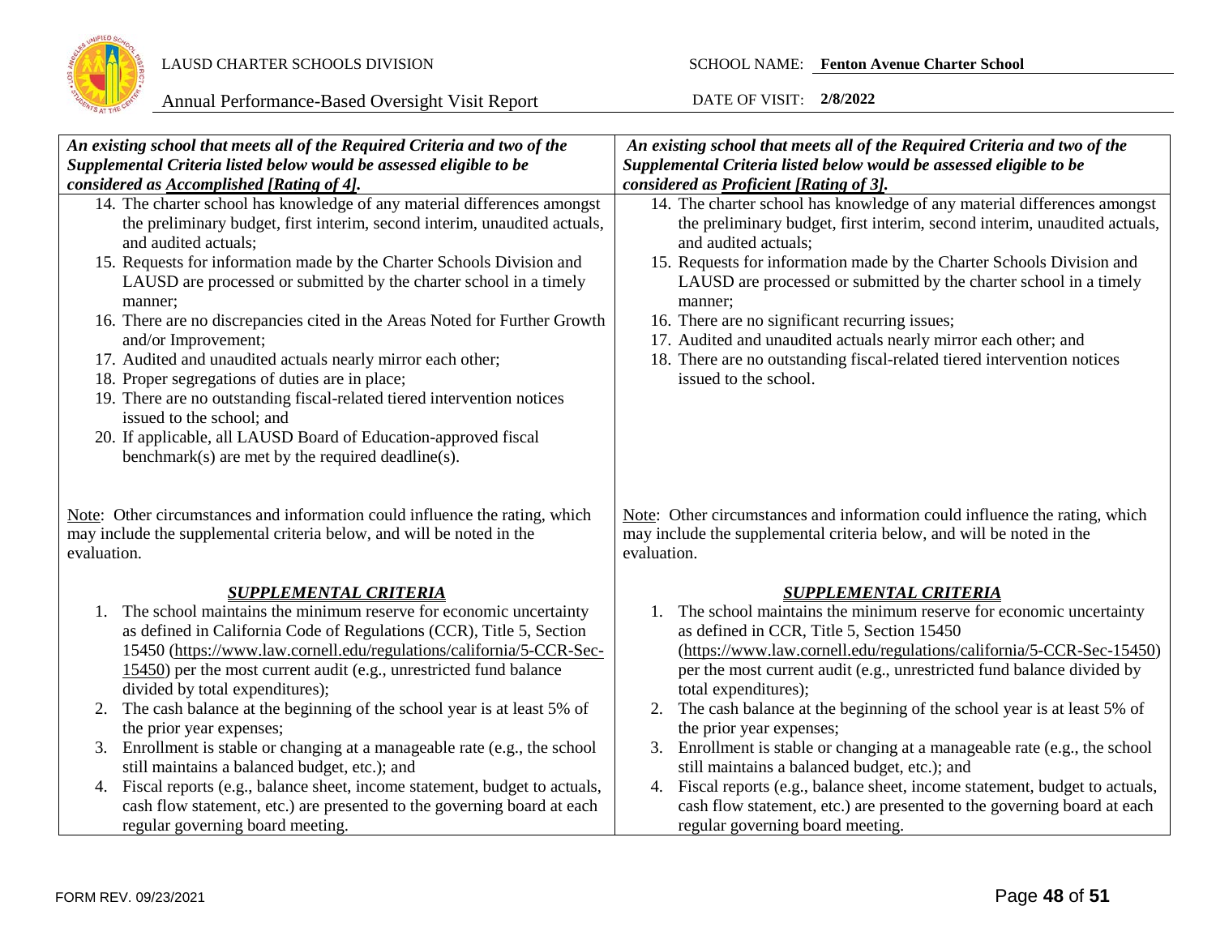| *An existing school that meets all of the Required Criteria and two of the Supplemental Criteria listed below would be assessed eligible to be considered as Accomplished [Rating of 4].* | *An existing school that meets all of the Required Criteria and two of the Supplemental Criteria listed below would be assessed eligible to be considered as Proficient [Rating of 3].* |
|---|---|
| 14. The charter school has knowledge of any material differences amongst the preliminary budget, first interim, second interim, unaudited actuals, and audited actuals;<br>15. Requests for information made by the Charter Schools Division and LAUSD are processed or submitted by the charter school in a timely manner;<br>16. There are no discrepancies cited in the Areas Noted for Further Growth and/or Improvement;<br>17. Audited and unaudited actuals nearly mirror each other;<br>18. Proper segregations of duties are in place;<br>19. There are no outstanding fiscal-related tiered intervention notices issued to the school; and<br>20. If applicable, all LAUSD Board of Education-approved fiscal benchmark(s) are met by the required deadline(s).<br><br>Note: Other circumstances and information could influence the rating, which may include the supplemental criteria below, and will be noted in the evaluation.<br><br>***SUPPLEMENTAL CRITERIA***<br>1. The school maintains the minimum reserve for economic uncertainty as defined in California Code of Regulations (CCR), Title 5, Section 15450 (https://www.law.cornell.edu/regulations/california/5-CCR-Sec-15450) per the most current audit (e.g., unrestricted fund balance divided by total expenditures);<br>2. The cash balance at the beginning of the school year is at least 5% of the prior year expenses;<br>3. Enrollment is stable or changing at a manageable rate (e.g., the school still maintains a balanced budget, etc.); and<br>4. Fiscal reports (e.g., balance sheet, income statement, budget to actuals, cash flow statement, etc.) are presented to the governing board at each regular governing board meeting. | 14. The charter school has knowledge of any material differences amongst the preliminary budget, first interim, second interim, unaudited actuals, and audited actuals;<br>15. Requests for information made by the Charter Schools Division and LAUSD are processed or submitted by the charter school in a timely manner;<br>16. There are no significant recurring issues;<br>17. Audited and unaudited actuals nearly mirror each other; and<br>18. There are no outstanding fiscal-related tiered intervention notices issued to the school.<br><br>Note: Other circumstances and information could influence the rating, which may include the supplemental criteria below, and will be noted in the evaluation.<br><br>***SUPPLEMENTAL CRITERIA***<br>1. The school maintains the minimum reserve for economic uncertainty as defined in CCR, Title 5, Section 15450 (https://www.law.cornell.edu/regulations/california/5-CCR-Sec-15450) per the most current audit (e.g., unrestricted fund balance divided by total expenditures);<br>2. The cash balance at the beginning of the school year is at least 5% of the prior year expenses;<br>3. Enrollment is stable or changing at a manageable rate (e.g., the school still maintains a balanced budget, etc.); and<br>4. Fiscal reports (e.g., balance sheet, income statement, budget to actuals, cash flow statement, etc.) are presented to the governing board at each regular governing board meeting. |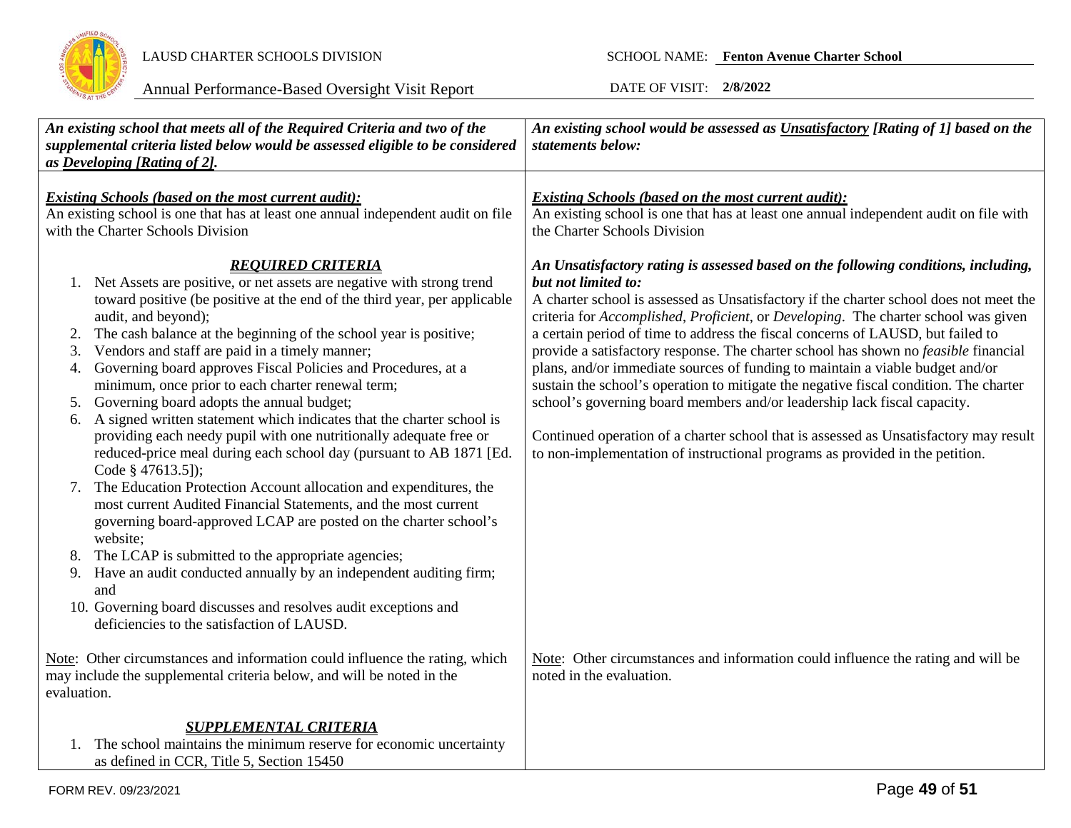| *An existing school that meets all of the Required Criteria and two of the supplemental criteria listed below would be assessed eligible to be considered as* ***Developing [Rating of 2]****.* | *An existing school would be assessed as* ***Unsatisfactory [Rating of 1]*** *based on the statements below:* |
|---|---|
| ***Existing Schools (based on the most current audit):***<br>An existing school is one that has at least one annual independent audit on file with the Charter Schools Division<br><br>***REQUIRED CRITERIA***<br>1. Net Assets are positive, or net assets are negative with strong trend toward positive (be positive at the end of the third year, per applicable audit, and beyond);<br>2. The cash balance at the beginning of the school year is positive;<br>3. Vendors and staff are paid in a timely manner;<br>4. Governing board approves Fiscal Policies and Procedures, at a minimum, once prior to each charter renewal term;<br>5. Governing board adopts the annual budget;<br>6. A signed written statement which indicates that the charter school is providing each needy pupil with one nutritionally adequate free or reduced-price meal during each school day (pursuant to AB 1871 [Ed. Code § 47613.5]);<br>7. The Education Protection Account allocation and expenditures, the most current Audited Financial Statements, and the most current governing board-approved LCAP are posted on the charter school's website;<br>8. The LCAP is submitted to the appropriate agencies;<br>9. Have an audit conducted annually by an independent auditing firm; and<br>10. Governing board discusses and resolves audit exceptions and deficiencies to the satisfaction of LAUSD.<br><br>Note: Other circumstances and information could influence the rating, which may include the supplemental criteria below, and will be noted in the evaluation.<br><br>***SUPPLEMENTAL CRITERIA***<br>1. The school maintains the minimum reserve for economic uncertainty as defined in CCR, Title 5, Section 15450 | ***Existing Schools (based on the most current audit):***<br>An existing school is one that has at least one annual independent audit on file with the Charter Schools Division<br><br>***An Unsatisfactory rating is assessed based on the following conditions, including, but not limited to:***<br>A charter school is assessed as Unsatisfactory if the charter school does not meet the criteria for *Accomplished*, *Proficient*, or *Developing*. The charter school was given a certain period of time to address the fiscal concerns of LAUSD, but failed to provide a satisfactory response. The charter school has shown no *feasible* financial plans, and/or immediate sources of funding to maintain a viable budget and/or sustain the school's operation to mitigate the negative fiscal condition. The charter school's governing board members and/or leadership lack fiscal capacity.<br><br>Continued operation of a charter school that is assessed as Unsatisfactory may result to non-implementation of instructional programs as provided in the petition.<br><br>Note: Other circumstances and information could influence the rating and will be noted in the evaluation. |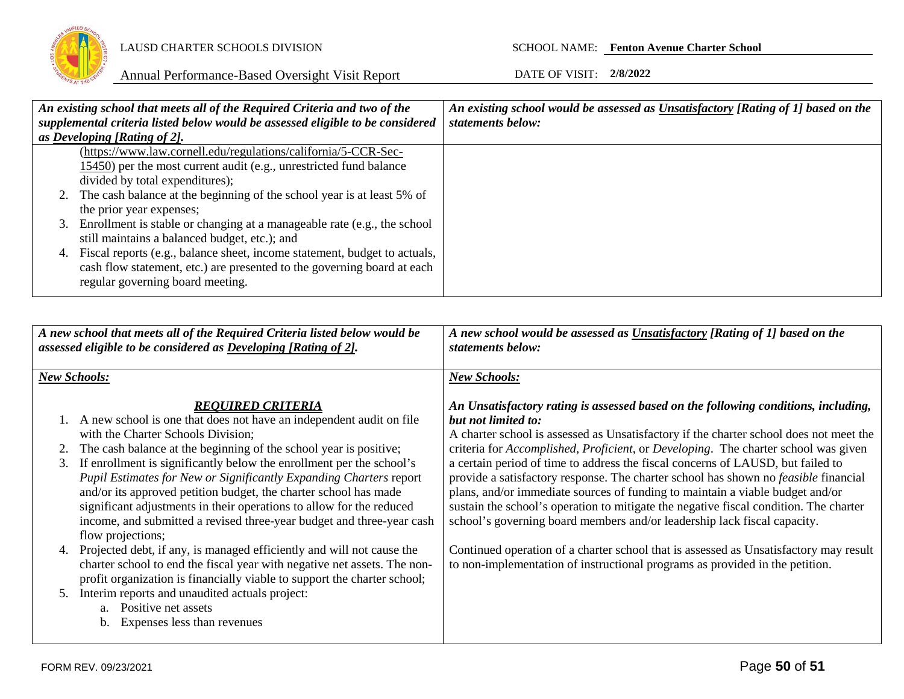| *An existing school that meets all of the Required Criteria and two of the supplemental criteria listed below would be assessed eligible to be considered as* ***Developing [Rating of 2]****.* | *An existing school would be assessed as* ***Unsatisfactory*** ***[Rating of 1]*** *based on the statements below:* |
|---|---|
| (https://www.law.cornell.edu/regulations/california/5-CCR-Sec-15450) per the most current audit (e.g., unrestricted fund balance divided by total expenditures);<br>2. The cash balance at the beginning of the school year is at least 5% of the prior year expenses;<br>3. Enrollment is stable or changing at a manageable rate (e.g., the school still maintains a balanced budget, etc.); and<br>4. Fiscal reports (e.g., balance sheet, income statement, budget to actuals, cash flow statement, etc.) are presented to the governing board at each regular governing board meeting. | |

| *A new school that meets all of the Required Criteria listed below would be assessed eligible to be considered as* ***Developing [Rating of 2]****.* | *A new school would be assessed as* ***Unsatisfactory*** ***[Rating of 1]*** *based on the statements below:* |
|---|---|
| ***New Schools:***<br><br>***REQUIRED CRITERIA***<br>1. A new school is one that does not have an independent audit on file with the Charter Schools Division;<br>2. The cash balance at the beginning of the school year is positive;<br>3. If enrollment is significantly below the enrollment per the school's *Pupil Estimates for New or Significantly Expanding Charters* report and/or its approved petition budget, the charter school has made significant adjustments in their operations to allow for the reduced income, and submitted a revised three-year budget and three-year cash flow projections;<br>4. Projected debt, if any, is managed efficiently and will not cause the charter school to end the fiscal year with negative net assets. The non-profit organization is financially viable to support the charter school;<br>5. Interim reports and unaudited actuals project:<br>&nbsp;&nbsp;&nbsp;&nbsp;a. Positive net assets<br>&nbsp;&nbsp;&nbsp;&nbsp;b. Expenses less than revenues | ***New Schools:***<br><br>***An Unsatisfactory rating is assessed based on the following conditions, including, but not limited to:***<br>A charter school is assessed as Unsatisfactory if the charter school does not meet the criteria for *Accomplished*, *Proficient*, or *Developing*. The charter school was given a certain period of time to address the fiscal concerns of LAUSD, but failed to provide a satisfactory response. The charter school has shown no *feasible* financial plans, and/or immediate sources of funding to maintain a viable budget and/or sustain the school's operation to mitigate the negative fiscal condition. The charter school's governing board members and/or leadership lack fiscal capacity.<br><br>Continued operation of a charter school that is assessed as Unsatisfactory may result to non-implementation of instructional programs as provided in the petition. |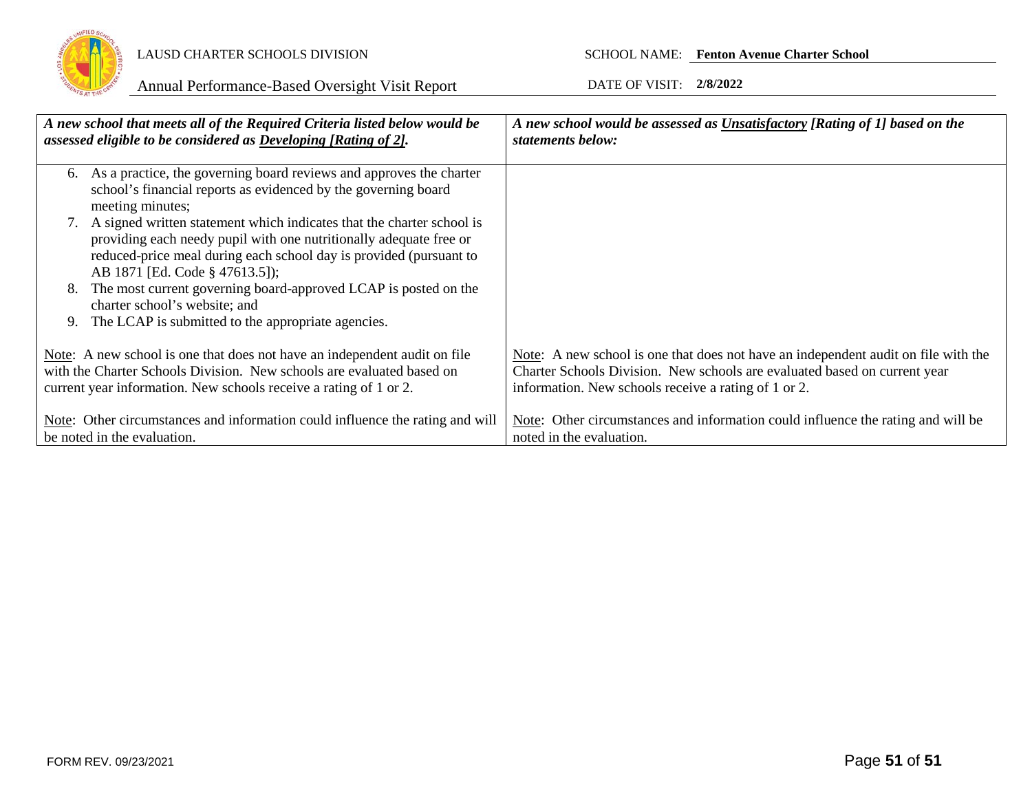| *A new school that meets all of the Required Criteria listed below would be assessed eligible to be considered as **Developing [Rating of 2]**.* | *A new school would be assessed as **Unsatisfactory** [Rating of 1] based on the statements below:* |
|---|---|
| 6. As a practice, the governing board reviews and approves the charter school's financial reports as evidenced by the governing board meeting minutes;<br>7. A signed written statement which indicates that the charter school is providing each needy pupil with one nutritionally adequate free or reduced-price meal during each school day is provided (pursuant to AB 1871 [Ed. Code § 47613.5]);<br>8. The most current governing board-approved LCAP is posted on the charter school's website; and<br>9. The LCAP is submitted to the appropriate agencies.<br><br>Note: A new school is one that does not have an independent audit on file with the Charter Schools Division. New schools are evaluated based on current year information. New schools receive a rating of 1 or 2.<br><br>Note: Other circumstances and information could influence the rating and will be noted in the evaluation. | Note: A new school is one that does not have an independent audit on file with the Charter Schools Division. New schools are evaluated based on current year information. New schools receive a rating of 1 or 2.<br><br>Note: Other circumstances and information could influence the rating and will be noted in the evaluation. |